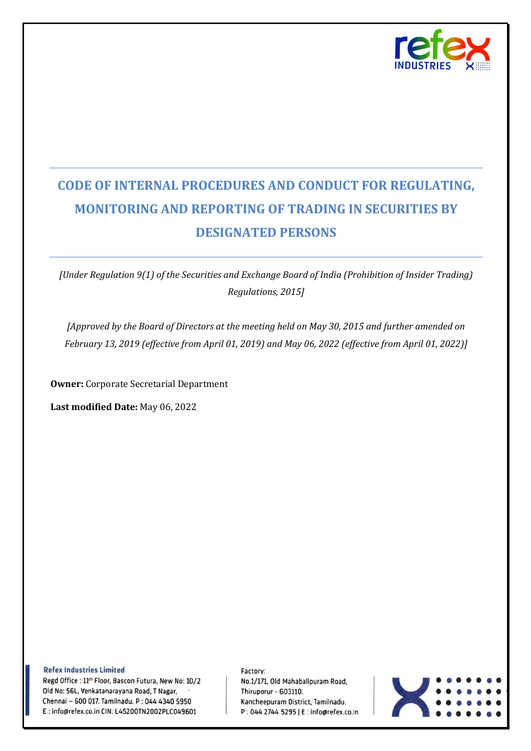# CODE OF INTERNAL PROCEDURES AND CONDUCT FOR REGULATING, MONITORING AND REPORTING OF TRADING IN SECURITIES BY DESIGNATED PERSONS

*[Under Regulation 9(1) of the Securities and Exchange Board of India (Prohibition of Insider Trading) Regulations, 2015]*

*[Approved by the Board of Directors at the meeting held on May 30, 2015 and further amended on February 13, 2019 (effective from April 01, 2019) and May 06, 2022 (effective from April 01, 2022)]*

**Owner:** Corporate Secretarial Department

**Last modified Date:** May 06, 2022

**Refex Industries Limited**
Regd Office : 11th Floor, Bascon Futura, New No: 10/2 Old No: 56L, Venkatanarayana Road, T Nagar, Chennai – 600 017. Tamilnadu. P : 044 4340 5950
E : info@refex.co.in CIN: L45200TN2002PLC049601

Factory:
No.1/171, Old Mahabalipuram Road, Thiruporur - 603110.
Kancheepuram District, Tamilnadu.
P : 044 2744 5295 | E : info@refex.co.in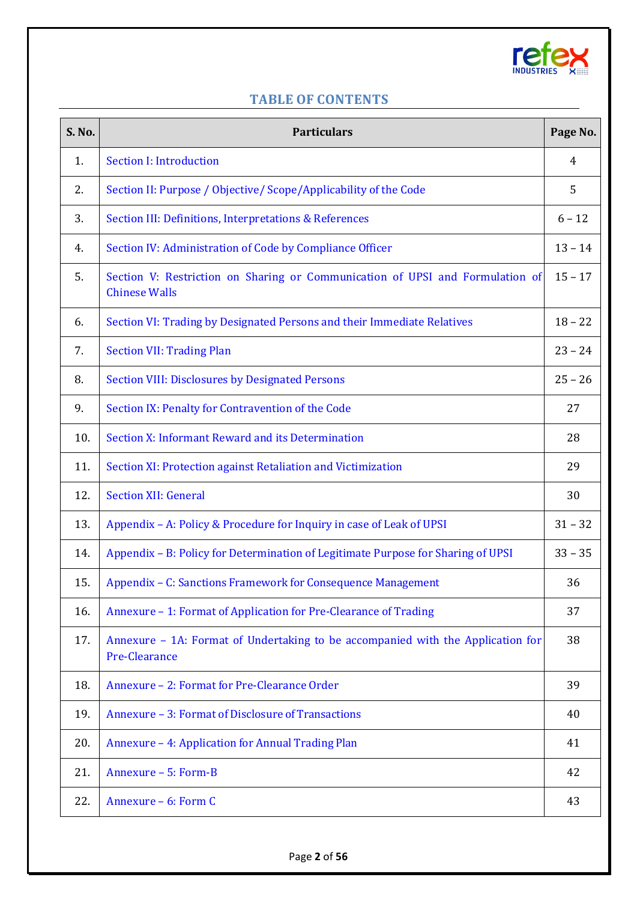## TABLE OF CONTENTS

| S. No. | Particulars | Page No. |
|---|---|---|
| 1. | Section I: Introduction | 4 |
| 2. | Section II: Purpose / Objective/ Scope/Applicability of the Code | 5 |
| 3. | Section III: Definitions, Interpretations & References | 6 – 12 |
| 4. | Section IV: Administration of Code by Compliance Officer | 13 – 14 |
| 5. | Section V: Restriction on Sharing or Communication of UPSI and Formulation of Chinese Walls | 15 – 17 |
| 6. | Section VI: Trading by Designated Persons and their Immediate Relatives | 18 – 22 |
| 7. | Section VII: Trading Plan | 23 – 24 |
| 8. | Section VIII: Disclosures by Designated Persons | 25 – 26 |
| 9. | Section IX: Penalty for Contravention of the Code | 27 |
| 10. | Section X: Informant Reward and its Determination | 28 |
| 11. | Section XI: Protection against Retaliation and Victimization | 29 |
| 12. | Section XII: General | 30 |
| 13. | Appendix – A: Policy & Procedure for Inquiry in case of Leak of UPSI | 31 – 32 |
| 14. | Appendix – B: Policy for Determination of Legitimate Purpose for Sharing of UPSI | 33 – 35 |
| 15. | Appendix – C: Sanctions Framework for Consequence Management | 36 |
| 16. | Annexure – 1: Format of Application for Pre-Clearance of Trading | 37 |
| 17. | Annexure – 1A: Format of Undertaking to be accompanied with the Application for Pre-Clearance | 38 |
| 18. | Annexure – 2: Format for Pre-Clearance Order | 39 |
| 19. | Annexure – 3: Format of Disclosure of Transactions | 40 |
| 20. | Annexure – 4: Application for Annual Trading Plan | 41 |
| 21. | Annexure – 5: Form-B | 42 |
| 22. | Annexure – 6: Form C | 43 |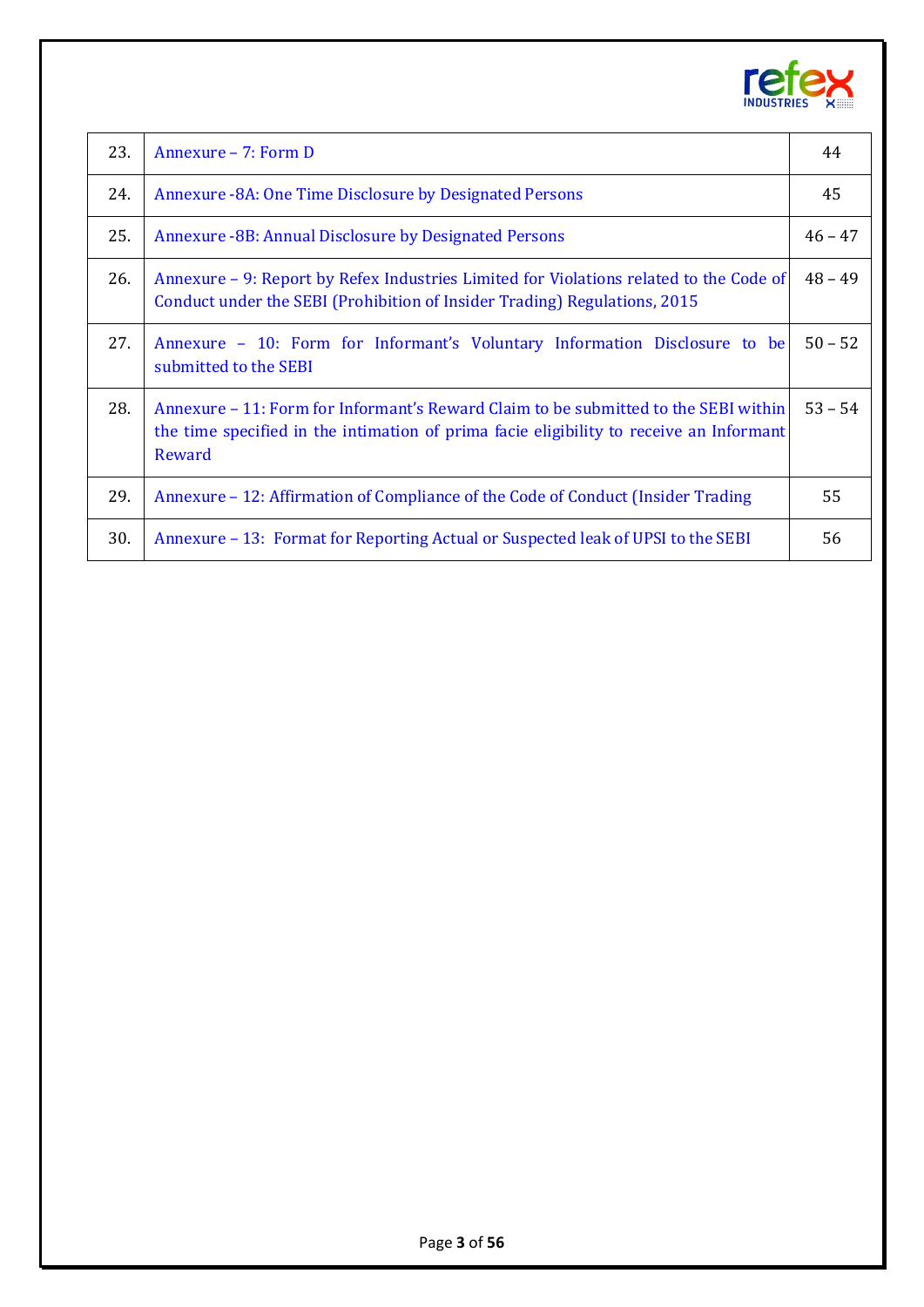| | | |
|---|---|---|
| 23. | Annexure – 7: Form D | 44 |
| 24. | Annexure -8A: One Time Disclosure by Designated Persons | 45 |
| 25. | Annexure -8B: Annual Disclosure by Designated Persons | 46 – 47 |
| 26. | Annexure – 9: Report by Refex Industries Limited for Violations related to the Code of Conduct under the SEBI (Prohibition of Insider Trading) Regulations, 2015 | 48 – 49 |
| 27. | Annexure – 10: Form for Informant's Voluntary Information Disclosure to be submitted to the SEBI | 50 – 52 |
| 28. | Annexure – 11: Form for Informant's Reward Claim to be submitted to the SEBI within the time specified in the intimation of prima facie eligibility to receive an Informant Reward | 53 – 54 |
| 29. | Annexure – 12: Affirmation of Compliance of the Code of Conduct (Insider Trading | 55 |
| 30. | Annexure – 13: Format for Reporting Actual or Suspected leak of UPSI to the SEBI | 56 |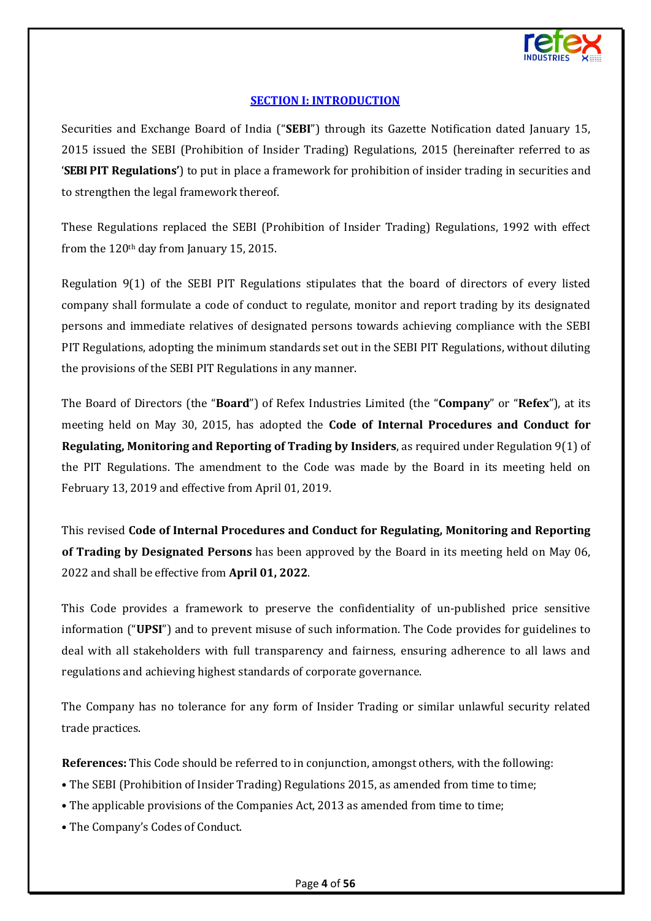## SECTION I: INTRODUCTION

Securities and Exchange Board of India ("**SEBI**") through its Gazette Notification dated January 15, 2015 issued the SEBI (Prohibition of Insider Trading) Regulations, 2015 (hereinafter referred to as '**SEBI PIT Regulations'**) to put in place a framework for prohibition of insider trading in securities and to strengthen the legal framework thereof.

These Regulations replaced the SEBI (Prohibition of Insider Trading) Regulations, 1992 with effect from the 120th day from January 15, 2015.

Regulation 9(1) of the SEBI PIT Regulations stipulates that the board of directors of every listed company shall formulate a code of conduct to regulate, monitor and report trading by its designated persons and immediate relatives of designated persons towards achieving compliance with the SEBI PIT Regulations, adopting the minimum standards set out in the SEBI PIT Regulations, without diluting the provisions of the SEBI PIT Regulations in any manner.

The Board of Directors (the "**Board**") of Refex Industries Limited (the "**Company**" or "**Refex**"), at its meeting held on May 30, 2015, has adopted the **Code of Internal Procedures and Conduct for Regulating, Monitoring and Reporting of Trading by Insiders**, as required under Regulation 9(1) of the PIT Regulations. The amendment to the Code was made by the Board in its meeting held on February 13, 2019 and effective from April 01, 2019.

This revised **Code of Internal Procedures and Conduct for Regulating, Monitoring and Reporting of Trading by Designated Persons** has been approved by the Board in its meeting held on May 06, 2022 and shall be effective from **April 01, 2022**.

This Code provides a framework to preserve the confidentiality of un-published price sensitive information ("**UPSI**") and to prevent misuse of such information. The Code provides for guidelines to deal with all stakeholders with full transparency and fairness, ensuring adherence to all laws and regulations and achieving highest standards of corporate governance.

The Company has no tolerance for any form of Insider Trading or similar unlawful security related trade practices.

**References:** This Code should be referred to in conjunction, amongst others, with the following:

- The SEBI (Prohibition of Insider Trading) Regulations 2015, as amended from time to time;
- The applicable provisions of the Companies Act, 2013 as amended from time to time;
- The Company's Codes of Conduct.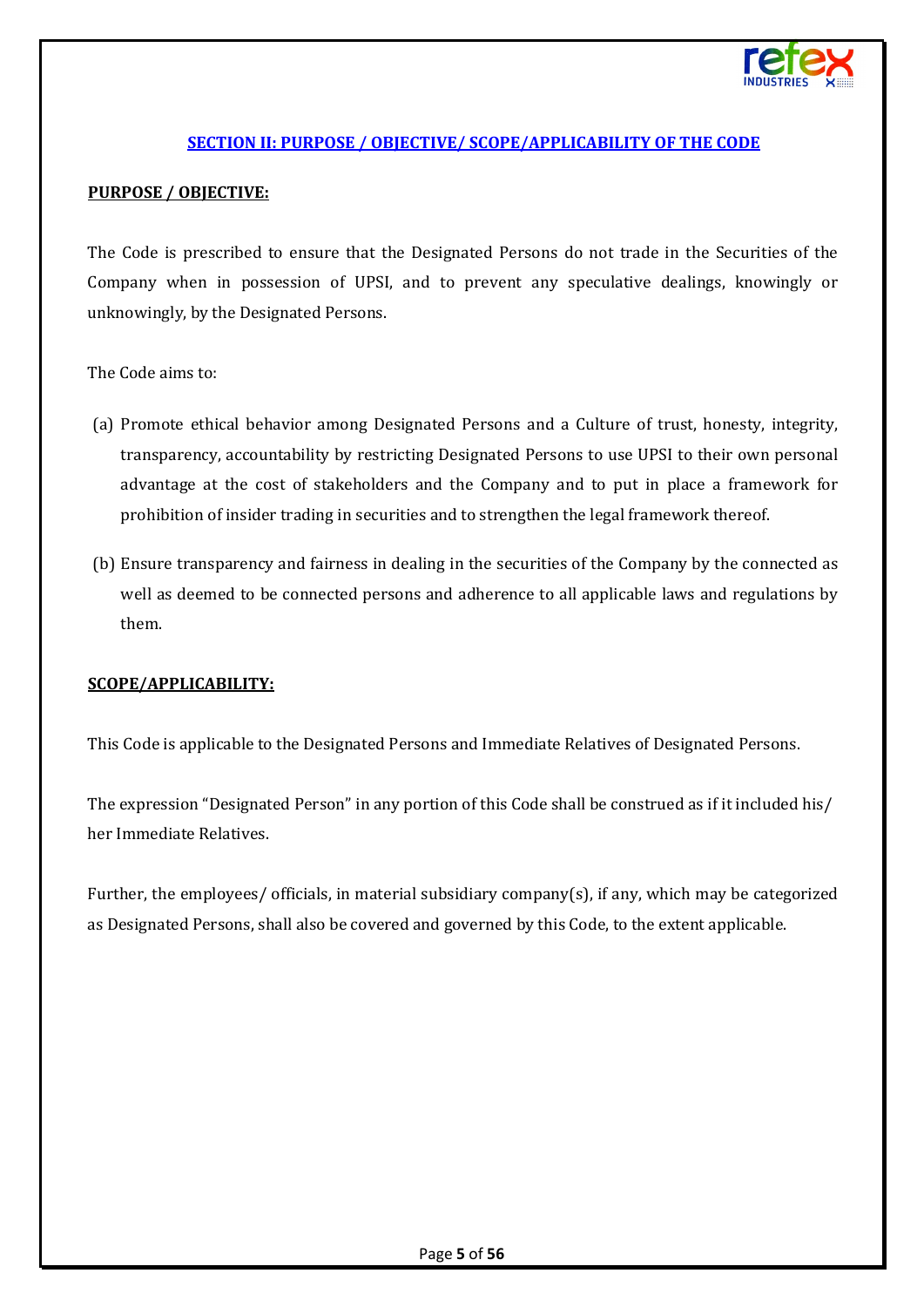## SECTION II: PURPOSE / OBJECTIVE/ SCOPE/APPLICABILITY OF THE CODE

### PURPOSE / OBJECTIVE:

The Code is prescribed to ensure that the Designated Persons do not trade in the Securities of the Company when in possession of UPSI, and to prevent any speculative dealings, knowingly or unknowingly, by the Designated Persons.

The Code aims to:

(a) Promote ethical behavior among Designated Persons and a Culture of trust, honesty, integrity, transparency, accountability by restricting Designated Persons to use UPSI to their own personal advantage at the cost of stakeholders and the Company and to put in place a framework for prohibition of insider trading in securities and to strengthen the legal framework thereof.

(b) Ensure transparency and fairness in dealing in the securities of the Company by the connected as well as deemed to be connected persons and adherence to all applicable laws and regulations by them.

### SCOPE/APPLICABILITY:

This Code is applicable to the Designated Persons and Immediate Relatives of Designated Persons.

The expression "Designated Person" in any portion of this Code shall be construed as if it included his/ her Immediate Relatives.

Further, the employees/ officials, in material subsidiary company(s), if any, which may be categorized as Designated Persons, shall also be covered and governed by this Code, to the extent applicable.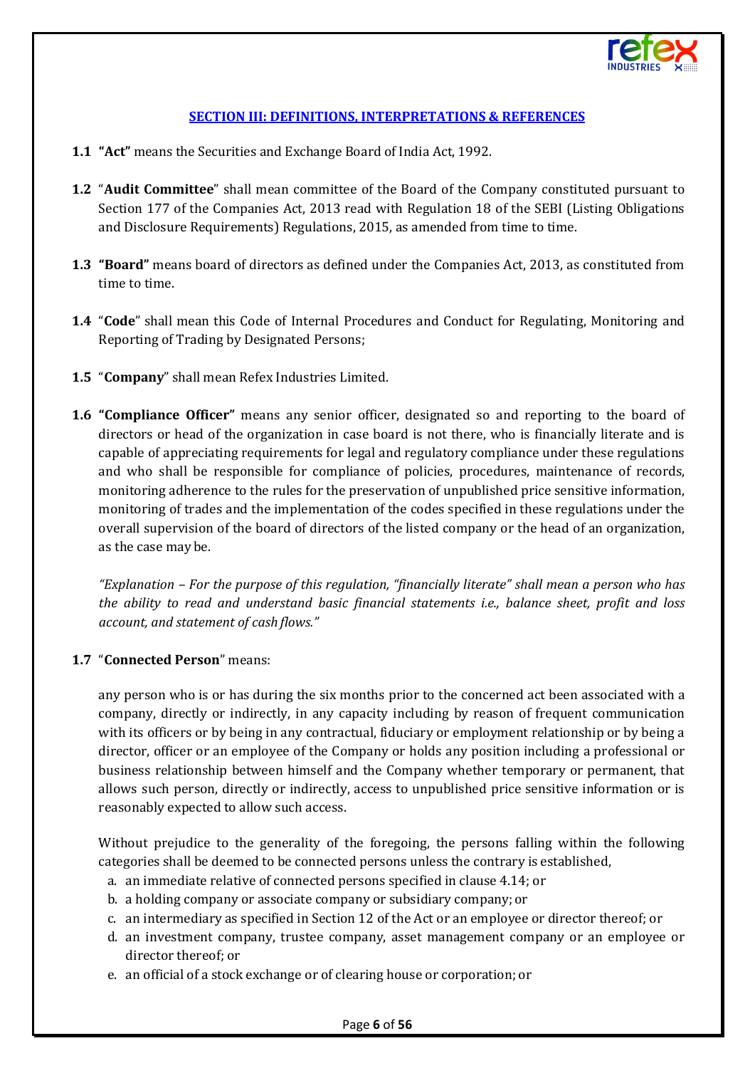## SECTION III: DEFINITIONS, INTERPRETATIONS & REFERENCES

**1.1 "Act"** means the Securities and Exchange Board of India Act, 1992.

**1.2** "**Audit Committee**" shall mean committee of the Board of the Company constituted pursuant to Section 177 of the Companies Act, 2013 read with Regulation 18 of the SEBI (Listing Obligations and Disclosure Requirements) Regulations, 2015, as amended from time to time.

**1.3 "Board"** means board of directors as defined under the Companies Act, 2013, as constituted from time to time.

**1.4** "**Code**" shall mean this Code of Internal Procedures and Conduct for Regulating, Monitoring and Reporting of Trading by Designated Persons;

**1.5** "**Company**" shall mean Refex Industries Limited.

**1.6 "Compliance Officer"** means any senior officer, designated so and reporting to the board of directors or head of the organization in case board is not there, who is financially literate and is capable of appreciating requirements for legal and regulatory compliance under these regulations and who shall be responsible for compliance of policies, procedures, maintenance of records, monitoring adherence to the rules for the preservation of unpublished price sensitive information, monitoring of trades and the implementation of the codes specified in these regulations under the overall supervision of the board of directors of the listed company or the head of an organization, as the case may be.

*"Explanation – For the purpose of this regulation, "financially literate" shall mean a person who has the ability to read and understand basic financial statements i.e., balance sheet, profit and loss account, and statement of cash flows."*

**1.7** "**Connected Person**" means:

any person who is or has during the six months prior to the concerned act been associated with a company, directly or indirectly, in any capacity including by reason of frequent communication with its officers or by being in any contractual, fiduciary or employment relationship or by being a director, officer or an employee of the Company or holds any position including a professional or business relationship between himself and the Company whether temporary or permanent, that allows such person, directly or indirectly, access to unpublished price sensitive information or is reasonably expected to allow such access.

Without prejudice to the generality of the foregoing, the persons falling within the following categories shall be deemed to be connected persons unless the contrary is established,

a. an immediate relative of connected persons specified in clause 4.14; or
b. a holding company or associate company or subsidiary company; or
c. an intermediary as specified in Section 12 of the Act or an employee or director thereof; or
d. an investment company, trustee company, asset management company or an employee or director thereof; or
e. an official of a stock exchange or of clearing house or corporation; or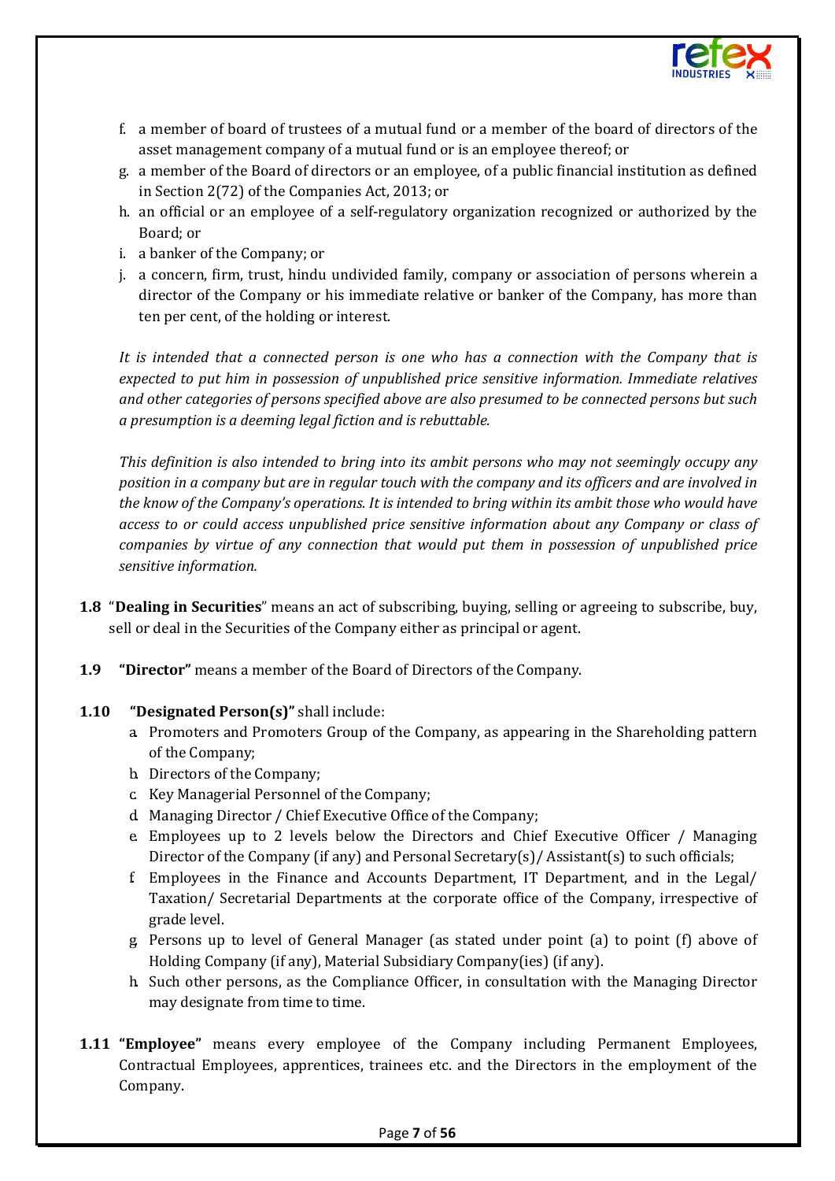f. a member of board of trustees of a mutual fund or a member of the board of directors of the asset management company of a mutual fund or is an employee thereof; or
g. a member of the Board of directors or an employee, of a public financial institution as defined in Section 2(72) of the Companies Act, 2013; or
h. an official or an employee of a self-regulatory organization recognized or authorized by the Board; or
i. a banker of the Company; or
j. a concern, firm, trust, hindu undivided family, company or association of persons wherein a director of the Company or his immediate relative or banker of the Company, has more than ten per cent, of the holding or interest.

*It is intended that a connected person is one who has a connection with the Company that is expected to put him in possession of unpublished price sensitive information. Immediate relatives and other categories of persons specified above are also presumed to be connected persons but such a presumption is a deeming legal fiction and is rebuttable.*

*This definition is also intended to bring into its ambit persons who may not seemingly occupy any position in a company but are in regular touch with the company and its officers and are involved in the know of the Company's operations. It is intended to bring within its ambit those who would have access to or could access unpublished price sensitive information about any Company or class of companies by virtue of any connection that would put them in possession of unpublished price sensitive information.*

**1.8** "**Dealing in Securities**" means an act of subscribing, buying, selling or agreeing to subscribe, buy, sell or deal in the Securities of the Company either as principal or agent.

**1.9** **"Director"** means a member of the Board of Directors of the Company.

**1.10** **"Designated Person(s)"** shall include:

a. Promoters and Promoters Group of the Company, as appearing in the Shareholding pattern of the Company;
b. Directors of the Company;
c. Key Managerial Personnel of the Company;
d. Managing Director / Chief Executive Office of the Company;
e. Employees up to 2 levels below the Directors and Chief Executive Officer / Managing Director of the Company (if any) and Personal Secretary(s)/ Assistant(s) to such officials;
f. Employees in the Finance and Accounts Department, IT Department, and in the Legal/ Taxation/ Secretarial Departments at the corporate office of the Company, irrespective of grade level.
g. Persons up to level of General Manager (as stated under point (a) to point (f) above of Holding Company (if any), Material Subsidiary Company(ies) (if any).
h. Such other persons, as the Compliance Officer, in consultation with the Managing Director may designate from time to time.

**1.11** **"Employee"** means every employee of the Company including Permanent Employees, Contractual Employees, apprentices, trainees etc. and the Directors in the employment of the Company.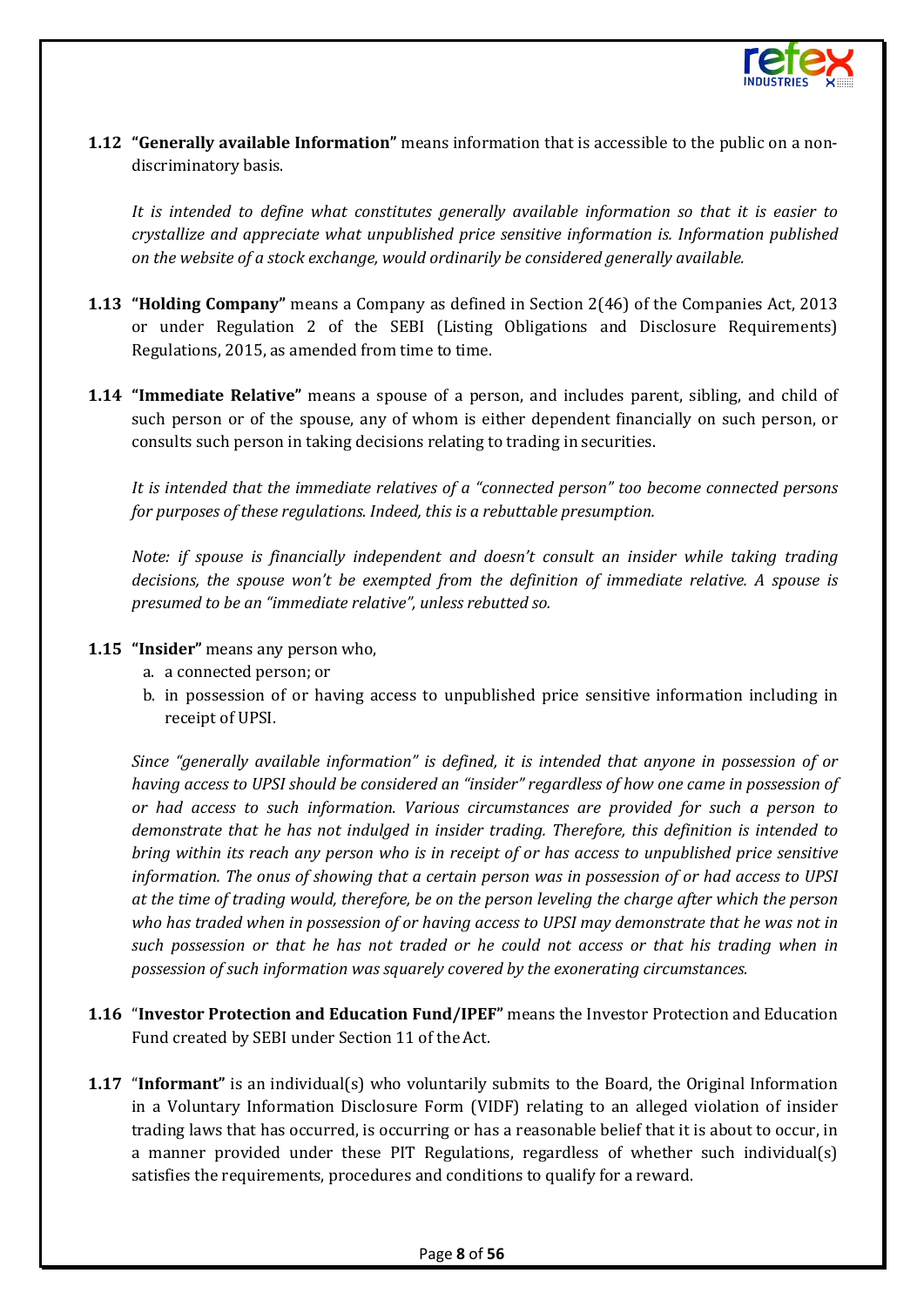**1.12 "Generally available Information"** means information that is accessible to the public on a non-discriminatory basis.

*It is intended to define what constitutes generally available information so that it is easier to crystallize and appreciate what unpublished price sensitive information is. Information published on the website of a stock exchange, would ordinarily be considered generally available.*

**1.13 "Holding Company"** means a Company as defined in Section 2(46) of the Companies Act, 2013 or under Regulation 2 of the SEBI (Listing Obligations and Disclosure Requirements) Regulations, 2015, as amended from time to time.

**1.14 "Immediate Relative"** means a spouse of a person, and includes parent, sibling, and child of such person or of the spouse, any of whom is either dependent financially on such person, or consults such person in taking decisions relating to trading in securities.

*It is intended that the immediate relatives of a "connected person" too become connected persons for purposes of these regulations. Indeed, this is a rebuttable presumption.*

*Note: if spouse is financially independent and doesn't consult an insider while taking trading decisions, the spouse won't be exempted from the definition of immediate relative. A spouse is presumed to be an "immediate relative", unless rebutted so.*

**1.15 "Insider"** means any person who,

a. a connected person; or
b. in possession of or having access to unpublished price sensitive information including in receipt of UPSI.

*Since "generally available information" is defined, it is intended that anyone in possession of or having access to UPSI should be considered an "insider" regardless of how one came in possession of or had access to such information. Various circumstances are provided for such a person to demonstrate that he has not indulged in insider trading. Therefore, this definition is intended to bring within its reach any person who is in receipt of or has access to unpublished price sensitive information. The onus of showing that a certain person was in possession of or had access to UPSI at the time of trading would, therefore, be on the person leveling the charge after which the person who has traded when in possession of or having access to UPSI may demonstrate that he was not in such possession or that he has not traded or he could not access or that his trading when in possession of such information was squarely covered by the exonerating circumstances.*

**1.16** "**Investor Protection and Education Fund/IPEF"** means the Investor Protection and Education Fund created by SEBI under Section 11 of the Act.

**1.17** "**Informant"** is an individual(s) who voluntarily submits to the Board, the Original Information in a Voluntary Information Disclosure Form (VIDF) relating to an alleged violation of insider trading laws that has occurred, is occurring or has a reasonable belief that it is about to occur, in a manner provided under these PIT Regulations, regardless of whether such individual(s) satisfies the requirements, procedures and conditions to qualify for a reward.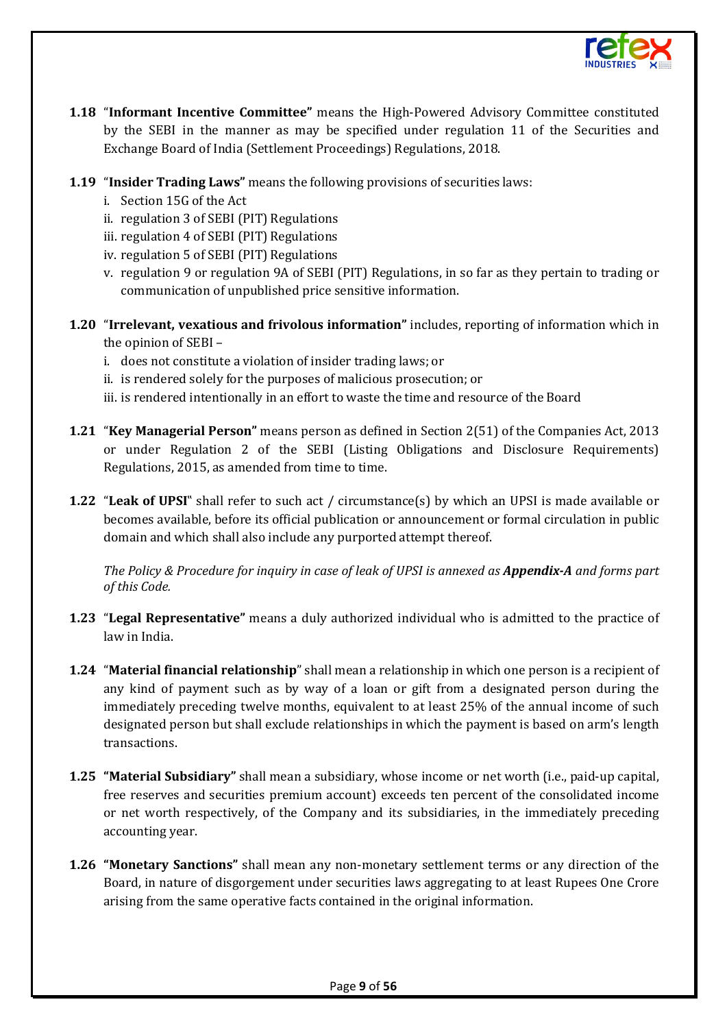**1.18** "**Informant Incentive Committee"** means the High-Powered Advisory Committee constituted by the SEBI in the manner as may be specified under regulation 11 of the Securities and Exchange Board of India (Settlement Proceedings) Regulations, 2018.

**1.19** "**Insider Trading Laws"** means the following provisions of securities laws:

i. Section 15G of the Act
ii. regulation 3 of SEBI (PIT) Regulations
iii. regulation 4 of SEBI (PIT) Regulations
iv. regulation 5 of SEBI (PIT) Regulations
v. regulation 9 or regulation 9A of SEBI (PIT) Regulations, in so far as they pertain to trading or communication of unpublished price sensitive information.

**1.20** "**Irrelevant, vexatious and frivolous information"** includes, reporting of information which in the opinion of SEBI –

i. does not constitute a violation of insider trading laws; or
ii. is rendered solely for the purposes of malicious prosecution; or
iii. is rendered intentionally in an effort to waste the time and resource of the Board

**1.21** "**Key Managerial Person"** means person as defined in Section 2(51) of the Companies Act, 2013 or under Regulation 2 of the SEBI (Listing Obligations and Disclosure Requirements) Regulations, 2015, as amended from time to time.

**1.22** "**Leak of UPSI**" shall refer to such act / circumstance(s) by which an UPSI is made available or becomes available, before its official publication or announcement or formal circulation in public domain and which shall also include any purported attempt thereof.

*The Policy & Procedure for inquiry in case of leak of UPSI is annexed as* ***Appendix-A*** *and forms part of this Code.*

**1.23** "**Legal Representative"** means a duly authorized individual who is admitted to the practice of law in India.

**1.24** "**Material financial relationship**" shall mean a relationship in which one person is a recipient of any kind of payment such as by way of a loan or gift from a designated person during the immediately preceding twelve months, equivalent to at least 25% of the annual income of such designated person but shall exclude relationships in which the payment is based on arm's length transactions.

**1.25** **"Material Subsidiary"** shall mean a subsidiary, whose income or net worth (i.e., paid-up capital, free reserves and securities premium account) exceeds ten percent of the consolidated income or net worth respectively, of the Company and its subsidiaries, in the immediately preceding accounting year.

**1.26** **"Monetary Sanctions"** shall mean any non-monetary settlement terms or any direction of the Board, in nature of disgorgement under securities laws aggregating to at least Rupees One Crore arising from the same operative facts contained in the original information.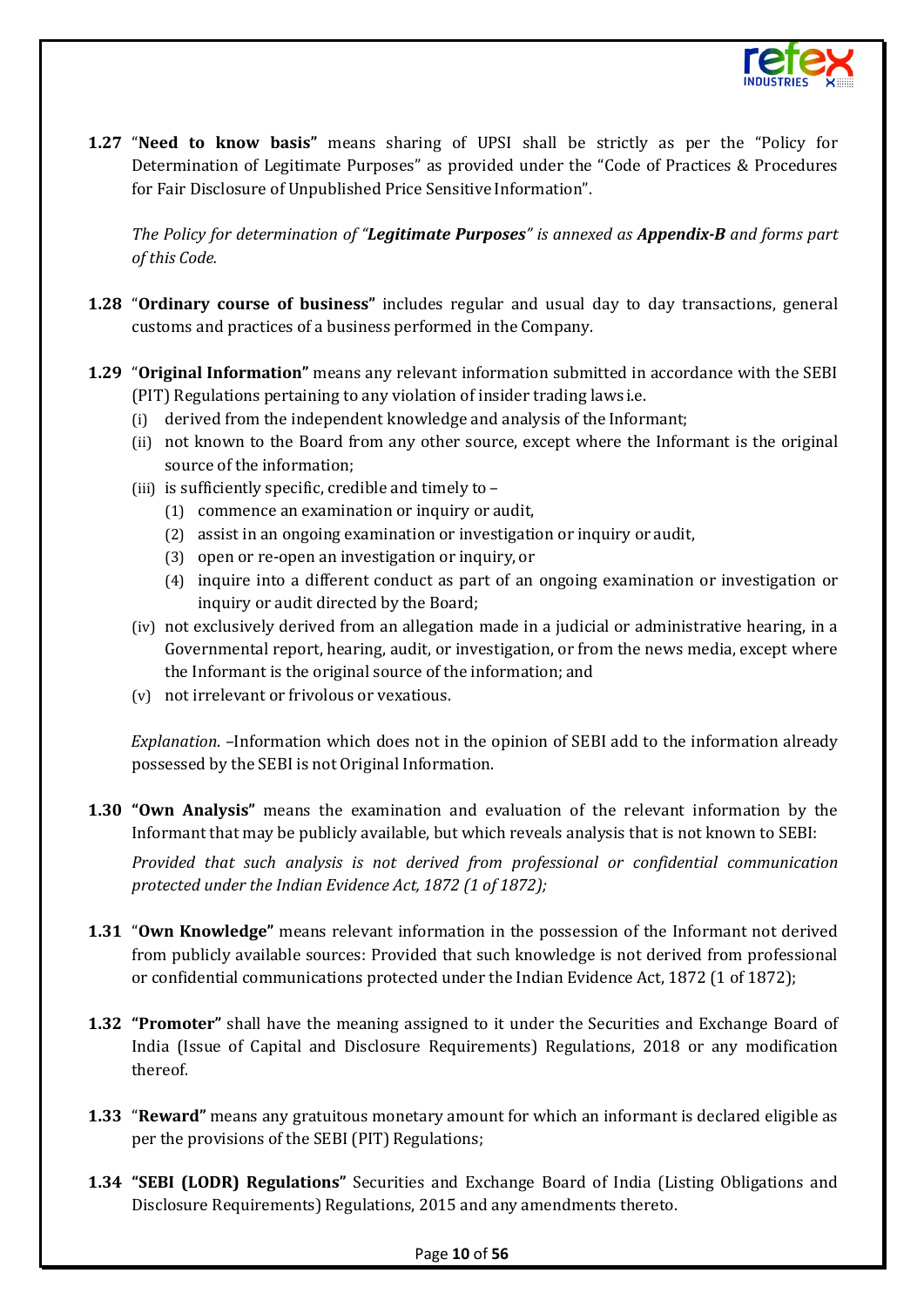**1.27** "**Need to know basis**" means sharing of UPSI shall be strictly as per the "Policy for Determination of Legitimate Purposes" as provided under the "Code of Practices & Procedures for Fair Disclosure of Unpublished Price Sensitive Information".

*The Policy for determination of "**Legitimate Purposes**" is annexed as **Appendix-B** and forms part of this Code.*

**1.28** "**Ordinary course of business**" includes regular and usual day to day transactions, general customs and practices of a business performed in the Company.

**1.29** "**Original Information**" means any relevant information submitted in accordance with the SEBI (PIT) Regulations pertaining to any violation of insider trading laws i.e.

(i) derived from the independent knowledge and analysis of the Informant;

(ii) not known to the Board from any other source, except where the Informant is the original source of the information;

(iii) is sufficiently specific, credible and timely to –

(1) commence an examination or inquiry or audit,

(2) assist in an ongoing examination or investigation or inquiry or audit,

(3) open or re-open an investigation or inquiry, or

(4) inquire into a different conduct as part of an ongoing examination or investigation or inquiry or audit directed by the Board;

(iv) not exclusively derived from an allegation made in a judicial or administrative hearing, in a Governmental report, hearing, audit, or investigation, or from the news media, except where the Informant is the original source of the information; and

(v) not irrelevant or frivolous or vexatious.

*Explanation*. –Information which does not in the opinion of SEBI add to the information already possessed by the SEBI is not Original Information.

**1.30** **"Own Analysis"** means the examination and evaluation of the relevant information by the Informant that may be publicly available, but which reveals analysis that is not known to SEBI:

*Provided that such analysis is not derived from professional or confidential communication protected under the Indian Evidence Act, 1872 (1 of 1872);*

**1.31** "**Own Knowledge"** means relevant information in the possession of the Informant not derived from publicly available sources: Provided that such knowledge is not derived from professional or confidential communications protected under the Indian Evidence Act, 1872 (1 of 1872);

**1.32** **"Promoter"** shall have the meaning assigned to it under the Securities and Exchange Board of India (Issue of Capital and Disclosure Requirements) Regulations, 2018 or any modification thereof.

**1.33** "**Reward"** means any gratuitous monetary amount for which an informant is declared eligible as per the provisions of the SEBI (PIT) Regulations;

**1.34** **"SEBI (LODR) Regulations"** Securities and Exchange Board of India (Listing Obligations and Disclosure Requirements) Regulations, 2015 and any amendments thereto.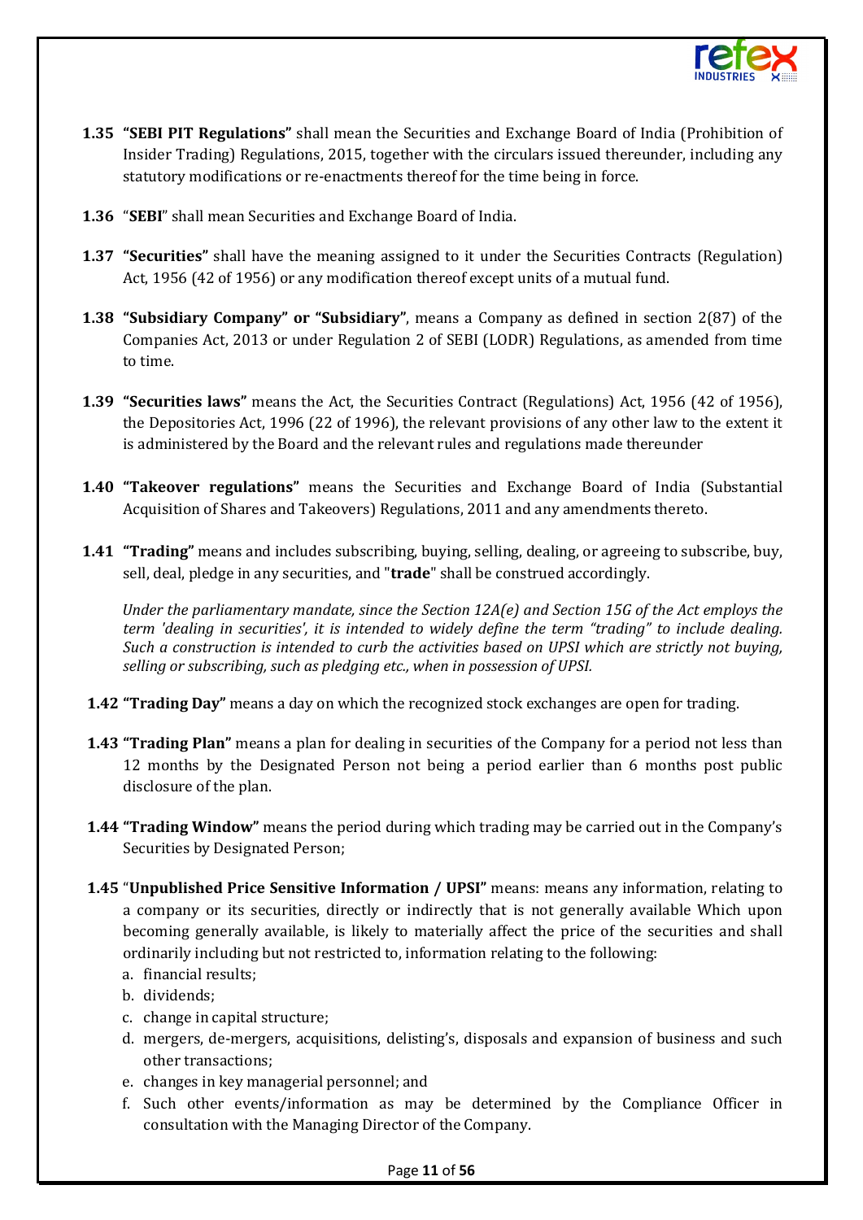**1.35 "SEBI PIT Regulations"** shall mean the Securities and Exchange Board of India (Prohibition of Insider Trading) Regulations, 2015, together with the circulars issued thereunder, including any statutory modifications or re-enactments thereof for the time being in force.

**1.36** "**SEBI**" shall mean Securities and Exchange Board of India.

**1.37 "Securities"** shall have the meaning assigned to it under the Securities Contracts (Regulation) Act, 1956 (42 of 1956) or any modification thereof except units of a mutual fund.

**1.38 "Subsidiary Company" or "Subsidiary"**, means a Company as defined in section 2(87) of the Companies Act, 2013 or under Regulation 2 of SEBI (LODR) Regulations, as amended from time to time.

**1.39 "Securities laws"** means the Act, the Securities Contract (Regulations) Act, 1956 (42 of 1956), the Depositories Act, 1996 (22 of 1996), the relevant provisions of any other law to the extent it is administered by the Board and the relevant rules and regulations made thereunder

**1.40 "Takeover regulations"** means the Securities and Exchange Board of India (Substantial Acquisition of Shares and Takeovers) Regulations, 2011 and any amendments thereto.

**1.41 "Trading"** means and includes subscribing, buying, selling, dealing, or agreeing to subscribe, buy, sell, deal, pledge in any securities, and "**trade**" shall be construed accordingly.

*Under the parliamentary mandate, since the Section 12A(e) and Section 15G of the Act employs the term 'dealing in securities', it is intended to widely define the term "trading" to include dealing. Such a construction is intended to curb the activities based on UPSI which are strictly not buying, selling or subscribing, such as pledging etc., when in possession of UPSI.*

**1.42 "Trading Day"** means a day on which the recognized stock exchanges are open for trading.

**1.43 "Trading Plan"** means a plan for dealing in securities of the Company for a period not less than 12 months by the Designated Person not being a period earlier than 6 months post public disclosure of the plan.

**1.44 "Trading Window"** means the period during which trading may be carried out in the Company's Securities by Designated Person;

**1.45** "**Unpublished Price Sensitive Information / UPSI"** means: means any information, relating to a company or its securities, directly or indirectly that is not generally available Which upon becoming generally available, is likely to materially affect the price of the securities and shall ordinarily including but not restricted to, information relating to the following:

a. financial results;
b. dividends;
c. change in capital structure;
d. mergers, de-mergers, acquisitions, delisting's, disposals and expansion of business and such other transactions;
e. changes in key managerial personnel; and
f. Such other events/information as may be determined by the Compliance Officer in consultation with the Managing Director of the Company.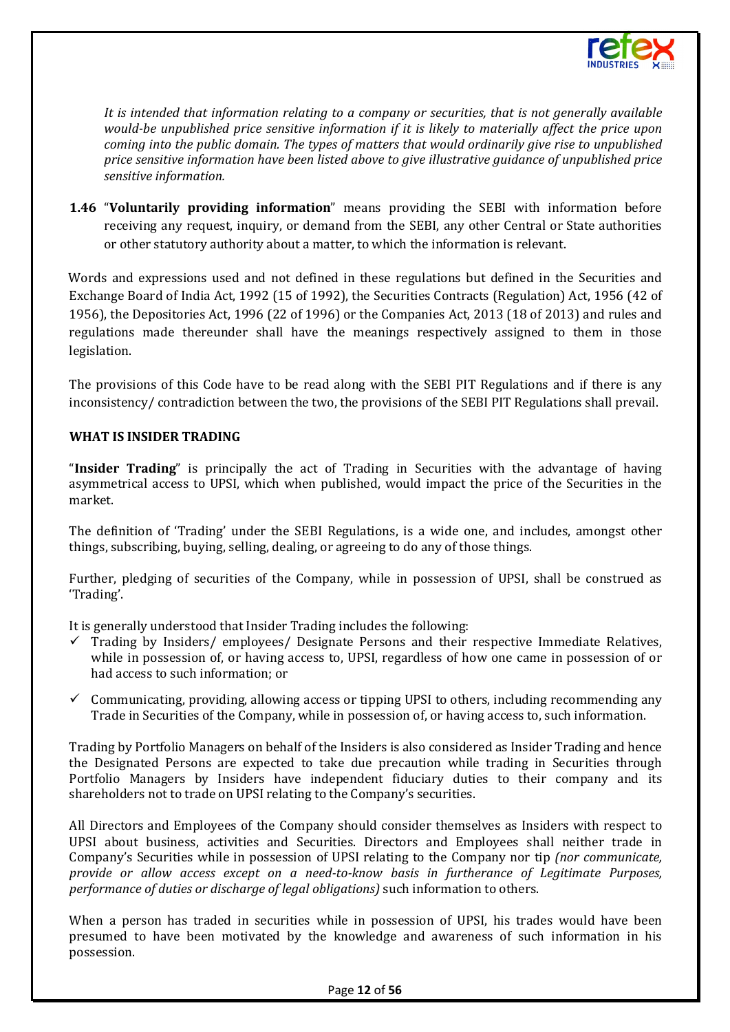*It is intended that information relating to a company or securities, that is not generally available would-be unpublished price sensitive information if it is likely to materially affect the price upon coming into the public domain. The types of matters that would ordinarily give rise to unpublished price sensitive information have been listed above to give illustrative guidance of unpublished price sensitive information.*

**1.46** "**Voluntarily providing information**" means providing the SEBI with information before receiving any request, inquiry, or demand from the SEBI, any other Central or State authorities or other statutory authority about a matter, to which the information is relevant.

Words and expressions used and not defined in these regulations but defined in the Securities and Exchange Board of India Act, 1992 (15 of 1992), the Securities Contracts (Regulation) Act, 1956 (42 of 1956), the Depositories Act, 1996 (22 of 1996) or the Companies Act, 2013 (18 of 2013) and rules and regulations made thereunder shall have the meanings respectively assigned to them in those legislation.

The provisions of this Code have to be read along with the SEBI PIT Regulations and if there is any inconsistency/ contradiction between the two, the provisions of the SEBI PIT Regulations shall prevail.

**WHAT IS INSIDER TRADING**

"**Insider Trading**" is principally the act of Trading in Securities with the advantage of having asymmetrical access to UPSI, which when published, would impact the price of the Securities in the market.

The definition of 'Trading' under the SEBI Regulations, is a wide one, and includes, amongst other things, subscribing, buying, selling, dealing, or agreeing to do any of those things.

Further, pledging of securities of the Company, while in possession of UPSI, shall be construed as 'Trading'.

It is generally understood that Insider Trading includes the following:

- ✓ Trading by Insiders/ employees/ Designate Persons and their respective Immediate Relatives, while in possession of, or having access to, UPSI, regardless of how one came in possession of or had access to such information; or
- ✓ Communicating, providing, allowing access or tipping UPSI to others, including recommending any Trade in Securities of the Company, while in possession of, or having access to, such information.

Trading by Portfolio Managers on behalf of the Insiders is also considered as Insider Trading and hence the Designated Persons are expected to take due precaution while trading in Securities through Portfolio Managers by Insiders have independent fiduciary duties to their company and its shareholders not to trade on UPSI relating to the Company's securities.

All Directors and Employees of the Company should consider themselves as Insiders with respect to UPSI about business, activities and Securities. Directors and Employees shall neither trade in Company's Securities while in possession of UPSI relating to the Company nor tip *(nor communicate, provide or allow access except on a need-to-know basis in furtherance of Legitimate Purposes, performance of duties or discharge of legal obligations)* such information to others.

When a person has traded in securities while in possession of UPSI, his trades would have been presumed to have been motivated by the knowledge and awareness of such information in his possession.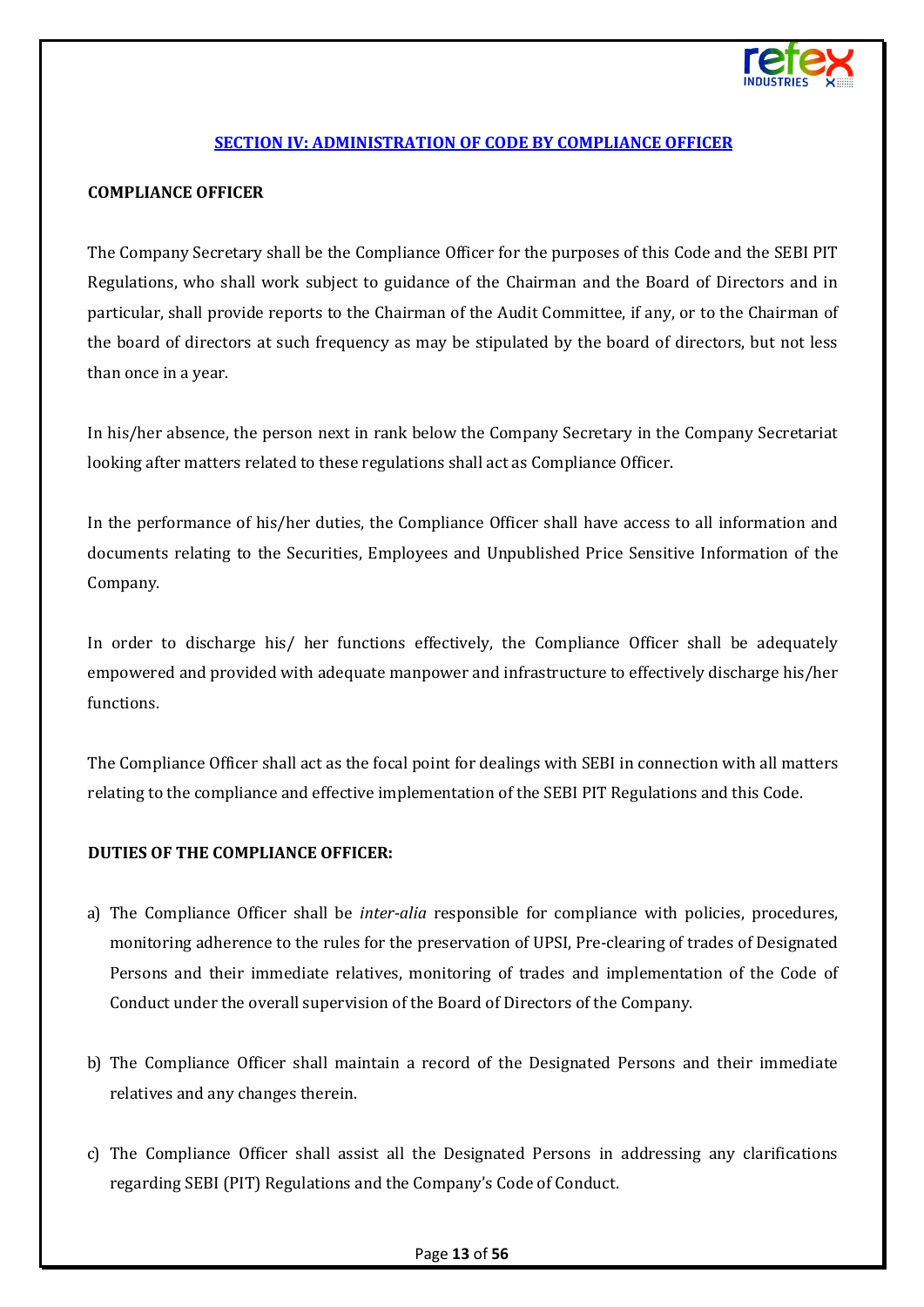## SECTION IV: ADMINISTRATION OF CODE BY COMPLIANCE OFFICER

**COMPLIANCE OFFICER**

The Company Secretary shall be the Compliance Officer for the purposes of this Code and the SEBI PIT Regulations, who shall work subject to guidance of the Chairman and the Board of Directors and in particular, shall provide reports to the Chairman of the Audit Committee, if any, or to the Chairman of the board of directors at such frequency as may be stipulated by the board of directors, but not less than once in a year.

In his/her absence, the person next in rank below the Company Secretary in the Company Secretariat looking after matters related to these regulations shall act as Compliance Officer.

In the performance of his/her duties, the Compliance Officer shall have access to all information and documents relating to the Securities, Employees and Unpublished Price Sensitive Information of the Company.

In order to discharge his/ her functions effectively, the Compliance Officer shall be adequately empowered and provided with adequate manpower and infrastructure to effectively discharge his/her functions.

The Compliance Officer shall act as the focal point for dealings with SEBI in connection with all matters relating to the compliance and effective implementation of the SEBI PIT Regulations and this Code.

**DUTIES OF THE COMPLIANCE OFFICER:**

a) The Compliance Officer shall be *inter-alia* responsible for compliance with policies, procedures, monitoring adherence to the rules for the preservation of UPSI, Pre-clearing of trades of Designated Persons and their immediate relatives, monitoring of trades and implementation of the Code of Conduct under the overall supervision of the Board of Directors of the Company.

b) The Compliance Officer shall maintain a record of the Designated Persons and their immediate relatives and any changes therein.

c) The Compliance Officer shall assist all the Designated Persons in addressing any clarifications regarding SEBI (PIT) Regulations and the Company's Code of Conduct.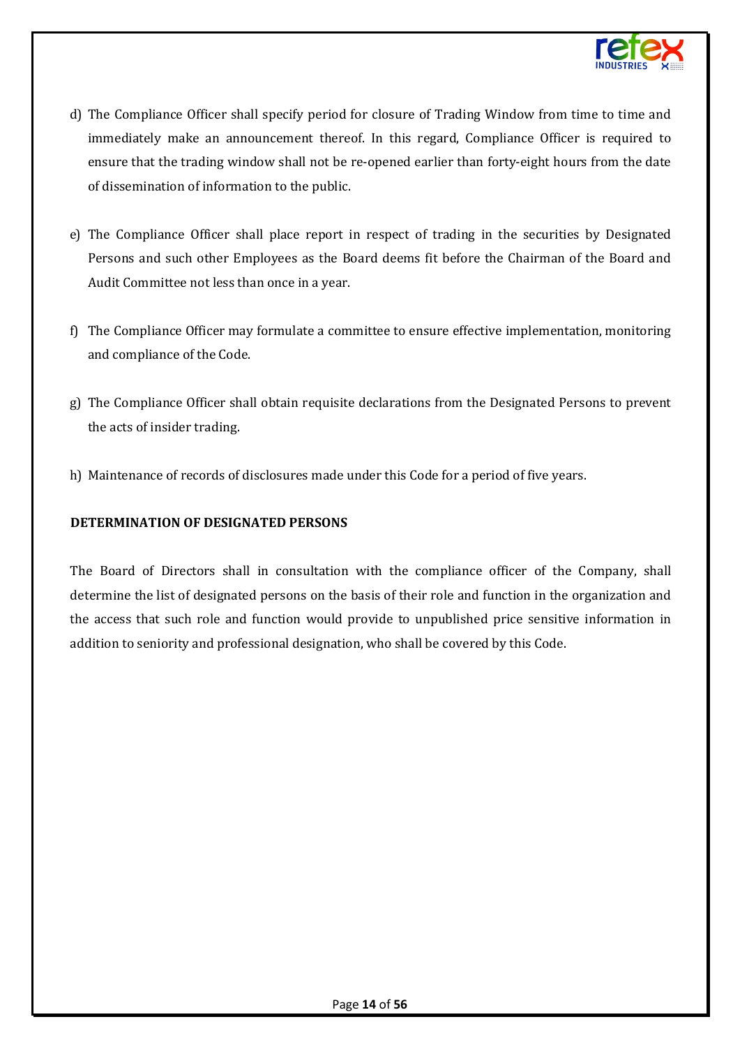d) The Compliance Officer shall specify period for closure of Trading Window from time to time and immediately make an announcement thereof. In this regard, Compliance Officer is required to ensure that the trading window shall not be re-opened earlier than forty-eight hours from the date of dissemination of information to the public.

e) The Compliance Officer shall place report in respect of trading in the securities by Designated Persons and such other Employees as the Board deems fit before the Chairman of the Board and Audit Committee not less than once in a year.

f) The Compliance Officer may formulate a committee to ensure effective implementation, monitoring and compliance of the Code.

g) The Compliance Officer shall obtain requisite declarations from the Designated Persons to prevent the acts of insider trading.

h) Maintenance of records of disclosures made under this Code for a period of five years.

**DETERMINATION OF DESIGNATED PERSONS**

The Board of Directors shall in consultation with the compliance officer of the Company, shall determine the list of designated persons on the basis of their role and function in the organization and the access that such role and function would provide to unpublished price sensitive information in addition to seniority and professional designation, who shall be covered by this Code.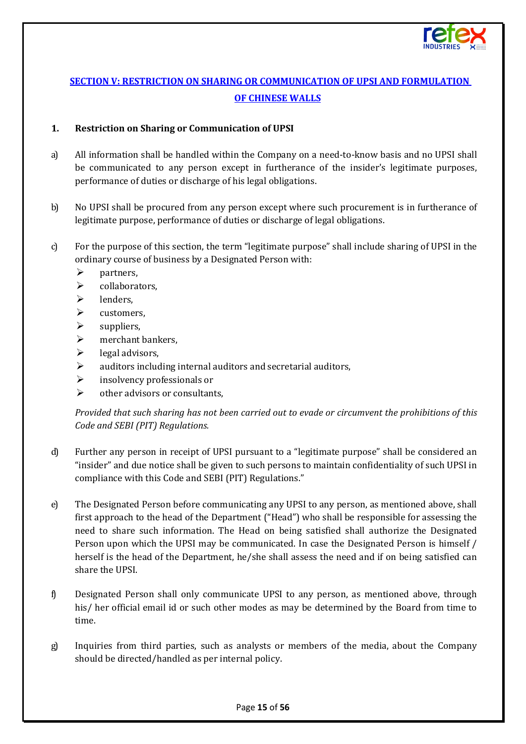## SECTION V: RESTRICTION ON SHARING OR COMMUNICATION OF UPSI AND FORMULATION OF CHINESE WALLS

### 1. Restriction on Sharing or Communication of UPSI

a) All information shall be handled within the Company on a need-to-know basis and no UPSI shall be communicated to any person except in furtherance of the insider's legitimate purposes, performance of duties or discharge of his legal obligations.

b) No UPSI shall be procured from any person except where such procurement is in furtherance of legitimate purpose, performance of duties or discharge of legal obligations.

c) For the purpose of this section, the term "legitimate purpose" shall include sharing of UPSI in the ordinary course of business by a Designated Person with:
   - partners,
   - collaborators,
   - lenders,
   - customers,
   - suppliers,
   - merchant bankers,
   - legal advisors,
   - auditors including internal auditors and secretarial auditors,
   - insolvency professionals or
   - other advisors or consultants,

   *Provided that such sharing has not been carried out to evade or circumvent the prohibitions of this Code and SEBI (PIT) Regulations.*

d) Further any person in receipt of UPSI pursuant to a "legitimate purpose" shall be considered an "insider" and due notice shall be given to such persons to maintain confidentiality of such UPSI in compliance with this Code and SEBI (PIT) Regulations."

e) The Designated Person before communicating any UPSI to any person, as mentioned above, shall first approach to the head of the Department ("Head") who shall be responsible for assessing the need to share such information. The Head on being satisfied shall authorize the Designated Person upon which the UPSI may be communicated. In case the Designated Person is himself / herself is the head of the Department, he/she shall assess the need and if on being satisfied can share the UPSI.

f) Designated Person shall only communicate UPSI to any person, as mentioned above, through his/ her official email id or such other modes as may be determined by the Board from time to time.

g) Inquiries from third parties, such as analysts or members of the media, about the Company should be directed/handled as per internal policy.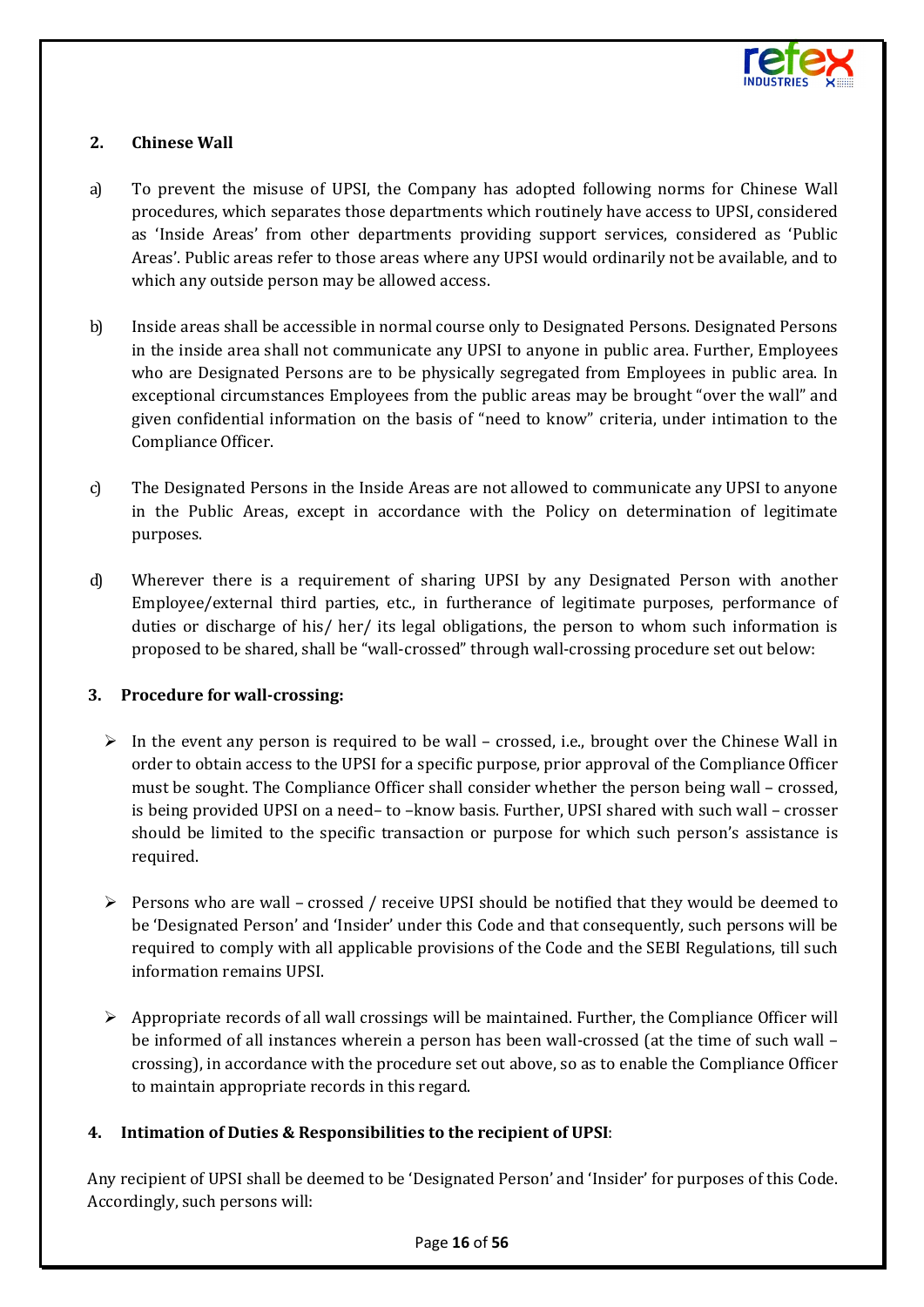## 2. Chinese Wall

a) To prevent the misuse of UPSI, the Company has adopted following norms for Chinese Wall procedures, which separates those departments which routinely have access to UPSI, considered as 'Inside Areas' from other departments providing support services, considered as 'Public Areas'. Public areas refer to those areas where any UPSI would ordinarily not be available, and to which any outside person may be allowed access.

b) Inside areas shall be accessible in normal course only to Designated Persons. Designated Persons in the inside area shall not communicate any UPSI to anyone in public area. Further, Employees who are Designated Persons are to be physically segregated from Employees in public area. In exceptional circumstances Employees from the public areas may be brought "over the wall" and given confidential information on the basis of "need to know" criteria, under intimation to the Compliance Officer.

c) The Designated Persons in the Inside Areas are not allowed to communicate any UPSI to anyone in the Public Areas, except in accordance with the Policy on determination of legitimate purposes.

d) Wherever there is a requirement of sharing UPSI by any Designated Person with another Employee/external third parties, etc., in furtherance of legitimate purposes, performance of duties or discharge of his/ her/ its legal obligations, the person to whom such information is proposed to be shared, shall be "wall-crossed" through wall-crossing procedure set out below:

## 3. Procedure for wall-crossing:

- In the event any person is required to be wall – crossed, i.e., brought over the Chinese Wall in order to obtain access to the UPSI for a specific purpose, prior approval of the Compliance Officer must be sought. The Compliance Officer shall consider whether the person being wall – crossed, is being provided UPSI on a need– to –know basis. Further, UPSI shared with such wall – crosser should be limited to the specific transaction or purpose for which such person's assistance is required.

- Persons who are wall – crossed / receive UPSI should be notified that they would be deemed to be 'Designated Person' and 'Insider' under this Code and that consequently, such persons will be required to comply with all applicable provisions of the Code and the SEBI Regulations, till such information remains UPSI.

- Appropriate records of all wall crossings will be maintained. Further, the Compliance Officer will be informed of all instances wherein a person has been wall-crossed (at the time of such wall – crossing), in accordance with the procedure set out above, so as to enable the Compliance Officer to maintain appropriate records in this regard.

## 4. Intimation of Duties & Responsibilities to the recipient of UPSI:

Any recipient of UPSI shall be deemed to be 'Designated Person' and 'Insider' for purposes of this Code. Accordingly, such persons will: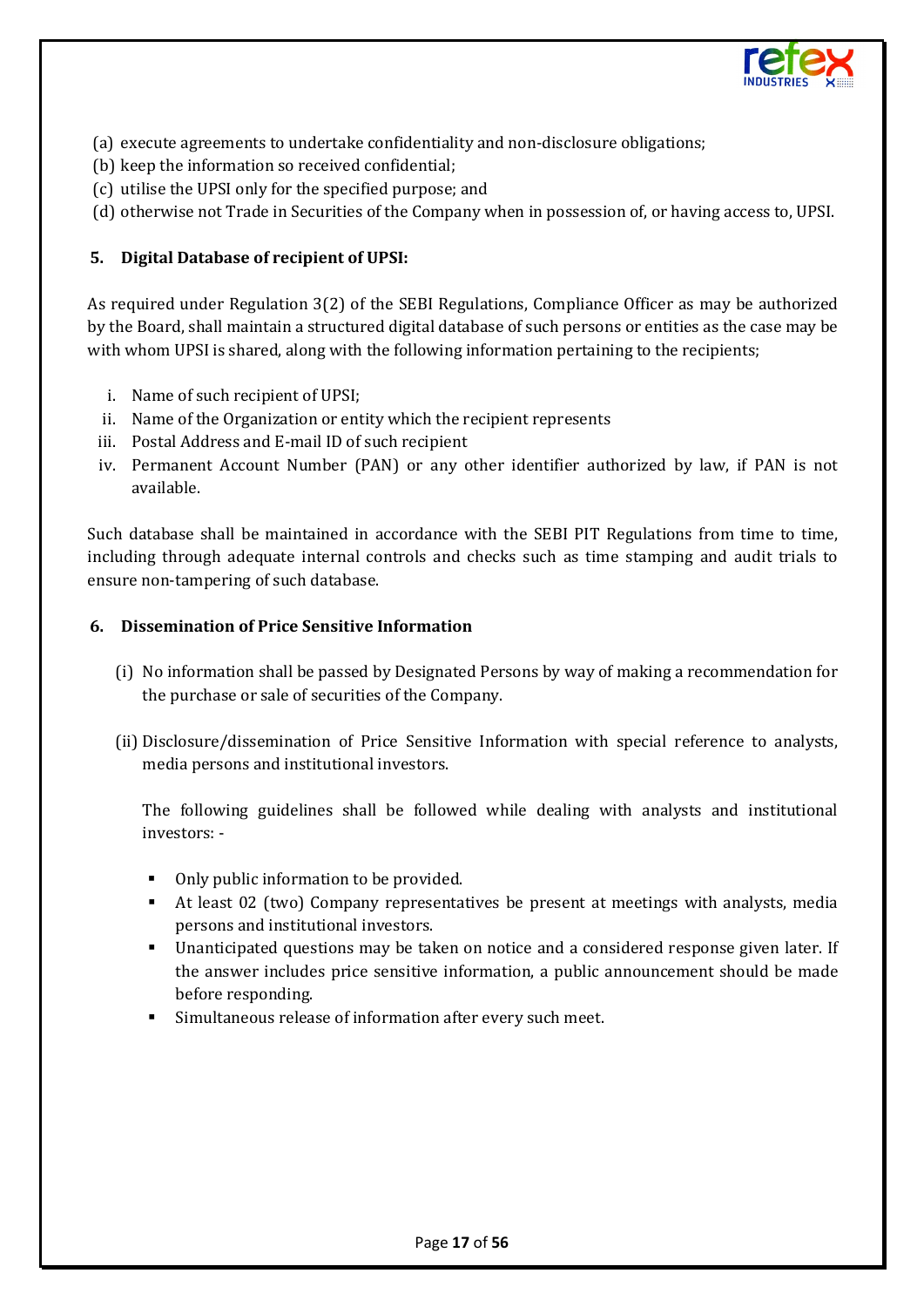(a) execute agreements to undertake confidentiality and non-disclosure obligations;
(b) keep the information so received confidential;
(c) utilise the UPSI only for the specified purpose; and
(d) otherwise not Trade in Securities of the Company when in possession of, or having access to, UPSI.

## 5. Digital Database of recipient of UPSI:

As required under Regulation 3(2) of the SEBI Regulations, Compliance Officer as may be authorized by the Board, shall maintain a structured digital database of such persons or entities as the case may be with whom UPSI is shared, along with the following information pertaining to the recipients;

i. Name of such recipient of UPSI;
ii. Name of the Organization or entity which the recipient represents
iii. Postal Address and E-mail ID of such recipient
iv. Permanent Account Number (PAN) or any other identifier authorized by law, if PAN is not available.

Such database shall be maintained in accordance with the SEBI PIT Regulations from time to time, including through adequate internal controls and checks such as time stamping and audit trials to ensure non-tampering of such database.

## 6. Dissemination of Price Sensitive Information

(i) No information shall be passed by Designated Persons by way of making a recommendation for the purchase or sale of securities of the Company.

(ii) Disclosure/dissemination of Price Sensitive Information with special reference to analysts, media persons and institutional investors.

The following guidelines shall be followed while dealing with analysts and institutional investors: -

- Only public information to be provided.
- At least 02 (two) Company representatives be present at meetings with analysts, media persons and institutional investors.
- Unanticipated questions may be taken on notice and a considered response given later. If the answer includes price sensitive information, a public announcement should be made before responding.
- Simultaneous release of information after every such meet.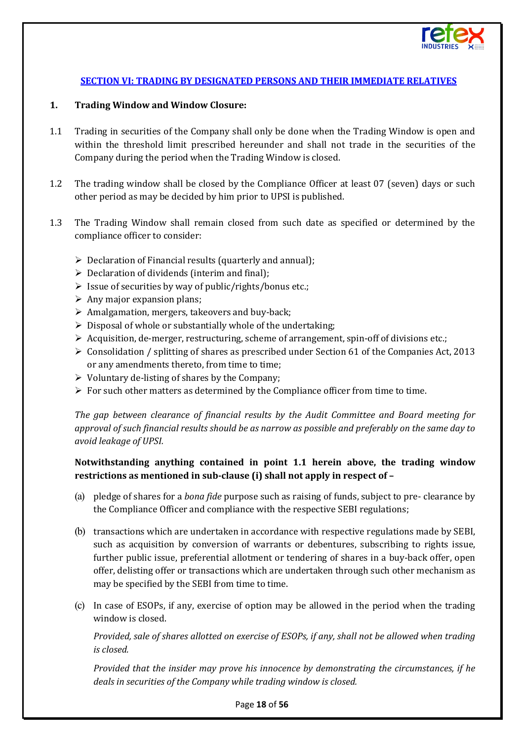## SECTION VI: TRADING BY DESIGNATED PERSONS AND THEIR IMMEDIATE RELATIVES

### 1. Trading Window and Window Closure:

1.1 Trading in securities of the Company shall only be done when the Trading Window is open and within the threshold limit prescribed hereunder and shall not trade in the securities of the Company during the period when the Trading Window is closed.

1.2 The trading window shall be closed by the Compliance Officer at least 07 (seven) days or such other period as may be decided by him prior to UPSI is published.

1.3 The Trading Window shall remain closed from such date as specified or determined by the compliance officer to consider:

- Declaration of Financial results (quarterly and annual);
- Declaration of dividends (interim and final);
- Issue of securities by way of public/rights/bonus etc.;
- Any major expansion plans;
- Amalgamation, mergers, takeovers and buy-back;
- Disposal of whole or substantially whole of the undertaking;
- Acquisition, de-merger, restructuring, scheme of arrangement, spin-off of divisions etc.;
- Consolidation / splitting of shares as prescribed under Section 61 of the Companies Act, 2013 or any amendments thereto, from time to time;
- Voluntary de-listing of shares by the Company;
- For such other matters as determined by the Compliance officer from time to time.

*The gap between clearance of financial results by the Audit Committee and Board meeting for approval of such financial results should be as narrow as possible and preferably on the same day to avoid leakage of UPSI.*

**Notwithstanding anything contained in point 1.1 herein above, the trading window restrictions as mentioned in sub-clause (i) shall not apply in respect of –**

(a) pledge of shares for a *bona fide* purpose such as raising of funds, subject to pre- clearance by the Compliance Officer and compliance with the respective SEBI regulations;

(b) transactions which are undertaken in accordance with respective regulations made by SEBI, such as acquisition by conversion of warrants or debentures, subscribing to rights issue, further public issue, preferential allotment or tendering of shares in a buy-back offer, open offer, delisting offer or transactions which are undertaken through such other mechanism as may be specified by the SEBI from time to time.

(c) In case of ESOPs, if any, exercise of option may be allowed in the period when the trading window is closed.

*Provided, sale of shares allotted on exercise of ESOPs, if any, shall not be allowed when trading is closed.*

*Provided that the insider may prove his innocence by demonstrating the circumstances, if he deals in securities of the Company while trading window is closed.*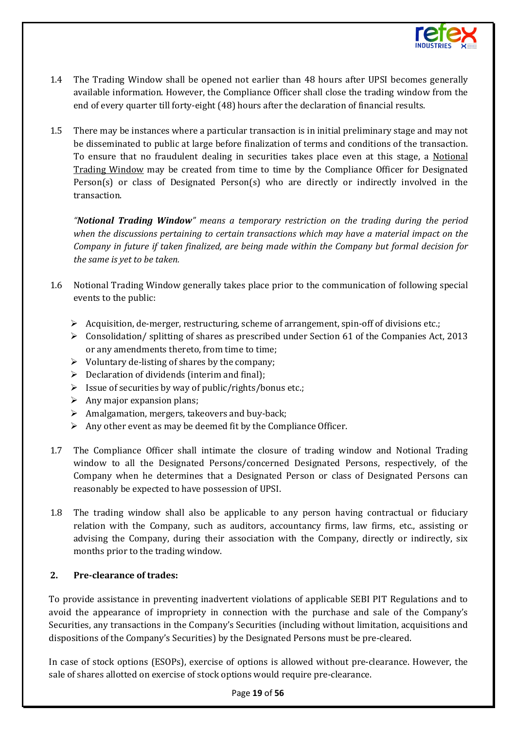1.4 The Trading Window shall be opened not earlier than 48 hours after UPSI becomes generally available information. However, the Compliance Officer shall close the trading window from the end of every quarter till forty-eight (48) hours after the declaration of financial results.

1.5 There may be instances where a particular transaction is in initial preliminary stage and may not be disseminated to public at large before finalization of terms and conditions of the transaction. To ensure that no fraudulent dealing in securities takes place even at this stage, a Notional Trading Window may be created from time to time by the Compliance Officer for Designated Person(s) or class of Designated Person(s) who are directly or indirectly involved in the transaction.

*"**Notional Trading Window**" means a temporary restriction on the trading during the period when the discussions pertaining to certain transactions which may have a material impact on the Company in future if taken finalized, are being made within the Company but formal decision for the same is yet to be taken.*

1.6 Notional Trading Window generally takes place prior to the communication of following special events to the public:

- Acquisition, de-merger, restructuring, scheme of arrangement, spin-off of divisions etc.;
- Consolidation/ splitting of shares as prescribed under Section 61 of the Companies Act, 2013 or any amendments thereto, from time to time;
- Voluntary de-listing of shares by the company;
- Declaration of dividends (interim and final);
- Issue of securities by way of public/rights/bonus etc.;
- Any major expansion plans;
- Amalgamation, mergers, takeovers and buy-back;
- Any other event as may be deemed fit by the Compliance Officer.

1.7 The Compliance Officer shall intimate the closure of trading window and Notional Trading window to all the Designated Persons/concerned Designated Persons, respectively, of the Company when he determines that a Designated Person or class of Designated Persons can reasonably be expected to have possession of UPSI.

1.8 The trading window shall also be applicable to any person having contractual or fiduciary relation with the Company, such as auditors, accountancy firms, law firms, etc., assisting or advising the Company, during their association with the Company, directly or indirectly, six months prior to the trading window.

**2. Pre-clearance of trades:**

To provide assistance in preventing inadvertent violations of applicable SEBI PIT Regulations and to avoid the appearance of impropriety in connection with the purchase and sale of the Company's Securities, any transactions in the Company's Securities (including without limitation, acquisitions and dispositions of the Company's Securities) by the Designated Persons must be pre-cleared.

In case of stock options (ESOPs), exercise of options is allowed without pre-clearance. However, the sale of shares allotted on exercise of stock options would require pre-clearance.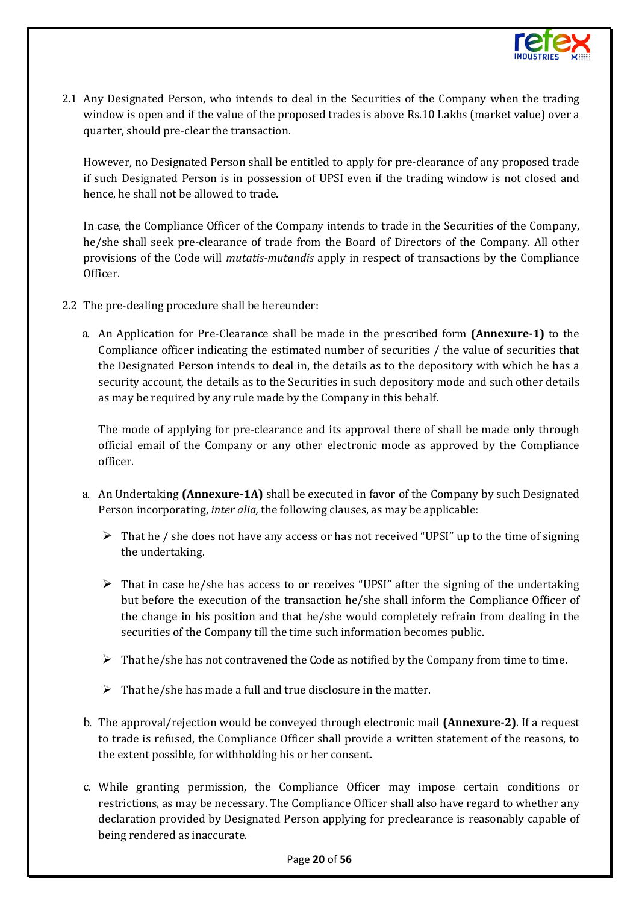2.1 Any Designated Person, who intends to deal in the Securities of the Company when the trading window is open and if the value of the proposed trades is above Rs.10 Lakhs (market value) over a quarter, should pre-clear the transaction.

However, no Designated Person shall be entitled to apply for pre-clearance of any proposed trade if such Designated Person is in possession of UPSI even if the trading window is not closed and hence, he shall not be allowed to trade.

In case, the Compliance Officer of the Company intends to trade in the Securities of the Company, he/she shall seek pre-clearance of trade from the Board of Directors of the Company. All other provisions of the Code will *mutatis-mutandis* apply in respect of transactions by the Compliance Officer.

2.2 The pre-dealing procedure shall be hereunder:

a. An Application for Pre-Clearance shall be made in the prescribed form **(Annexure-1)** to the Compliance officer indicating the estimated number of securities / the value of securities that the Designated Person intends to deal in, the details as to the depository with which he has a security account, the details as to the Securities in such depository mode and such other details as may be required by any rule made by the Company in this behalf.

The mode of applying for pre-clearance and its approval there of shall be made only through official email of the Company or any other electronic mode as approved by the Compliance officer.

a. An Undertaking **(Annexure-1A)** shall be executed in favor of the Company by such Designated Person incorporating, *inter alia,* the following clauses, as may be applicable:

- That he / she does not have any access or has not received "UPSI" up to the time of signing the undertaking.
- That in case he/she has access to or receives "UPSI" after the signing of the undertaking but before the execution of the transaction he/she shall inform the Compliance Officer of the change in his position and that he/she would completely refrain from dealing in the securities of the Company till the time such information becomes public.
- That he/she has not contravened the Code as notified by the Company from time to time.
- That he/she has made a full and true disclosure in the matter.

b. The approval/rejection would be conveyed through electronic mail **(Annexure-2)**. If a request to trade is refused, the Compliance Officer shall provide a written statement of the reasons, to the extent possible, for withholding his or her consent.

c. While granting permission, the Compliance Officer may impose certain conditions or restrictions, as may be necessary. The Compliance Officer shall also have regard to whether any declaration provided by Designated Person applying for preclearance is reasonably capable of being rendered as inaccurate.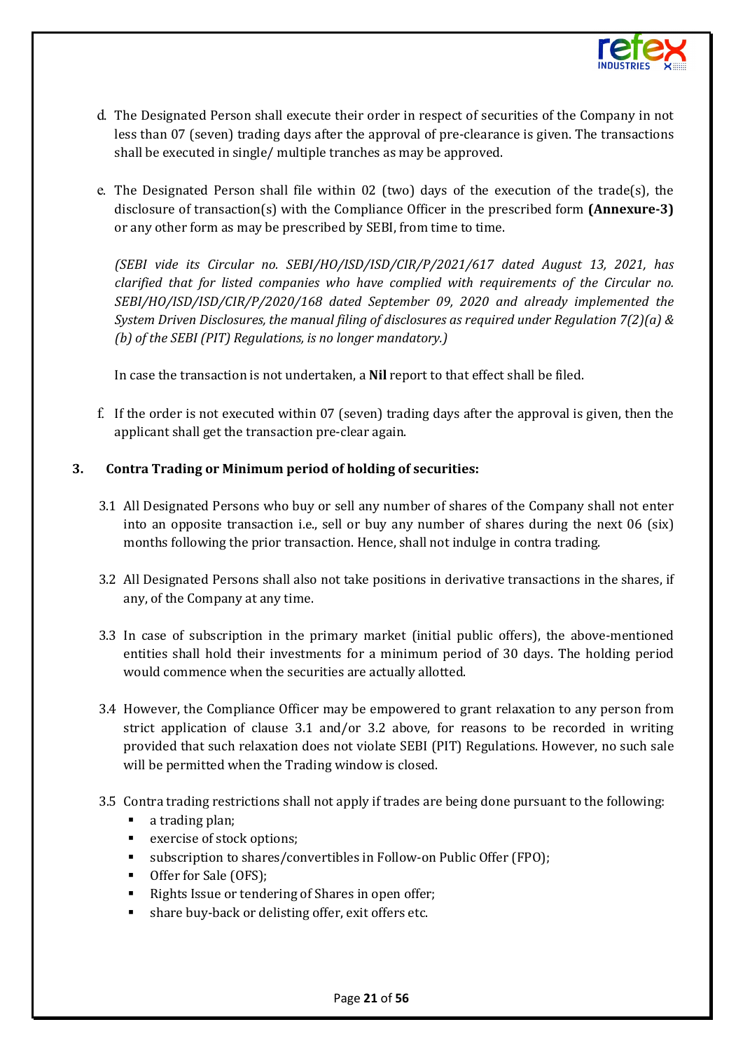d. The Designated Person shall execute their order in respect of securities of the Company in not less than 07 (seven) trading days after the approval of pre-clearance is given. The transactions shall be executed in single/ multiple tranches as may be approved.

e. The Designated Person shall file within 02 (two) days of the execution of the trade(s), the disclosure of transaction(s) with the Compliance Officer in the prescribed form **(Annexure-3)** or any other form as may be prescribed by SEBI, from time to time.

   *(SEBI vide its Circular no. SEBI/HO/ISD/ISD/CIR/P/2021/617 dated August 13, 2021, has clarified that for listed companies who have complied with requirements of the Circular no. SEBI/HO/ISD/ISD/CIR/P/2020/168 dated September 09, 2020 and already implemented the System Driven Disclosures, the manual filing of disclosures as required under Regulation 7(2)(a) & (b) of the SEBI (PIT) Regulations, is no longer mandatory.)*

   In case the transaction is not undertaken, a **Nil** report to that effect shall be filed.

f. If the order is not executed within 07 (seven) trading days after the approval is given, then the applicant shall get the transaction pre-clear again.

### 3. Contra Trading or Minimum period of holding of securities:

3.1 All Designated Persons who buy or sell any number of shares of the Company shall not enter into an opposite transaction i.e., sell or buy any number of shares during the next 06 (six) months following the prior transaction. Hence, shall not indulge in contra trading.

3.2 All Designated Persons shall also not take positions in derivative transactions in the shares, if any, of the Company at any time.

3.3 In case of subscription in the primary market (initial public offers), the above-mentioned entities shall hold their investments for a minimum period of 30 days. The holding period would commence when the securities are actually allotted.

3.4 However, the Compliance Officer may be empowered to grant relaxation to any person from strict application of clause 3.1 and/or 3.2 above, for reasons to be recorded in writing provided that such relaxation does not violate SEBI (PIT) Regulations. However, no such sale will be permitted when the Trading window is closed.

3.5 Contra trading restrictions shall not apply if trades are being done pursuant to the following:

- a trading plan;
- exercise of stock options;
- subscription to shares/convertibles in Follow-on Public Offer (FPO);
- Offer for Sale (OFS);
- Rights Issue or tendering of Shares in open offer;
- share buy-back or delisting offer, exit offers etc.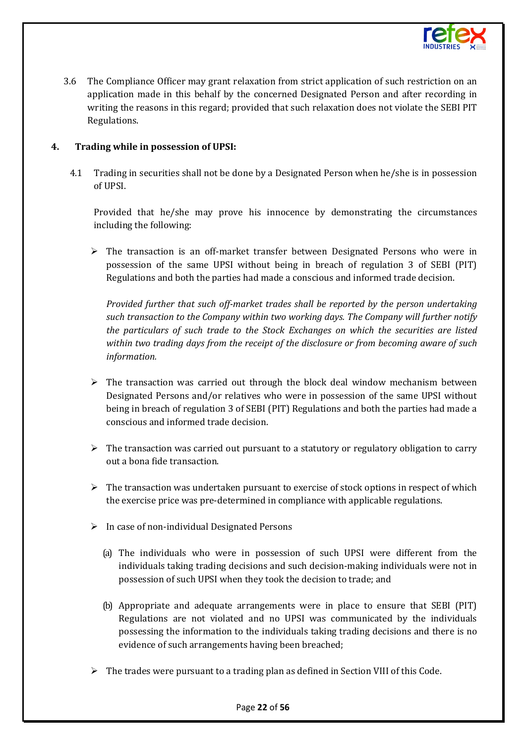3.6 The Compliance Officer may grant relaxation from strict application of such restriction on an application made in this behalf by the concerned Designated Person and after recording in writing the reasons in this regard; provided that such relaxation does not violate the SEBI PIT Regulations.

## 4. Trading while in possession of UPSI:

4.1 Trading in securities shall not be done by a Designated Person when he/she is in possession of UPSI.

Provided that he/she may prove his innocence by demonstrating the circumstances including the following:

- The transaction is an off-market transfer between Designated Persons who were in possession of the same UPSI without being in breach of regulation 3 of SEBI (PIT) Regulations and both the parties had made a conscious and informed trade decision.

  *Provided further that such off-market trades shall be reported by the person undertaking such transaction to the Company within two working days. The Company will further notify the particulars of such trade to the Stock Exchanges on which the securities are listed within two trading days from the receipt of the disclosure or from becoming aware of such information.*

- The transaction was carried out through the block deal window mechanism between Designated Persons and/or relatives who were in possession of the same UPSI without being in breach of regulation 3 of SEBI (PIT) Regulations and both the parties had made a conscious and informed trade decision.

- The transaction was carried out pursuant to a statutory or regulatory obligation to carry out a bona fide transaction.

- The transaction was undertaken pursuant to exercise of stock options in respect of which the exercise price was pre-determined in compliance with applicable regulations.

- In case of non-individual Designated Persons

  (a) The individuals who were in possession of such UPSI were different from the individuals taking trading decisions and such decision-making individuals were not in possession of such UPSI when they took the decision to trade; and

  (b) Appropriate and adequate arrangements were in place to ensure that SEBI (PIT) Regulations are not violated and no UPSI was communicated by the individuals possessing the information to the individuals taking trading decisions and there is no evidence of such arrangements having been breached;

- The trades were pursuant to a trading plan as defined in Section VIII of this Code.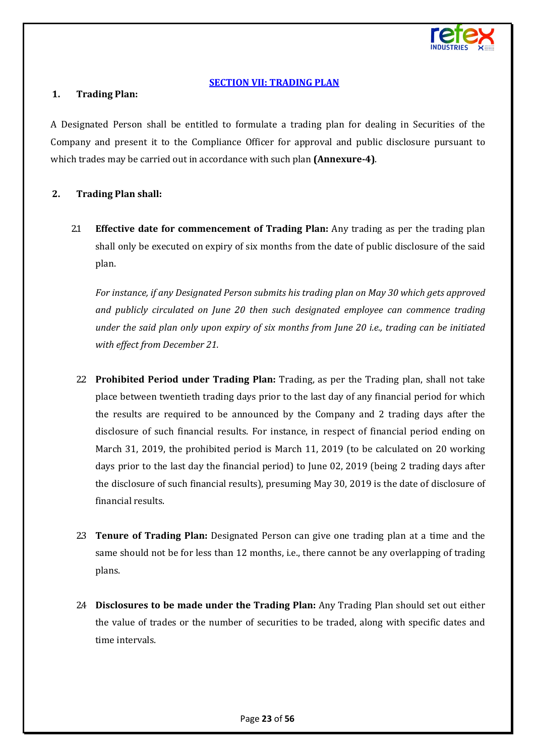## SECTION VII: TRADING PLAN

### 1. Trading Plan:

A Designated Person shall be entitled to formulate a trading plan for dealing in Securities of the Company and present it to the Compliance Officer for approval and public disclosure pursuant to which trades may be carried out in accordance with such plan **(Annexure-4)**.

### 2. Trading Plan shall:

2.1 **Effective date for commencement of Trading Plan:** Any trading as per the trading plan shall only be executed on expiry of six months from the date of public disclosure of the said plan.

*For instance, if any Designated Person submits his trading plan on May 30 which gets approved and publicly circulated on June 20 then such designated employee can commence trading under the said plan only upon expiry of six months from June 20 i.e., trading can be initiated with effect from December 21.*

2.2 **Prohibited Period under Trading Plan:** Trading, as per the Trading plan, shall not take place between twentieth trading days prior to the last day of any financial period for which the results are required to be announced by the Company and 2 trading days after the disclosure of such financial results. For instance, in respect of financial period ending on March 31, 2019, the prohibited period is March 11, 2019 (to be calculated on 20 working days prior to the last day the financial period) to June 02, 2019 (being 2 trading days after the disclosure of such financial results), presuming May 30, 2019 is the date of disclosure of financial results.

2.3 **Tenure of Trading Plan:** Designated Person can give one trading plan at a time and the same should not be for less than 12 months, i.e., there cannot be any overlapping of trading plans.

2.4 **Disclosures to be made under the Trading Plan:** Any Trading Plan should set out either the value of trades or the number of securities to be traded, along with specific dates and time intervals.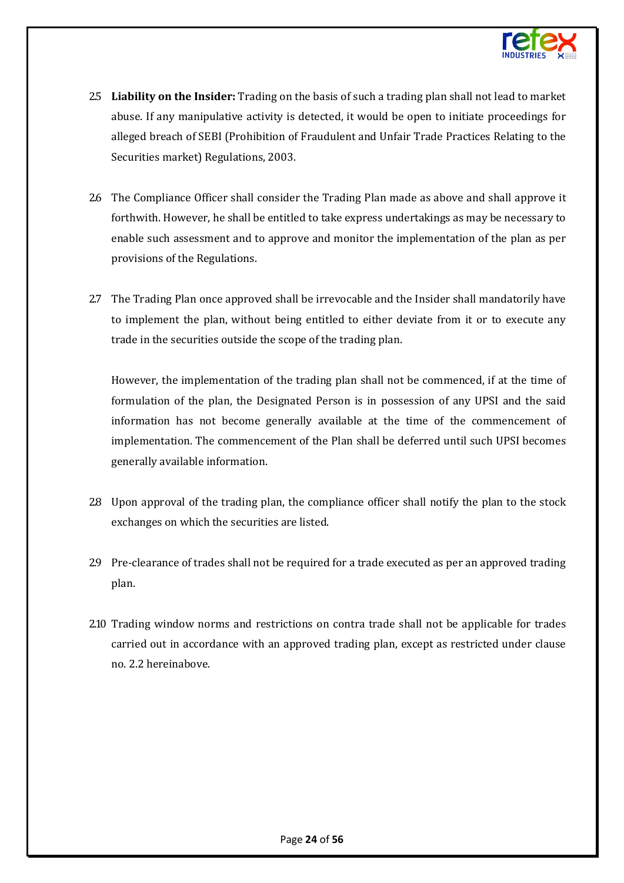2.5 **Liability on the Insider:** Trading on the basis of such a trading plan shall not lead to market abuse. If any manipulative activity is detected, it would be open to initiate proceedings for alleged breach of SEBI (Prohibition of Fraudulent and Unfair Trade Practices Relating to the Securities market) Regulations, 2003.

2.6 The Compliance Officer shall consider the Trading Plan made as above and shall approve it forthwith. However, he shall be entitled to take express undertakings as may be necessary to enable such assessment and to approve and monitor the implementation of the plan as per provisions of the Regulations.

2.7 The Trading Plan once approved shall be irrevocable and the Insider shall mandatorily have to implement the plan, without being entitled to either deviate from it or to execute any trade in the securities outside the scope of the trading plan.

However, the implementation of the trading plan shall not be commenced, if at the time of formulation of the plan, the Designated Person is in possession of any UPSI and the said information has not become generally available at the time of the commencement of implementation. The commencement of the Plan shall be deferred until such UPSI becomes generally available information.

2.8 Upon approval of the trading plan, the compliance officer shall notify the plan to the stock exchanges on which the securities are listed.

2.9 Pre-clearance of trades shall not be required for a trade executed as per an approved trading plan.

2.10 Trading window norms and restrictions on contra trade shall not be applicable for trades carried out in accordance with an approved trading plan, except as restricted under clause no. 2.2 hereinabove.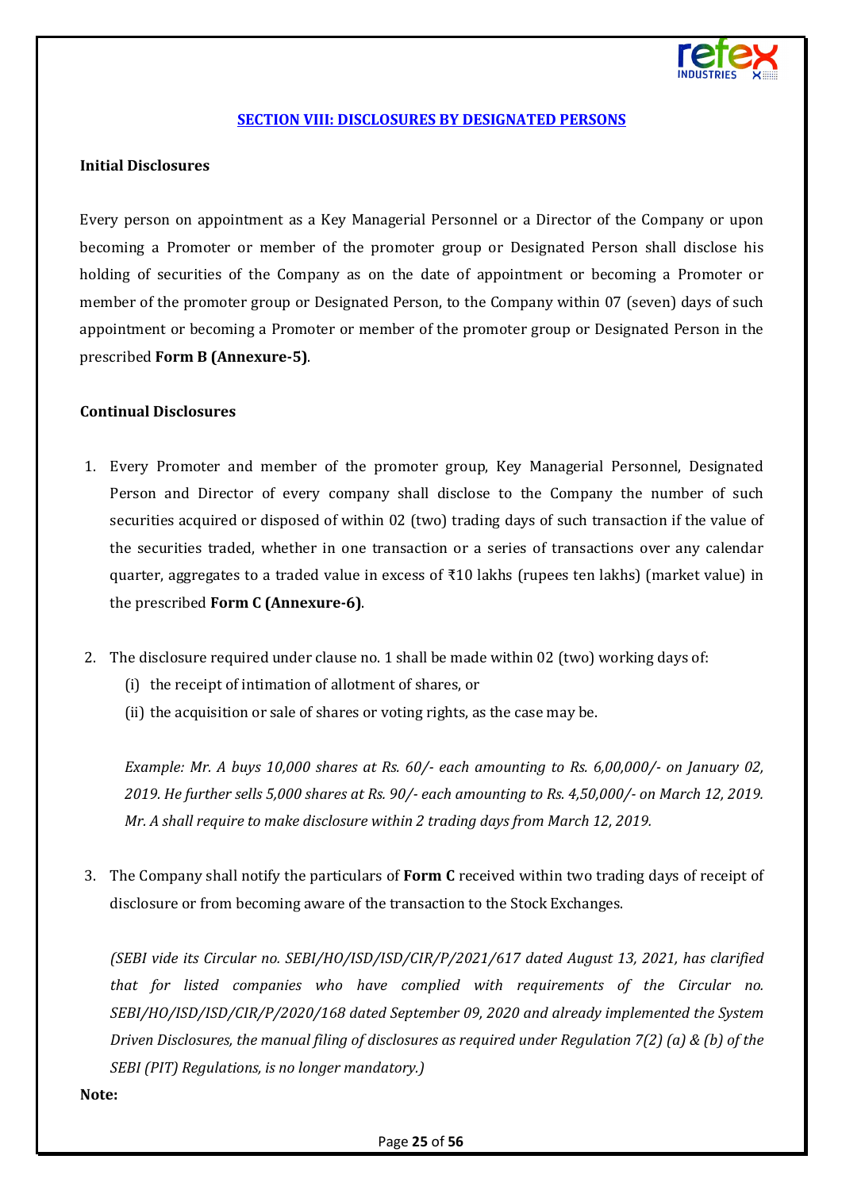## SECTION VIII: DISCLOSURES BY DESIGNATED PERSONS

**Initial Disclosures**

Every person on appointment as a Key Managerial Personnel or a Director of the Company or upon becoming a Promoter or member of the promoter group or Designated Person shall disclose his holding of securities of the Company as on the date of appointment or becoming a Promoter or member of the promoter group or Designated Person, to the Company within 07 (seven) days of such appointment or becoming a Promoter or member of the promoter group or Designated Person in the prescribed **Form B (Annexure-5)**.

**Continual Disclosures**

1. Every Promoter and member of the promoter group, Key Managerial Personnel, Designated Person and Director of every company shall disclose to the Company the number of such securities acquired or disposed of within 02 (two) trading days of such transaction if the value of the securities traded, whether in one transaction or a series of transactions over any calendar quarter, aggregates to a traded value in excess of ₹10 lakhs (rupees ten lakhs) (market value) in the prescribed **Form C (Annexure-6)**.

2. The disclosure required under clause no. 1 shall be made within 02 (two) working days of:
   (i) the receipt of intimation of allotment of shares, or
   (ii) the acquisition or sale of shares or voting rights, as the case may be.

   *Example: Mr. A buys 10,000 shares at Rs. 60/- each amounting to Rs. 6,00,000/- on January 02, 2019. He further sells 5,000 shares at Rs. 90/- each amounting to Rs. 4,50,000/- on March 12, 2019. Mr. A shall require to make disclosure within 2 trading days from March 12, 2019.*

3. The Company shall notify the particulars of **Form C** received within two trading days of receipt of disclosure or from becoming aware of the transaction to the Stock Exchanges.

   *(SEBI vide its Circular no. SEBI/HO/ISD/ISD/CIR/P/2021/617 dated August 13, 2021, has clarified that for listed companies who have complied with requirements of the Circular no. SEBI/HO/ISD/ISD/CIR/P/2020/168 dated September 09, 2020 and already implemented the System Driven Disclosures, the manual filing of disclosures as required under Regulation 7(2) (a) & (b) of the SEBI (PIT) Regulations, is no longer mandatory.)*

**Note:**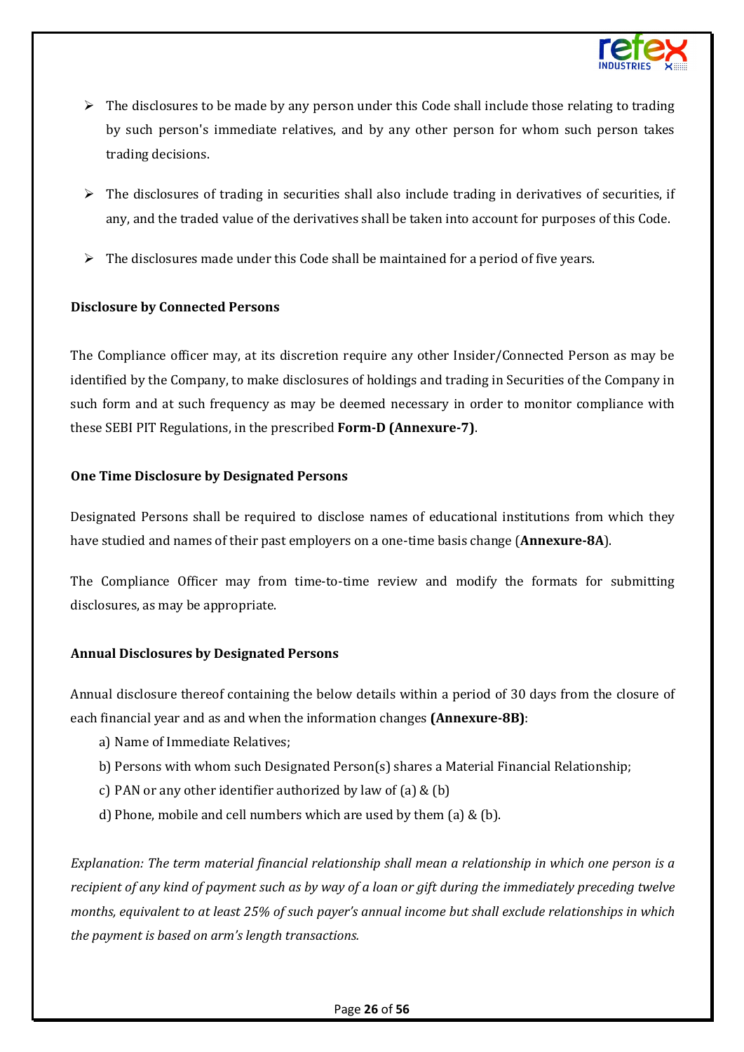- The disclosures to be made by any person under this Code shall include those relating to trading by such person's immediate relatives, and by any other person for whom such person takes trading decisions.
- The disclosures of trading in securities shall also include trading in derivatives of securities, if any, and the traded value of the derivatives shall be taken into account for purposes of this Code.
- The disclosures made under this Code shall be maintained for a period of five years.

**Disclosure by Connected Persons**

The Compliance officer may, at its discretion require any other Insider/Connected Person as may be identified by the Company, to make disclosures of holdings and trading in Securities of the Company in such form and at such frequency as may be deemed necessary in order to monitor compliance with these SEBI PIT Regulations, in the prescribed **Form-D (Annexure-7)**.

**One Time Disclosure by Designated Persons**

Designated Persons shall be required to disclose names of educational institutions from which they have studied and names of their past employers on a one-time basis change (**Annexure-8A**).

The Compliance Officer may from time-to-time review and modify the formats for submitting disclosures, as may be appropriate.

**Annual Disclosures by Designated Persons**

Annual disclosure thereof containing the below details within a period of 30 days from the closure of each financial year and as and when the information changes **(Annexure-8B)**:

a) Name of Immediate Relatives;

b) Persons with whom such Designated Person(s) shares a Material Financial Relationship;

c) PAN or any other identifier authorized by law of (a) & (b)

d) Phone, mobile and cell numbers which are used by them (a) & (b).

*Explanation: The term material financial relationship shall mean a relationship in which one person is a recipient of any kind of payment such as by way of a loan or gift during the immediately preceding twelve months, equivalent to at least 25% of such payer's annual income but shall exclude relationships in which the payment is based on arm's length transactions.*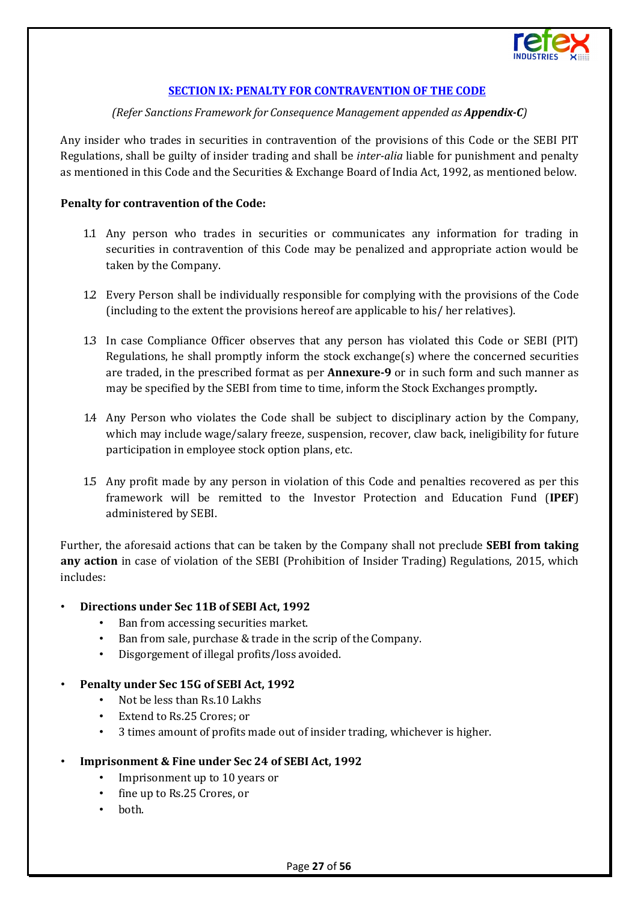## SECTION IX: PENALTY FOR CONTRAVENTION OF THE CODE

*(Refer Sanctions Framework for Consequence Management appended as **Appendix-C**)*

Any insider who trades in securities in contravention of the provisions of this Code or the SEBI PIT Regulations, shall be guilty of insider trading and shall be *inter-alia* liable for punishment and penalty as mentioned in this Code and the Securities & Exchange Board of India Act, 1992, as mentioned below.

**Penalty for contravention of the Code:**

1.1 Any person who trades in securities or communicates any information for trading in securities in contravention of this Code may be penalized and appropriate action would be taken by the Company.

1.2 Every Person shall be individually responsible for complying with the provisions of the Code (including to the extent the provisions hereof are applicable to his/ her relatives).

1.3 In case Compliance Officer observes that any person has violated this Code or SEBI (PIT) Regulations, he shall promptly inform the stock exchange(s) where the concerned securities are traded, in the prescribed format as per **Annexure-9** or in such form and such manner as may be specified by the SEBI from time to time, inform the Stock Exchanges promptly**.**

1.4 Any Person who violates the Code shall be subject to disciplinary action by the Company, which may include wage/salary freeze, suspension, recover, claw back, ineligibility for future participation in employee stock option plans, etc.

1.5 Any profit made by any person in violation of this Code and penalties recovered as per this framework will be remitted to the Investor Protection and Education Fund (**IPEF**) administered by SEBI.

Further, the aforesaid actions that can be taken by the Company shall not preclude **SEBI from taking any action** in case of violation of the SEBI (Prohibition of Insider Trading) Regulations, 2015, which includes:

- **Directions under Sec 11B of SEBI Act, 1992**
  - Ban from accessing securities market.
  - Ban from sale, purchase & trade in the scrip of the Company.
  - Disgorgement of illegal profits/loss avoided.
- **Penalty under Sec 15G of SEBI Act, 1992**
  - Not be less than Rs.10 Lakhs
  - Extend to Rs.25 Crores; or
  - 3 times amount of profits made out of insider trading, whichever is higher.
- **Imprisonment & Fine under Sec 24 of SEBI Act, 1992**
  - Imprisonment up to 10 years or
  - fine up to Rs.25 Crores, or
  - both.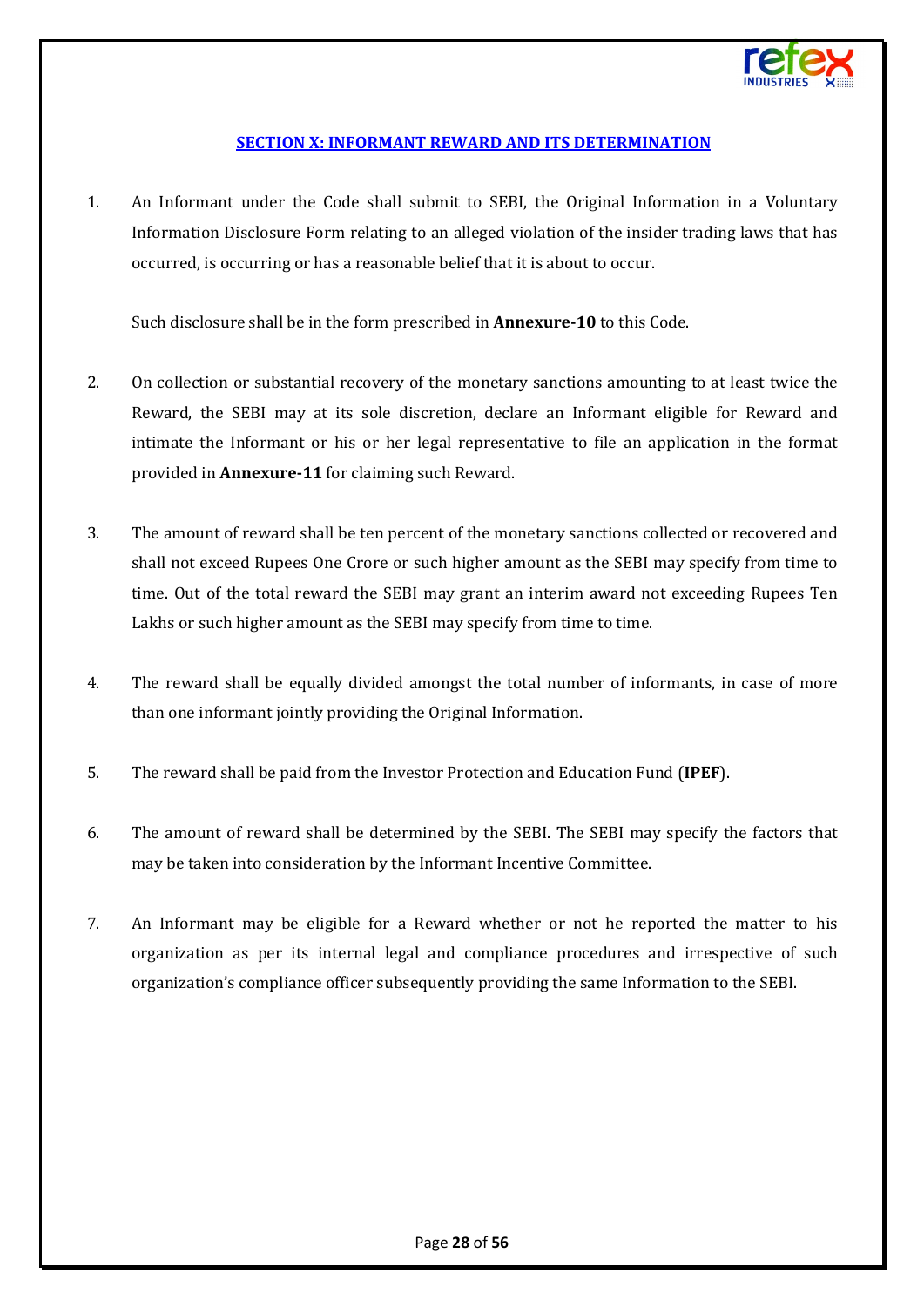## SECTION X: INFORMANT REWARD AND ITS DETERMINATION

1. An Informant under the Code shall submit to SEBI, the Original Information in a Voluntary Information Disclosure Form relating to an alleged violation of the insider trading laws that has occurred, is occurring or has a reasonable belief that it is about to occur.

   Such disclosure shall be in the form prescribed in **Annexure-10** to this Code.

2. On collection or substantial recovery of the monetary sanctions amounting to at least twice the Reward, the SEBI may at its sole discretion, declare an Informant eligible for Reward and intimate the Informant or his or her legal representative to file an application in the format provided in **Annexure-11** for claiming such Reward.

3. The amount of reward shall be ten percent of the monetary sanctions collected or recovered and shall not exceed Rupees One Crore or such higher amount as the SEBI may specify from time to time. Out of the total reward the SEBI may grant an interim award not exceeding Rupees Ten Lakhs or such higher amount as the SEBI may specify from time to time.

4. The reward shall be equally divided amongst the total number of informants, in case of more than one informant jointly providing the Original Information.

5. The reward shall be paid from the Investor Protection and Education Fund (**IPEF**).

6. The amount of reward shall be determined by the SEBI. The SEBI may specify the factors that may be taken into consideration by the Informant Incentive Committee.

7. An Informant may be eligible for a Reward whether or not he reported the matter to his organization as per its internal legal and compliance procedures and irrespective of such organization's compliance officer subsequently providing the same Information to the SEBI.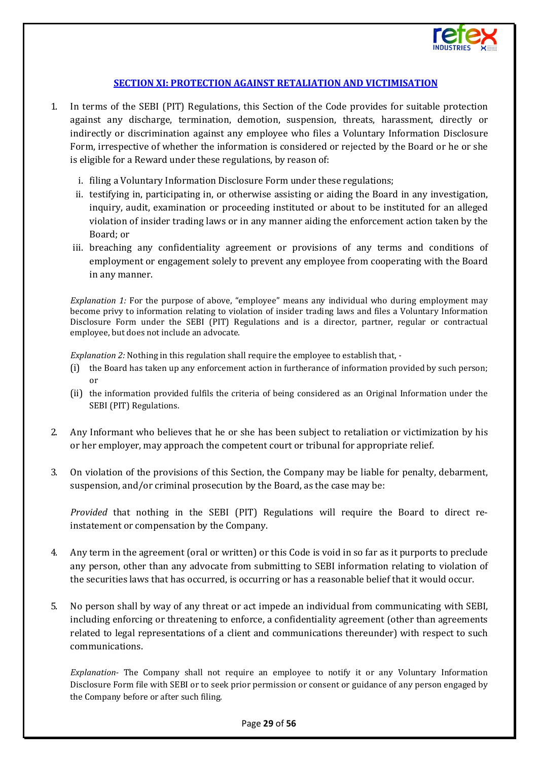## SECTION XI: PROTECTION AGAINST RETALIATION AND VICTIMISATION

1. In terms of the SEBI (PIT) Regulations, this Section of the Code provides for suitable protection against any discharge, termination, demotion, suspension, threats, harassment, directly or indirectly or discrimination against any employee who files a Voluntary Information Disclosure Form, irrespective of whether the information is considered or rejected by the Board or he or she is eligible for a Reward under these regulations, by reason of:

   i. filing a Voluntary Information Disclosure Form under these regulations;

   ii. testifying in, participating in, or otherwise assisting or aiding the Board in any investigation, inquiry, audit, examination or proceeding instituted or about to be instituted for an alleged violation of insider trading laws or in any manner aiding the enforcement action taken by the Board; or

   iii. breaching any confidentiality agreement or provisions of any terms and conditions of employment or engagement solely to prevent any employee from cooperating with the Board in any manner.

   *Explanation 1:* For the purpose of above, "employee" means any individual who during employment may become privy to information relating to violation of insider trading laws and files a Voluntary Information Disclosure Form under the SEBI (PIT) Regulations and is a director, partner, regular or contractual employee, but does not include an advocate.

   *Explanation 2:* Nothing in this regulation shall require the employee to establish that, -

   (i) the Board has taken up any enforcement action in furtherance of information provided by such person; or

   (ii) the information provided fulfils the criteria of being considered as an Original Information under the SEBI (PIT) Regulations.

2. Any Informant who believes that he or she has been subject to retaliation or victimization by his or her employer, may approach the competent court or tribunal for appropriate relief.

3. On violation of the provisions of this Section, the Company may be liable for penalty, debarment, suspension, and/or criminal prosecution by the Board, as the case may be:

   *Provided* that nothing in the SEBI (PIT) Regulations will require the Board to direct re-instatement or compensation by the Company.

4. Any term in the agreement (oral or written) or this Code is void in so far as it purports to preclude any person, other than any advocate from submitting to SEBI information relating to violation of the securities laws that has occurred, is occurring or has a reasonable belief that it would occur.

5. No person shall by way of any threat or act impede an individual from communicating with SEBI, including enforcing or threatening to enforce, a confidentiality agreement (other than agreements related to legal representations of a client and communications thereunder) with respect to such communications.

   *Explanation-* The Company shall not require an employee to notify it or any Voluntary Information Disclosure Form file with SEBI or to seek prior permission or consent or guidance of any person engaged by the Company before or after such filing.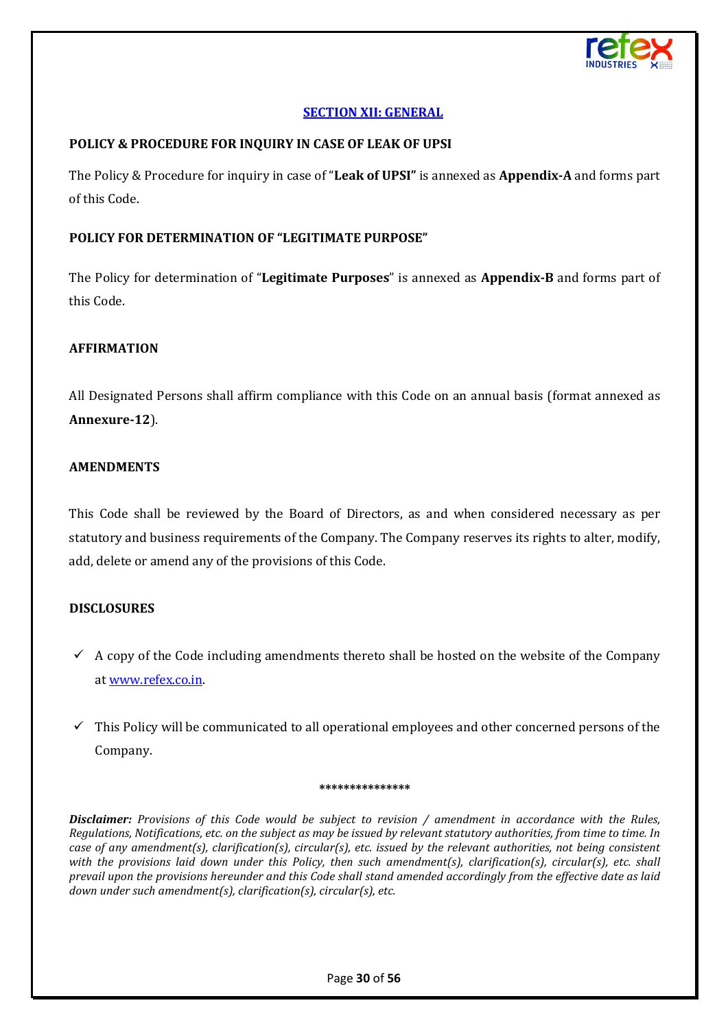## SECTION XII: GENERAL

### POLICY & PROCEDURE FOR INQUIRY IN CASE OF LEAK OF UPSI

The Policy & Procedure for inquiry in case of "**Leak of UPSI**" is annexed as **Appendix-A** and forms part of this Code.

### POLICY FOR DETERMINATION OF "LEGITIMATE PURPOSE"

The Policy for determination of "**Legitimate Purposes**" is annexed as **Appendix-B** and forms part of this Code.

### AFFIRMATION

All Designated Persons shall affirm compliance with this Code on an annual basis (format annexed as **Annexure-12**).

### AMENDMENTS

This Code shall be reviewed by the Board of Directors, as and when considered necessary as per statutory and business requirements of the Company. The Company reserves its rights to alter, modify, add, delete or amend any of the provisions of this Code.

### DISCLOSURES

- ✓ A copy of the Code including amendments thereto shall be hosted on the website of the Company at www.refex.co.in.
- ✓ This Policy will be communicated to all operational employees and other concerned persons of the Company.

***************

***Disclaimer:*** *Provisions of this Code would be subject to revision / amendment in accordance with the Rules, Regulations, Notifications, etc. on the subject as may be issued by relevant statutory authorities, from time to time. In case of any amendment(s), clarification(s), circular(s), etc. issued by the relevant authorities, not being consistent with the provisions laid down under this Policy, then such amendment(s), clarification(s), circular(s), etc. shall prevail upon the provisions hereunder and this Code shall stand amended accordingly from the effective date as laid down under such amendment(s), clarification(s), circular(s), etc.*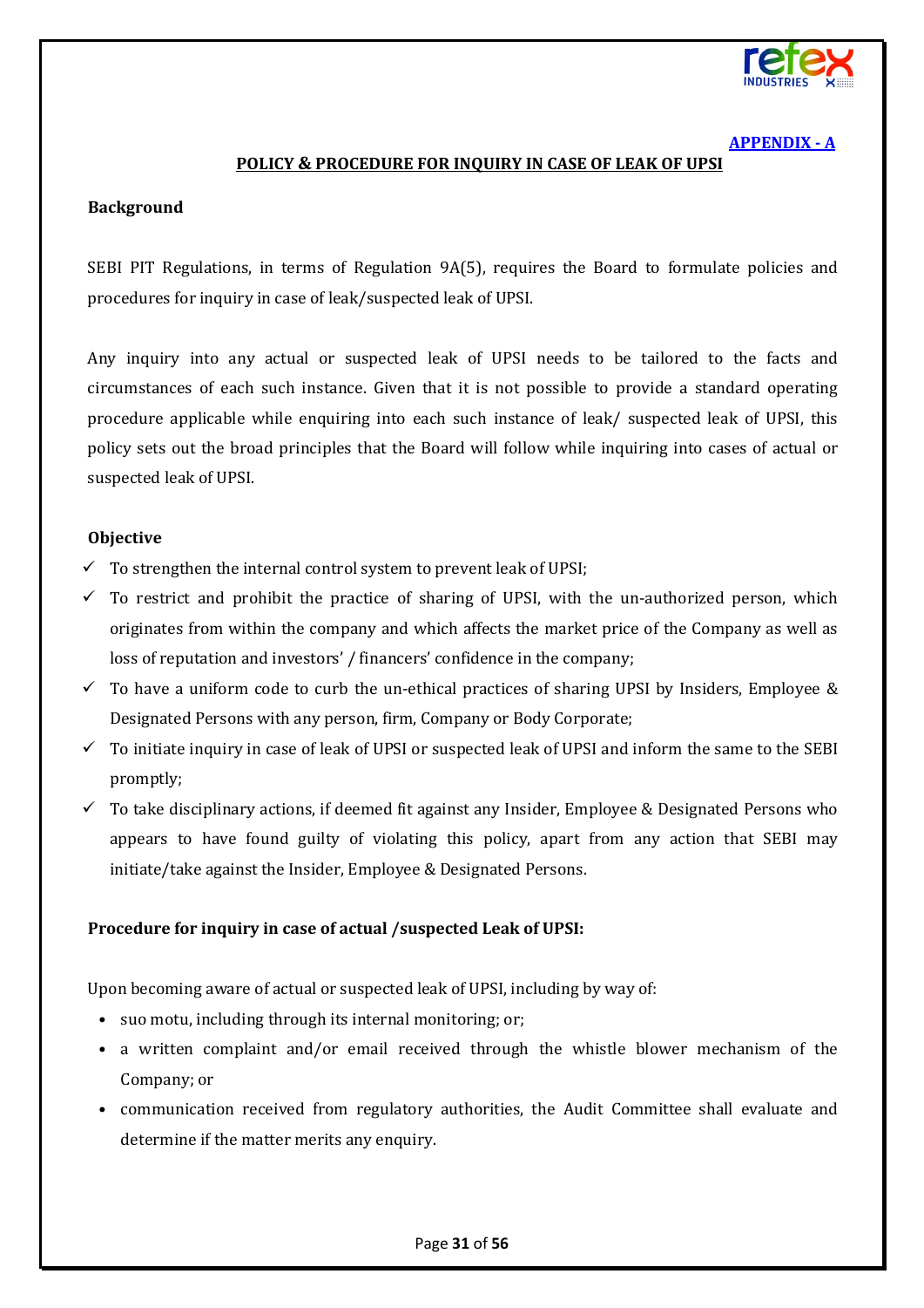**APPENDIX - A**

## POLICY & PROCEDURE FOR INQUIRY IN CASE OF LEAK OF UPSI

### Background

SEBI PIT Regulations, in terms of Regulation 9A(5), requires the Board to formulate policies and procedures for inquiry in case of leak/suspected leak of UPSI.

Any inquiry into any actual or suspected leak of UPSI needs to be tailored to the facts and circumstances of each such instance. Given that it is not possible to provide a standard operating procedure applicable while enquiring into each such instance of leak/ suspected leak of UPSI, this policy sets out the broad principles that the Board will follow while inquiring into cases of actual or suspected leak of UPSI.

### Objective

- ✓ To strengthen the internal control system to prevent leak of UPSI;
- ✓ To restrict and prohibit the practice of sharing of UPSI, with the un-authorized person, which originates from within the company and which affects the market price of the Company as well as loss of reputation and investors' / financers' confidence in the company;
- ✓ To have a uniform code to curb the un-ethical practices of sharing UPSI by Insiders, Employee & Designated Persons with any person, firm, Company or Body Corporate;
- ✓ To initiate inquiry in case of leak of UPSI or suspected leak of UPSI and inform the same to the SEBI promptly;
- ✓ To take disciplinary actions, if deemed fit against any Insider, Employee & Designated Persons who appears to have found guilty of violating this policy, apart from any action that SEBI may initiate/take against the Insider, Employee & Designated Persons.

### Procedure for inquiry in case of actual /suspected Leak of UPSI:

Upon becoming aware of actual or suspected leak of UPSI, including by way of:

- suo motu, including through its internal monitoring; or;
- a written complaint and/or email received through the whistle blower mechanism of the Company; or
- communication received from regulatory authorities, the Audit Committee shall evaluate and determine if the matter merits any enquiry.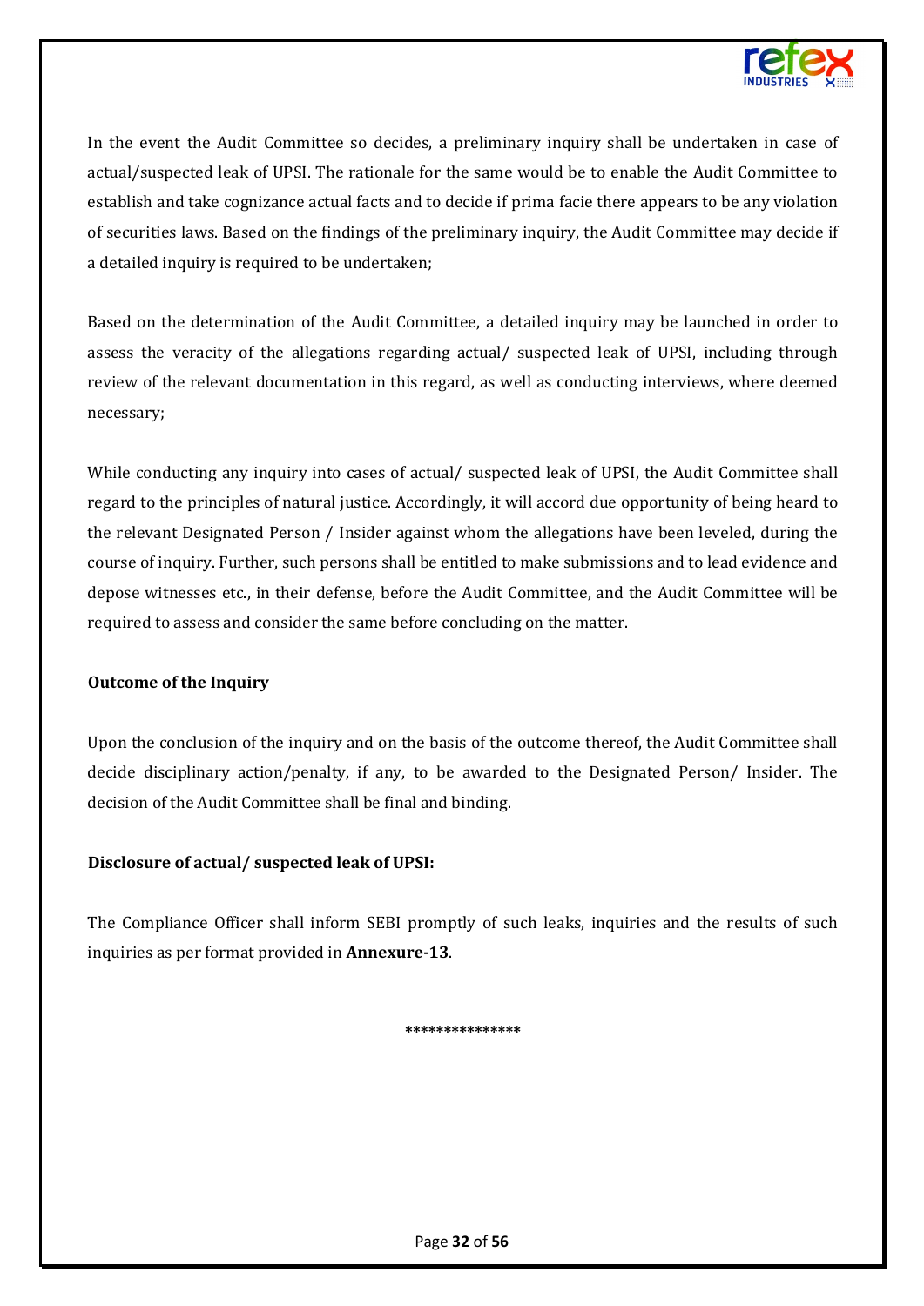In the event the Audit Committee so decides, a preliminary inquiry shall be undertaken in case of actual/suspected leak of UPSI. The rationale for the same would be to enable the Audit Committee to establish and take cognizance actual facts and to decide if prima facie there appears to be any violation of securities laws. Based on the findings of the preliminary inquiry, the Audit Committee may decide if a detailed inquiry is required to be undertaken;

Based on the determination of the Audit Committee, a detailed inquiry may be launched in order to assess the veracity of the allegations regarding actual/ suspected leak of UPSI, including through review of the relevant documentation in this regard, as well as conducting interviews, where deemed necessary;

While conducting any inquiry into cases of actual/ suspected leak of UPSI, the Audit Committee shall regard to the principles of natural justice. Accordingly, it will accord due opportunity of being heard to the relevant Designated Person / Insider against whom the allegations have been leveled, during the course of inquiry. Further, such persons shall be entitled to make submissions and to lead evidence and depose witnesses etc., in their defense, before the Audit Committee, and the Audit Committee will be required to assess and consider the same before concluding on the matter.

**Outcome of the Inquiry**

Upon the conclusion of the inquiry and on the basis of the outcome thereof, the Audit Committee shall decide disciplinary action/penalty, if any, to be awarded to the Designated Person/ Insider. The decision of the Audit Committee shall be final and binding.

**Disclosure of actual/ suspected leak of UPSI:**

The Compliance Officer shall inform SEBI promptly of such leaks, inquiries and the results of such inquiries as per format provided in **Annexure-13**.

***************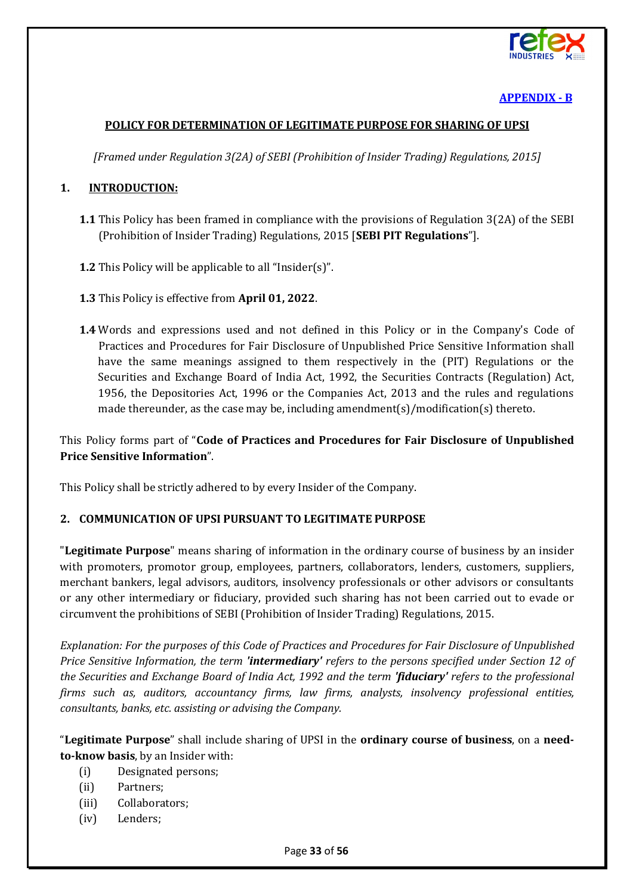**APPENDIX - B**

## POLICY FOR DETERMINATION OF LEGITIMATE PURPOSE FOR SHARING OF UPSI

*[Framed under Regulation 3(2A) of SEBI (Prohibition of Insider Trading) Regulations, 2015]*

### 1. INTRODUCTION:

**1.1** This Policy has been framed in compliance with the provisions of Regulation 3(2A) of the SEBI (Prohibition of Insider Trading) Regulations, 2015 [**SEBI PIT Regulations**"].

**1.2** This Policy will be applicable to all "Insider(s)".

**1.3** This Policy is effective from **April 01, 2022**.

**1.4** Words and expressions used and not defined in this Policy or in the Company's Code of Practices and Procedures for Fair Disclosure of Unpublished Price Sensitive Information shall have the same meanings assigned to them respectively in the (PIT) Regulations or the Securities and Exchange Board of India Act, 1992, the Securities Contracts (Regulation) Act, 1956, the Depositories Act, 1996 or the Companies Act, 2013 and the rules and regulations made thereunder, as the case may be, including amendment(s)/modification(s) thereto.

This Policy forms part of "**Code of Practices and Procedures for Fair Disclosure of Unpublished Price Sensitive Information**".

This Policy shall be strictly adhered to by every Insider of the Company.

### 2. COMMUNICATION OF UPSI PURSUANT TO LEGITIMATE PURPOSE

"**Legitimate Purpose**" means sharing of information in the ordinary course of business by an insider with promoters, promotor group, employees, partners, collaborators, lenders, customers, suppliers, merchant bankers, legal advisors, auditors, insolvency professionals or other advisors or consultants or any other intermediary or fiduciary, provided such sharing has not been carried out to evade or circumvent the prohibitions of SEBI (Prohibition of Insider Trading) Regulations, 2015.

*Explanation: For the purposes of this Code of Practices and Procedures for Fair Disclosure of Unpublished Price Sensitive Information, the term **'intermediary'** refers to the persons specified under Section 12 of the Securities and Exchange Board of India Act, 1992 and the term **'fiduciary'** refers to the professional firms such as, auditors, accountancy firms, law firms, analysts, insolvency professional entities, consultants, banks, etc. assisting or advising the Company.*

"**Legitimate Purpose**" shall include sharing of UPSI in the **ordinary course of business**, on a **need-to-know basis**, by an Insider with:

(i) Designated persons;
(ii) Partners;
(iii) Collaborators;
(iv) Lenders;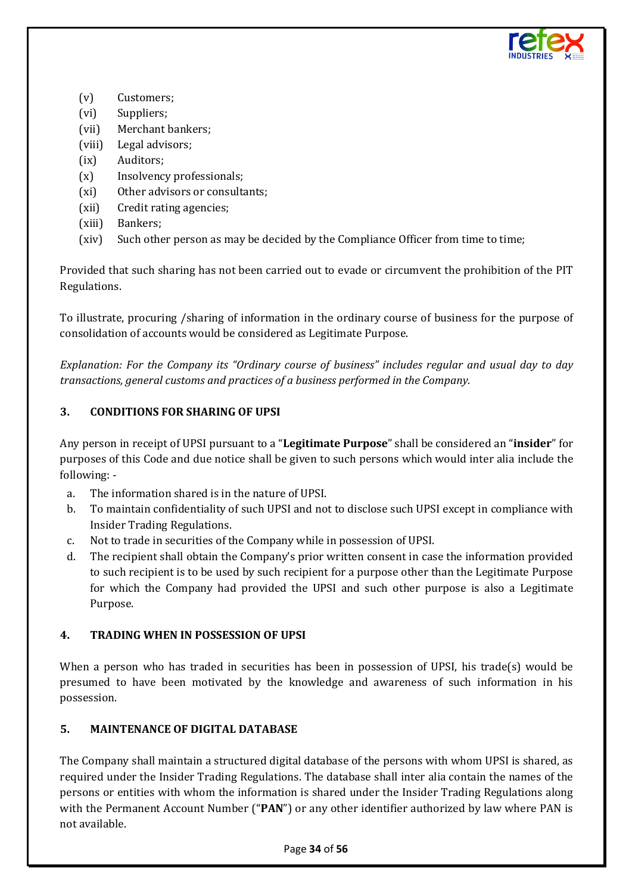(v) Customers;
(vi) Suppliers;
(vii) Merchant bankers;
(viii) Legal advisors;
(ix) Auditors;
(x) Insolvency professionals;
(xi) Other advisors or consultants;
(xii) Credit rating agencies;
(xiii) Bankers;
(xiv) Such other person as may be decided by the Compliance Officer from time to time;

Provided that such sharing has not been carried out to evade or circumvent the prohibition of the PIT Regulations.

To illustrate, procuring /sharing of information in the ordinary course of business for the purpose of consolidation of accounts would be considered as Legitimate Purpose.

*Explanation: For the Company its "Ordinary course of business" includes regular and usual day to day transactions, general customs and practices of a business performed in the Company.*

## 3. CONDITIONS FOR SHARING OF UPSI

Any person in receipt of UPSI pursuant to a "**Legitimate Purpose**" shall be considered an "**insider**" for purposes of this Code and due notice shall be given to such persons which would inter alia include the following: -

a. The information shared is in the nature of UPSI.
b. To maintain confidentiality of such UPSI and not to disclose such UPSI except in compliance with Insider Trading Regulations.
c. Not to trade in securities of the Company while in possession of UPSI.
d. The recipient shall obtain the Company's prior written consent in case the information provided to such recipient is to be used by such recipient for a purpose other than the Legitimate Purpose for which the Company had provided the UPSI and such other purpose is also a Legitimate Purpose.

## 4. TRADING WHEN IN POSSESSION OF UPSI

When a person who has traded in securities has been in possession of UPSI, his trade(s) would be presumed to have been motivated by the knowledge and awareness of such information in his possession.

## 5. MAINTENANCE OF DIGITAL DATABASE

The Company shall maintain a structured digital database of the persons with whom UPSI is shared, as required under the Insider Trading Regulations. The database shall inter alia contain the names of the persons or entities with whom the information is shared under the Insider Trading Regulations along with the Permanent Account Number ("**PAN**") or any other identifier authorized by law where PAN is not available.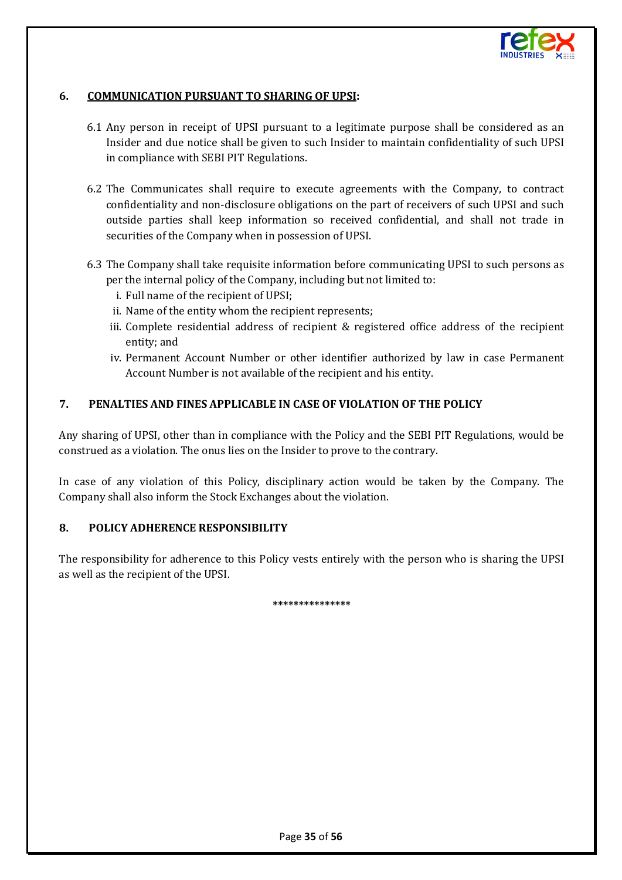## 6. COMMUNICATION PURSUANT TO SHARING OF UPSI:

6.1 Any person in receipt of UPSI pursuant to a legitimate purpose shall be considered as an Insider and due notice shall be given to such Insider to maintain confidentiality of such UPSI in compliance with SEBI PIT Regulations.

6.2 The Communicates shall require to execute agreements with the Company, to contract confidentiality and non-disclosure obligations on the part of receivers of such UPSI and such outside parties shall keep information so received confidential, and shall not trade in securities of the Company when in possession of UPSI.

6.3 The Company shall take requisite information before communicating UPSI to such persons as per the internal policy of the Company, including but not limited to:

i. Full name of the recipient of UPSI;
ii. Name of the entity whom the recipient represents;
iii. Complete residential address of recipient & registered office address of the recipient entity; and
iv. Permanent Account Number or other identifier authorized by law in case Permanent Account Number is not available of the recipient and his entity.

## 7. PENALTIES AND FINES APPLICABLE IN CASE OF VIOLATION OF THE POLICY

Any sharing of UPSI, other than in compliance with the Policy and the SEBI PIT Regulations, would be construed as a violation. The onus lies on the Insider to prove to the contrary.

In case of any violation of this Policy, disciplinary action would be taken by the Company. The Company shall also inform the Stock Exchanges about the violation.

## 8. POLICY ADHERENCE RESPONSIBILITY

The responsibility for adherence to this Policy vests entirely with the person who is sharing the UPSI as well as the recipient of the UPSI.

***************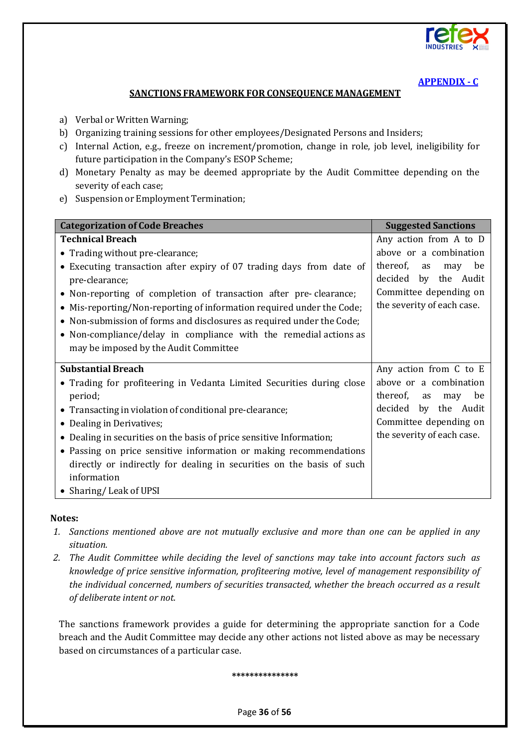**APPENDIX - C**

## SANCTIONS FRAMEWORK FOR CONSEQUENCE MANAGEMENT

a) Verbal or Written Warning;

b) Organizing training sessions for other employees/Designated Persons and Insiders;

c) Internal Action, e.g., freeze on increment/promotion, change in role, job level, ineligibility for future participation in the Company's ESOP Scheme;

d) Monetary Penalty as may be deemed appropriate by the Audit Committee depending on the severity of each case;

e) Suspension or Employment Termination;

| Categorization of Code Breaches | Suggested Sanctions |
|---|---|
| **Technical Breach**<br>• Trading without pre-clearance;<br>• Executing transaction after expiry of 07 trading days from date of pre-clearance;<br>• Non-reporting of completion of transaction after pre- clearance;<br>• Mis-reporting/Non-reporting of information required under the Code;<br>• Non-submission of forms and disclosures as required under the Code;<br>• Non-compliance/delay in compliance with the remedial actions as may be imposed by the Audit Committee | Any action from A to D above or a combination thereof, as may be decided by the Audit Committee depending on the severity of each case. |
| **Substantial Breach**<br>• Trading for profiteering in Vedanta Limited Securities during close period;<br>• Transacting in violation of conditional pre-clearance;<br>• Dealing in Derivatives;<br>• Dealing in securities on the basis of price sensitive Information;<br>• Passing on price sensitive information or making recommendations directly or indirectly for dealing in securities on the basis of such information<br>• Sharing/ Leak of UPSI | Any action from C to E above or a combination thereof, as may be decided by the Audit Committee depending on the severity of each case. |

**Notes:**

1. *Sanctions mentioned above are not mutually exclusive and more than one can be applied in any situation.*
2. *The Audit Committee while deciding the level of sanctions may take into account factors such as knowledge of price sensitive information, profiteering motive, level of management responsibility of the individual concerned, numbers of securities transacted, whether the breach occurred as a result of deliberate intent or not.*

The sanctions framework provides a guide for determining the appropriate sanction for a Code breach and the Audit Committee may decide any other actions not listed above as may be necessary based on circumstances of a particular case.

***************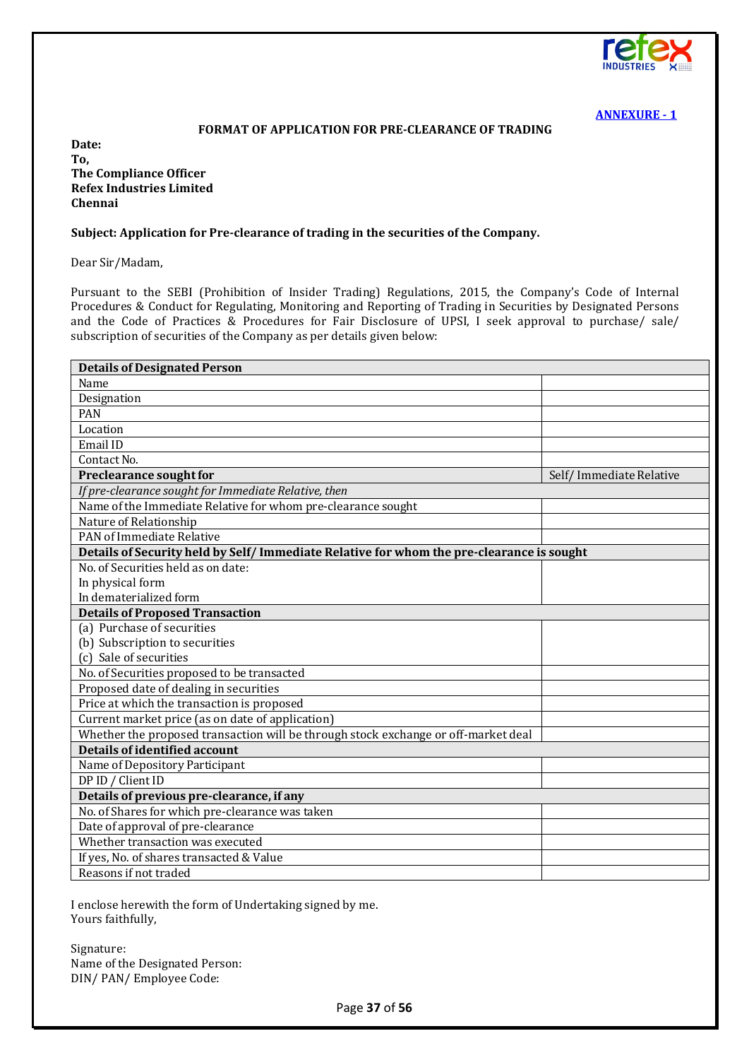**ANNEXURE - 1**

**FORMAT OF APPLICATION FOR PRE-CLEARANCE OF TRADING**

**Date:**
**To,**
**The Compliance Officer**
**Refex Industries Limited**
**Chennai**

**Subject: Application for Pre-clearance of trading in the securities of the Company.**

Dear Sir/Madam,

Pursuant to the SEBI (Prohibition of Insider Trading) Regulations, 2015, the Company's Code of Internal Procedures & Conduct for Regulating, Monitoring and Reporting of Trading in Securities by Designated Persons and the Code of Practices & Procedures for Fair Disclosure of UPSI, I seek approval to purchase/ sale/ subscription of securities of the Company as per details given below:

| **Details of Designated Person** | |
|---|---|
| Name | |
| Designation | |
| PAN | |
| Location | |
| Email ID | |
| Contact No. | |
| **Preclearance sought for** | Self/ Immediate Relative |
| *If pre-clearance sought for Immediate Relative, then* | |
| Name of the Immediate Relative for whom pre-clearance sought | |
| Nature of Relationship | |
| PAN of Immediate Relative | |
| **Details of Security held by Self/ Immediate Relative for whom the pre-clearance is sought** | |
| No. of Securities held as on date:<br>In physical form<br>In dematerialized form | |
| **Details of Proposed Transaction** | |
| (a) Purchase of securities<br>(b) Subscription to securities<br>(c) Sale of securities | |
| No. of Securities proposed to be transacted | |
| Proposed date of dealing in securities | |
| Price at which the transaction is proposed | |
| Current market price (as on date of application) | |
| Whether the proposed transaction will be through stock exchange or off-market deal | |
| **Details of identified account** | |
| Name of Depository Participant | |
| DP ID / Client ID | |
| **Details of previous pre-clearance, if any** | |
| No. of Shares for which pre-clearance was taken | |
| Date of approval of pre-clearance | |
| Whether transaction was executed | |
| If yes, No. of shares transacted & Value | |
| Reasons if not traded | |

I enclose herewith the form of Undertaking signed by me.
Yours faithfully,

Signature:
Name of the Designated Person:
DIN/ PAN/ Employee Code: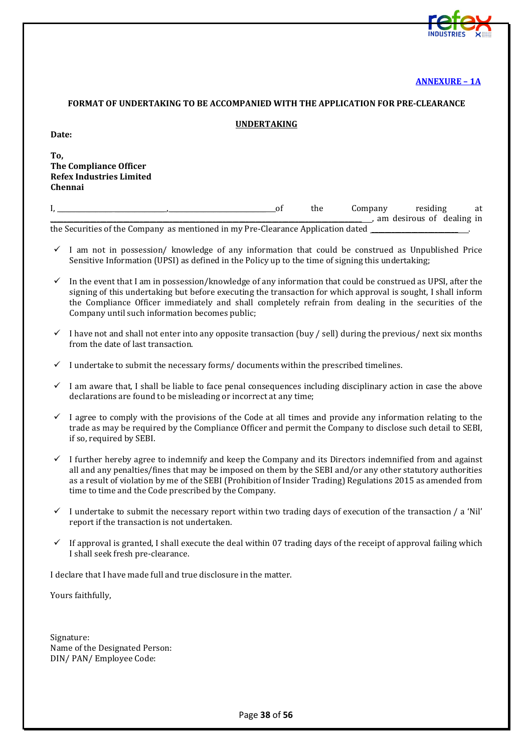**ANNEXURE – 1A**

**FORMAT OF UNDERTAKING TO BE ACCOMPANIED WITH THE APPLICATION FOR PRE-CLEARANCE**

**UNDERTAKING**

**Date:**

**To,**
**The Compliance Officer**
**Refex Industries Limited**
**Chennai**

I, ____________________________,____________________________of the Company residing at ____________________________________________________________________________________, am desirous of dealing in the Securities of the Company as mentioned in my Pre-Clearance Application dated ________________________.

- ✓ I am not in possession/ knowledge of any information that could be construed as Unpublished Price Sensitive Information (UPSI) as defined in the Policy up to the time of signing this undertaking;

- ✓ In the event that I am in possession/knowledge of any information that could be construed as UPSI, after the signing of this undertaking but before executing the transaction for which approval is sought, I shall inform the Compliance Officer immediately and shall completely refrain from dealing in the securities of the Company until such information becomes public;

- ✓ I have not and shall not enter into any opposite transaction (buy / sell) during the previous/ next six months from the date of last transaction.

- ✓ I undertake to submit the necessary forms/ documents within the prescribed timelines.

- ✓ I am aware that, I shall be liable to face penal consequences including disciplinary action in case the above declarations are found to be misleading or incorrect at any time;

- ✓ I agree to comply with the provisions of the Code at all times and provide any information relating to the trade as may be required by the Compliance Officer and permit the Company to disclose such detail to SEBI, if so, required by SEBI.

- ✓ I further hereby agree to indemnify and keep the Company and its Directors indemnified from and against all and any penalties/fines that may be imposed on them by the SEBI and/or any other statutory authorities as a result of violation by me of the SEBI (Prohibition of Insider Trading) Regulations 2015 as amended from time to time and the Code prescribed by the Company.

- ✓ I undertake to submit the necessary report within two trading days of execution of the transaction / a 'Nil' report if the transaction is not undertaken.

- ✓ If approval is granted, I shall execute the deal within 07 trading days of the receipt of approval failing which I shall seek fresh pre-clearance.

I declare that I have made full and true disclosure in the matter.

Yours faithfully,

Signature:
Name of the Designated Person:
DIN/ PAN/ Employee Code: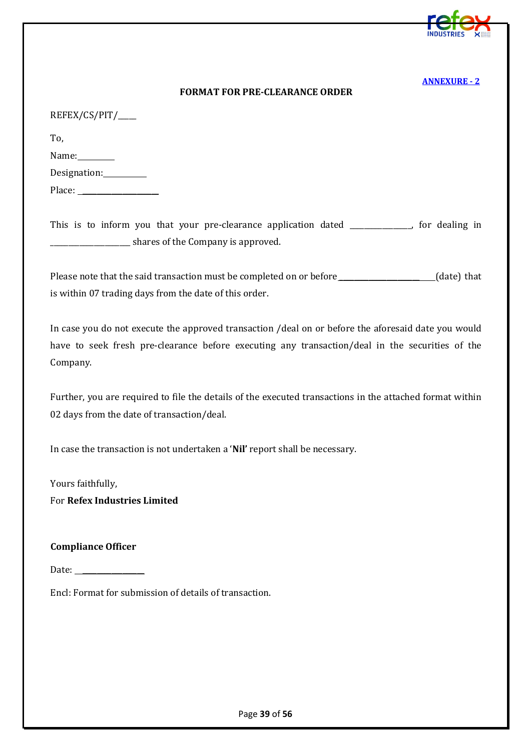**ANNEXURE - 2**

## FORMAT FOR PRE-CLEARANCE ORDER

REFEX/CS/PIT/____

To,

Name:________

Designation:__________

Place: ____________________

This is to inform you that your pre-clearance application dated _______________, for dealing in ____________________ shares of the Company is approved.

Please note that the said transaction must be completed on or before ________________________(date) that is within 07 trading days from the date of this order.

In case you do not execute the approved transaction /deal on or before the aforesaid date you would have to seek fresh pre-clearance before executing any transaction/deal in the securities of the Company.

Further, you are required to file the details of the executed transactions in the attached format within 02 days from the date of transaction/deal.

In case the transaction is not undertaken a '**Nil**' report shall be necessary.

Yours faithfully,
For **Refex Industries Limited**

**Compliance Officer**

Date: ________________

Encl: Format for submission of details of transaction.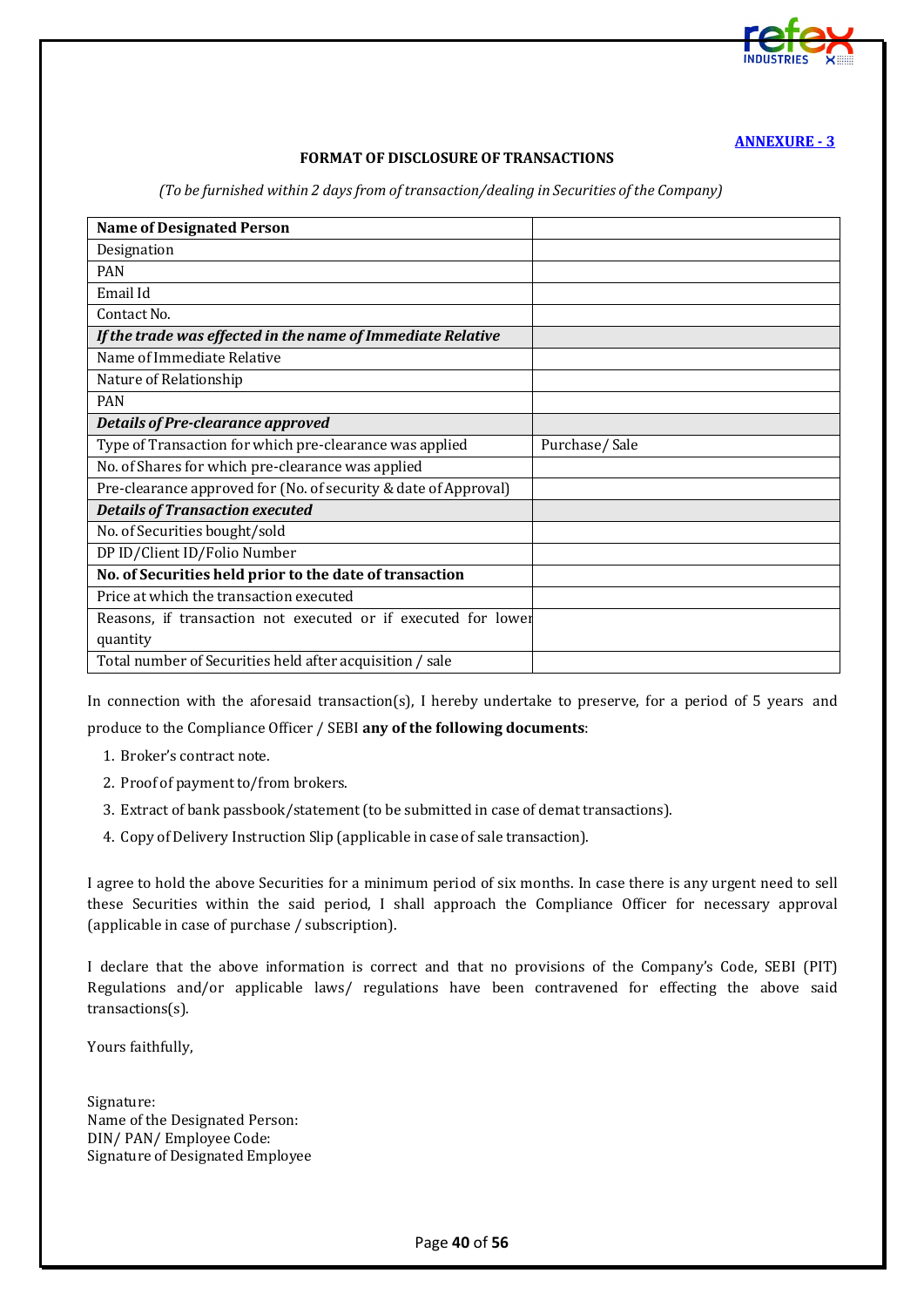**ANNEXURE - 3**

**FORMAT OF DISCLOSURE OF TRANSACTIONS**

*(To be furnished within 2 days from of transaction/dealing in Securities of the Company)*

| **Name of Designated Person** | |
|---|---|
| Designation | |
| PAN | |
| Email Id | |
| Contact No. | |
| ***If the trade was effected in the name of Immediate Relative*** | |
| Name of Immediate Relative | |
| Nature of Relationship | |
| PAN | |
| ***Details of Pre-clearance approved*** | |
| Type of Transaction for which pre-clearance was applied | Purchase/ Sale |
| No. of Shares for which pre-clearance was applied | |
| Pre-clearance approved for (No. of security & date of Approval) | |
| ***Details of Transaction executed*** | |
| No. of Securities bought/sold | |
| DP ID/Client ID/Folio Number | |
| **No. of Securities held prior to the date of transaction** | |
| Price at which the transaction executed | |
| Reasons, if transaction not executed or if executed for lower quantity | |
| Total number of Securities held after acquisition / sale | |

In connection with the aforesaid transaction(s), I hereby undertake to preserve, for a period of 5 years and produce to the Compliance Officer / SEBI **any of the following documents**:

1. Broker's contract note.
2. Proof of payment to/from brokers.
3. Extract of bank passbook/statement (to be submitted in case of demat transactions).
4. Copy of Delivery Instruction Slip (applicable in case of sale transaction).

I agree to hold the above Securities for a minimum period of six months. In case there is any urgent need to sell these Securities within the said period, I shall approach the Compliance Officer for necessary approval (applicable in case of purchase / subscription).

I declare that the above information is correct and that no provisions of the Company's Code, SEBI (PIT) Regulations and/or applicable laws/ regulations have been contravened for effecting the above said transactions(s).

Yours faithfully,

Signature:
Name of the Designated Person:
DIN/ PAN/ Employee Code:
Signature of Designated Employee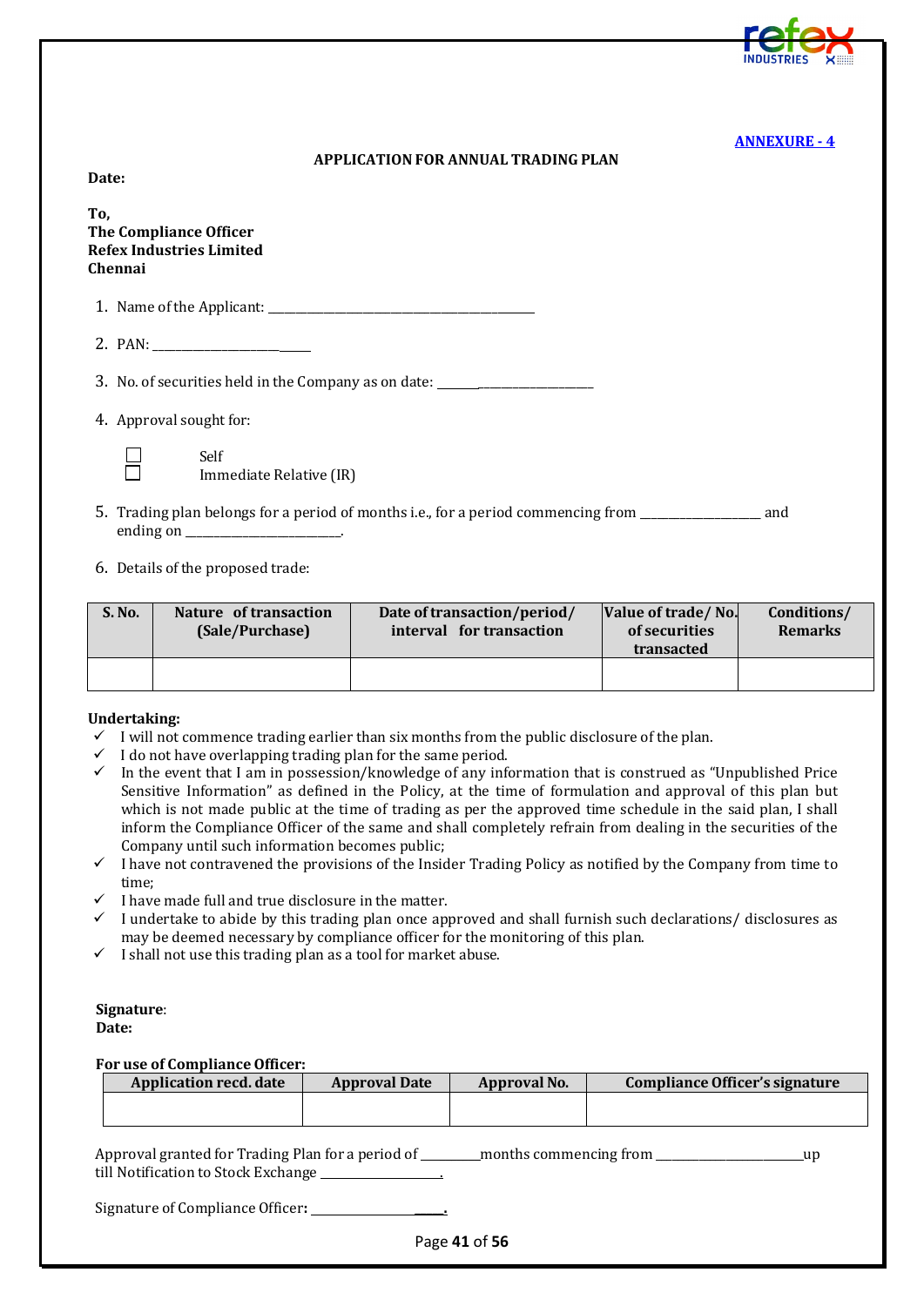**ANNEXURE - 4**

**APPLICATION FOR ANNUAL TRADING PLAN**

**Date:**

**To,**
**The Compliance Officer**
**Refex Industries Limited**
**Chennai**

1. Name of the Applicant: ___________________________________________

2. PAN: ___________________________

3. No. of securities held in the Company as on date: ___________________________

4. Approval sought for:

   ☐ Self
   ☐ Immediate Relative (IR)

5. Trading plan belongs for a period of months i.e., for a period commencing from ___________________ and ending on ________________________.

6. Details of the proposed trade:

| S. No. | Nature of transaction (Sale/Purchase) | Date of transaction/period/ interval for transaction | Value of trade/ No. of securities transacted | Conditions/ Remarks |
|---|---|---|---|---|
| | | | | |

**Undertaking:**

- ✓ I will not commence trading earlier than six months from the public disclosure of the plan.
- ✓ I do not have overlapping trading plan for the same period.
- ✓ In the event that I am in possession/knowledge of any information that is construed as "Unpublished Price Sensitive Information" as defined in the Policy, at the time of formulation and approval of this plan but which is not made public at the time of trading as per the approved time schedule in the said plan, I shall inform the Compliance Officer of the same and shall completely refrain from dealing in the securities of the Company until such information becomes public;
- ✓ I have not contravened the provisions of the Insider Trading Policy as notified by the Company from time to time;
- ✓ I have made full and true disclosure in the matter.
- ✓ I undertake to abide by this trading plan once approved and shall furnish such declarations/ disclosures as may be deemed necessary by compliance officer for the monitoring of this plan.
- ✓ I shall not use this trading plan as a tool for market abuse.

**Signature**:
**Date:**

**For use of Compliance Officer:**

| Application recd. date | Approval Date | Approval No. | Compliance Officer's signature |
|---|---|---|---|
| | | | |

Approval granted for Trading Plan for a period of _________months commencing from _______________________up till Notification to Stock Exchange _________________.

Signature of Compliance Officer**:** _____________________.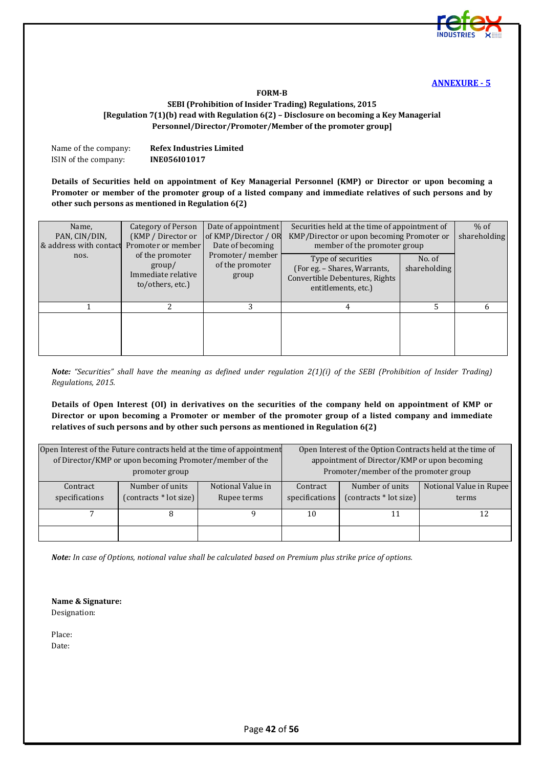**ANNEXURE - 5**

**FORM-B**

**SEBI (Prohibition of Insider Trading) Regulations, 2015**
**[Regulation 7(1)(b) read with Regulation 6(2) – Disclosure on becoming a Key Managerial Personnel/Director/Promoter/Member of the promoter group]**

Name of the company: **Refex Industries Limited**
ISIN of the company: **INE056I01017**

**Details of Securities held on appointment of Key Managerial Personnel (KMP) or Director or upon becoming a Promoter or member of the promoter group of a listed company and immediate relatives of such persons and by other such persons as mentioned in Regulation 6(2)**

| Name, PAN, CIN/DIN, & address with contact nos. | Category of Person (KMP / Director or Promoter or member of the promoter group/ Immediate relative to/others, etc.) | Date of appointment of KMP/Director / OR Date of becoming Promoter/ member of the promoter group | Securities held at the time of appointment of KMP/Director or upon becoming Promoter or member of the promoter group | | % of shareholding |
|---|---|---|---|---|---|
| | | | Type of securities (For eg. – Shares, Warrants, Convertible Debentures, Rights entitlements, etc.) | No. of shareholding | |
| 1 | 2 | 3 | 4 | 5 | 6 |
| | | | | | |

***Note:*** *"Securities" shall have the meaning as defined under regulation 2(1)(i) of the SEBI (Prohibition of Insider Trading) Regulations, 2015.*

**Details of Open Interest (OI) in derivatives on the securities of the company held on appointment of KMP or Director or upon becoming a Promoter or member of the promoter group of a listed company and immediate relatives of such persons and by other such persons as mentioned in Regulation 6(2)**

| Open Interest of the Future contracts held at the time of appointment of Director/KMP or upon becoming Promoter/member of the promoter group | | | Open Interest of the Option Contracts held at the time of appointment of Director/KMP or upon becoming Promoter/member of the promoter group | | |
|---|---|---|---|---|---|
| Contract specifications | Number of units (contracts * lot size) | Notional Value in Rupee terms | Contract specifications | Number of units (contracts * lot size) | Notional Value in Rupee terms |
| 7 | 8 | 9 | 10 | 11 | 12 |
| | | | | | |

***Note:*** *In case of Options, notional value shall be calculated based on Premium plus strike price of options.*

**Name & Signature:**
Designation:

Place:
Date: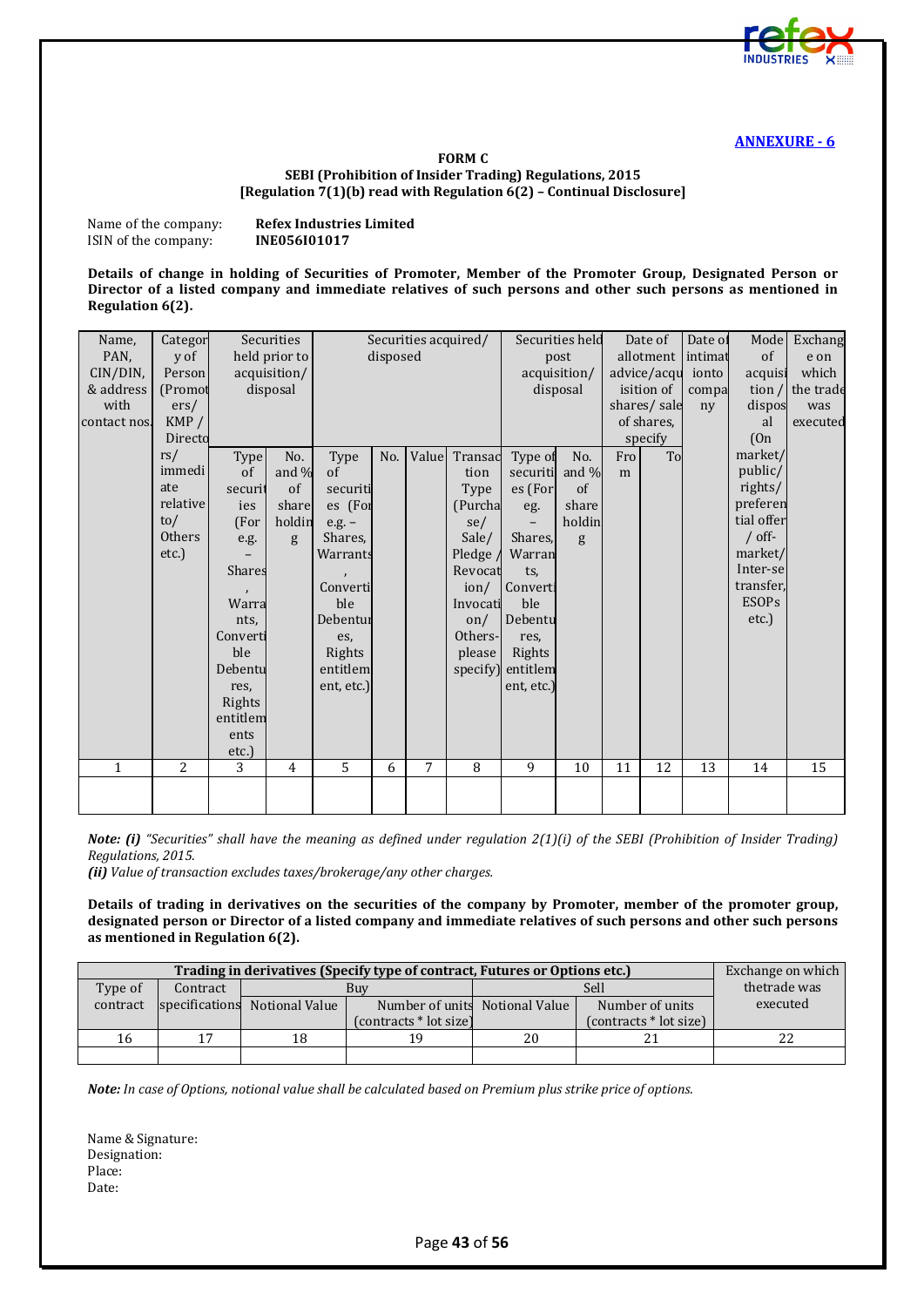**ANNEXURE - 6**

**FORM C**
**SEBI (Prohibition of Insider Trading) Regulations, 2015**
**[Regulation 7(1)(b) read with Regulation 6(2) – Continual Disclosure]**

Name of the company: **Refex Industries Limited**
ISIN of the company: **INE056I01017**

**Details of change in holding of Securities of Promoter, Member of the Promoter Group, Designated Person or Director of a listed company and immediate relatives of such persons and other such persons as mentioned in Regulation 6(2).**

| Name, PAN, CIN/DIN, & address with contact nos. | Category of Person (Promoters/ KMP / Directors/ immediate relative to/ Others etc.) | Securities held prior to acquisition/ disposal | | Securities acquired/ disposed | | | | Securities held post acquisition/ disposal | | Date of allotment advice/acquisition of shares/ sale of shares, specify | | Date of intimation to company | Mode of acquisition / disposal (On market/ public/ rights/ preferential offer / off-market/ Inter-se transfer, ESOPs etc.) | Exchange on which the trade was executed |
|---|---|---|---|---|---|---|---|---|---|---|---|---|---|---|
| | | Type of securities (For e.g. – Shares, Warrants, Convertible Debentures, Rights entitlements etc.) | No. and % of shareholding | Type of securities (For e.g. – Shares, Warrants, Convertible Debentures, Rights entitlement, etc.) | No. | Value | Transaction Type (Purchase/ Sale/ Pledge / Revocation/ Invocation/ Others-please specify) | Type of securities (For eg. – Shares, Warrants, Convertible Debentures, Rights entitlement, etc.) | No. and % of shareholding | From | To | | | |
| 1 | 2 | 3 | 4 | 5 | 6 | 7 | 8 | 9 | 10 | 11 | 12 | 13 | 14 | 15 |
| | | | | | | | | | | | | | | |

***Note: (i)*** *"Securities" shall have the meaning as defined under regulation 2(1)(i) of the SEBI (Prohibition of Insider Trading) Regulations, 2015.*
***(ii)*** *Value of transaction excludes taxes/brokerage/any other charges.*

**Details of trading in derivatives on the securities of the company by Promoter, member of the promoter group, designated person or Director of a listed company and immediate relatives of such persons and other such persons as mentioned in Regulation 6(2).**

| Trading in derivatives (Specify type of contract, Futures or Options etc.) | | | | | | Exchange on which thetrade was executed |
|---|---|---|---|---|---|---|
| Type of contract | Contract specifications | Buy | | Sell | | |
| | | Notional Value | Number of units (contracts * lot size) | Notional Value | Number of units (contracts * lot size) | |
| 16 | 17 | 18 | 19 | 20 | 21 | 22 |
| | | | | | | |

***Note:*** *In case of Options, notional value shall be calculated based on Premium plus strike price of options.*

Name & Signature:
Designation:
Place:
Date: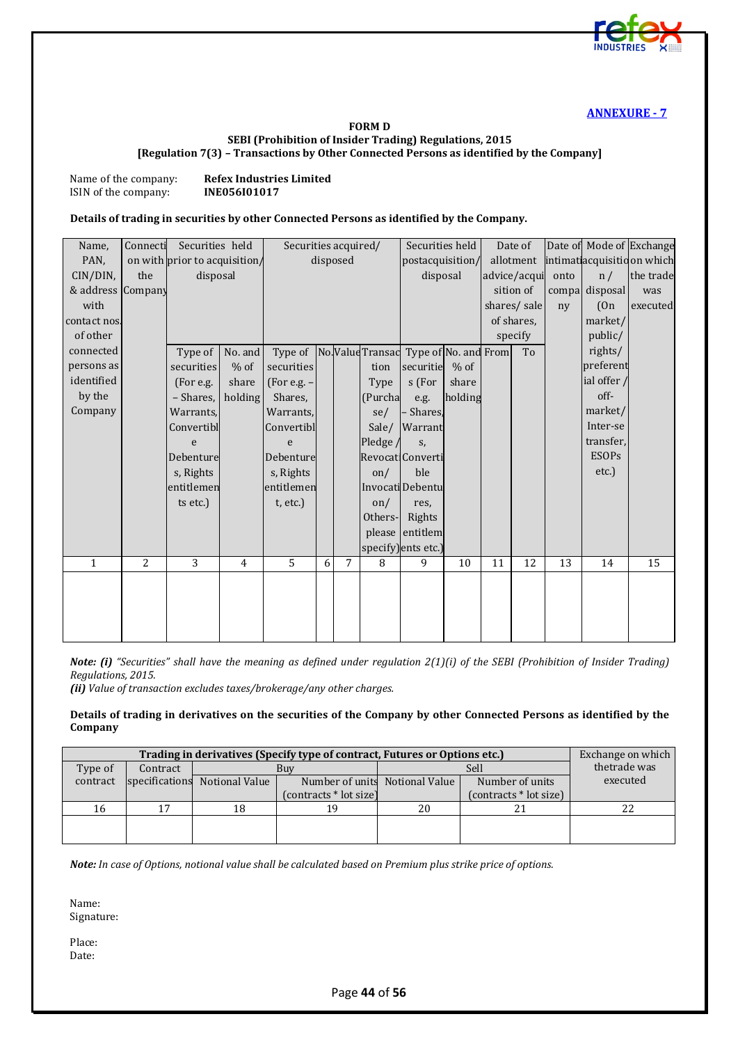**ANNEXURE - 7**

**FORM D**
**SEBI (Prohibition of Insider Trading) Regulations, 2015**
**[Regulation 7(3) – Transactions by Other Connected Persons as identified by the Company]**

Name of the company: **Refex Industries Limited**
ISIN of the company: **INE056I01017**

**Details of trading in securities by other Connected Persons as identified by the Company.**

| Name, PAN, CIN/DIN, & address with contact nos. of other connected persons as identified by the Company | Connection with the Company | Securities held prior to acquisition/ disposal | | Securities acquired/ disposed | | | | Securities held postacquisition/ disposal | | Date of allotment advice/acquisition of shares/ sale of shares, specify | | Date of intimation to company | Mode of acquisition / disposal (On market/ public/ rights/ preferential offer / off-market/ Inter-se transfer, ESOPs etc.) | Exchange on which the trade was executed |
|---|---|---|---|---|---|---|---|---|---|---|---|---|---|---|
| | | Type of securities (For e.g. – Shares, Warrants, Convertible Debentures, Rights entitlements etc.) | No. and % of share holding | Type of securities (For e.g. – Shares, Warrants, Convertible Debentures, Rights entitlement, etc.) | No. | Value | Transaction Type (Purchase/ Sale/ Pledge / Revocation/ Invocation/ Others- please specify) | Type of securities (For e.g. – Shares, Warrants, Convertible Debentures, Rights entitlements etc.) | No. and % of share holding | From | To | | | |
| 1 | 2 | 3 | 4 | 5 | 6 | 7 | 8 | 9 | 10 | 11 | 12 | 13 | 14 | 15 |
| | | | | | | | | | | | | | | |

***Note: (i)*** *"Securities" shall have the meaning as defined under regulation 2(1)(i) of the SEBI (Prohibition of Insider Trading) Regulations, 2015.*
***(ii)*** *Value of transaction excludes taxes/brokerage/any other charges.*

**Details of trading in derivatives on the securities of the Company by other Connected Persons as identified by the Company**

| Trading in derivatives (Specify type of contract, Futures or Options etc.) | | | | | | Exchange on which thetrade was executed |
|---|---|---|---|---|---|---|
| Type of contract | Contract specifications | Buy | | Sell | | |
| | | Notional Value | Number of units (contracts * lot size) | Notional Value | Number of units (contracts * lot size) | |
| 16 | 17 | 18 | 19 | 20 | 21 | 22 |
| | | | | | | |

***Note:*** *In case of Options, notional value shall be calculated based on Premium plus strike price of options.*

Name:
Signature:

Place:
Date: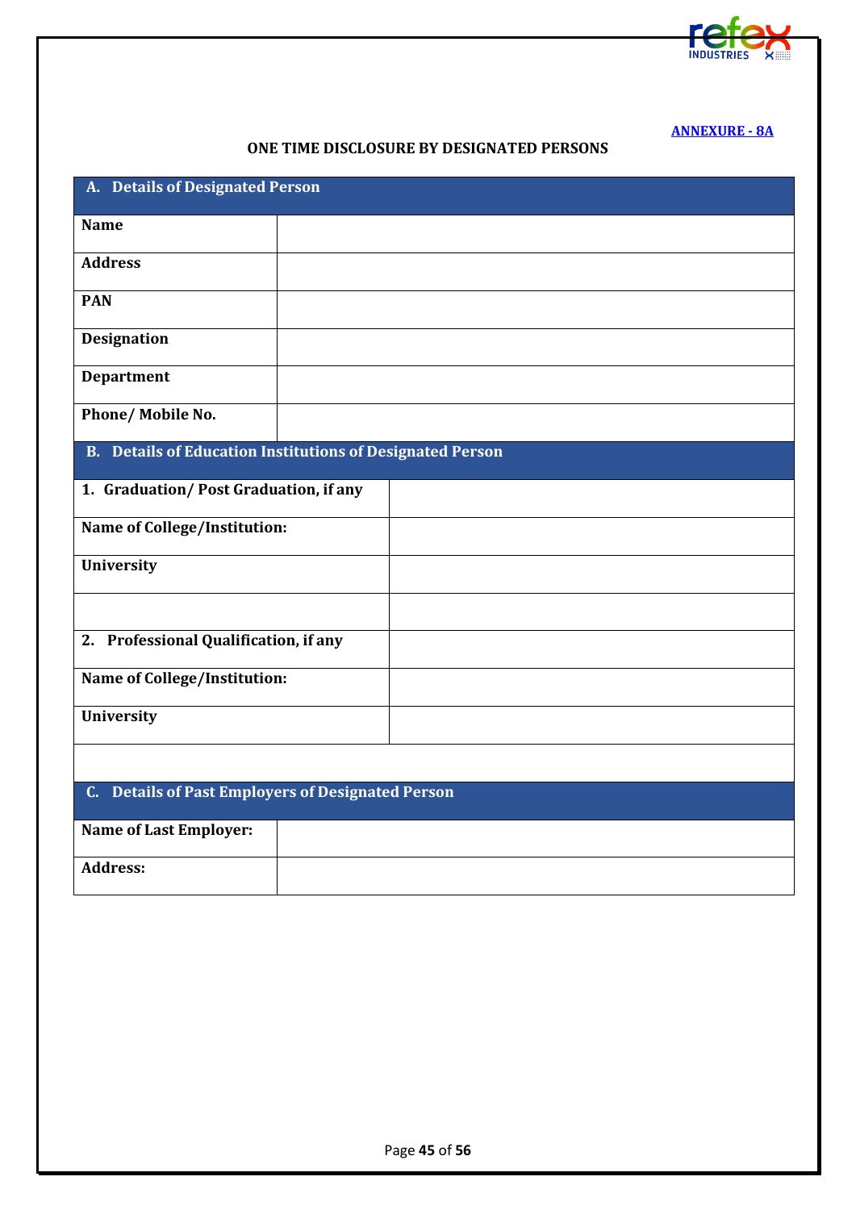**ANNEXURE - 8A**

**ONE TIME DISCLOSURE BY DESIGNATED PERSONS**

| **A. Details of Designated Person** | |
|---|---|
| **Name** | |
| **Address** | |
| **PAN** | |
| **Designation** | |
| **Department** | |
| **Phone/ Mobile No.** | |

| **B. Details of Education Institutions of Designated Person** | |
|---|---|
| **1. Graduation/ Post Graduation, if any** | |
| **Name of College/Institution:** | |
| **University** | |
| | |
| **2. Professional Qualification, if any** | |
| **Name of College/Institution:** | |
| **University** | |
| | |

| **C. Details of Past Employers of Designated Person** | |
|---|---|
| **Name of Last Employer:** | |
| **Address:** | |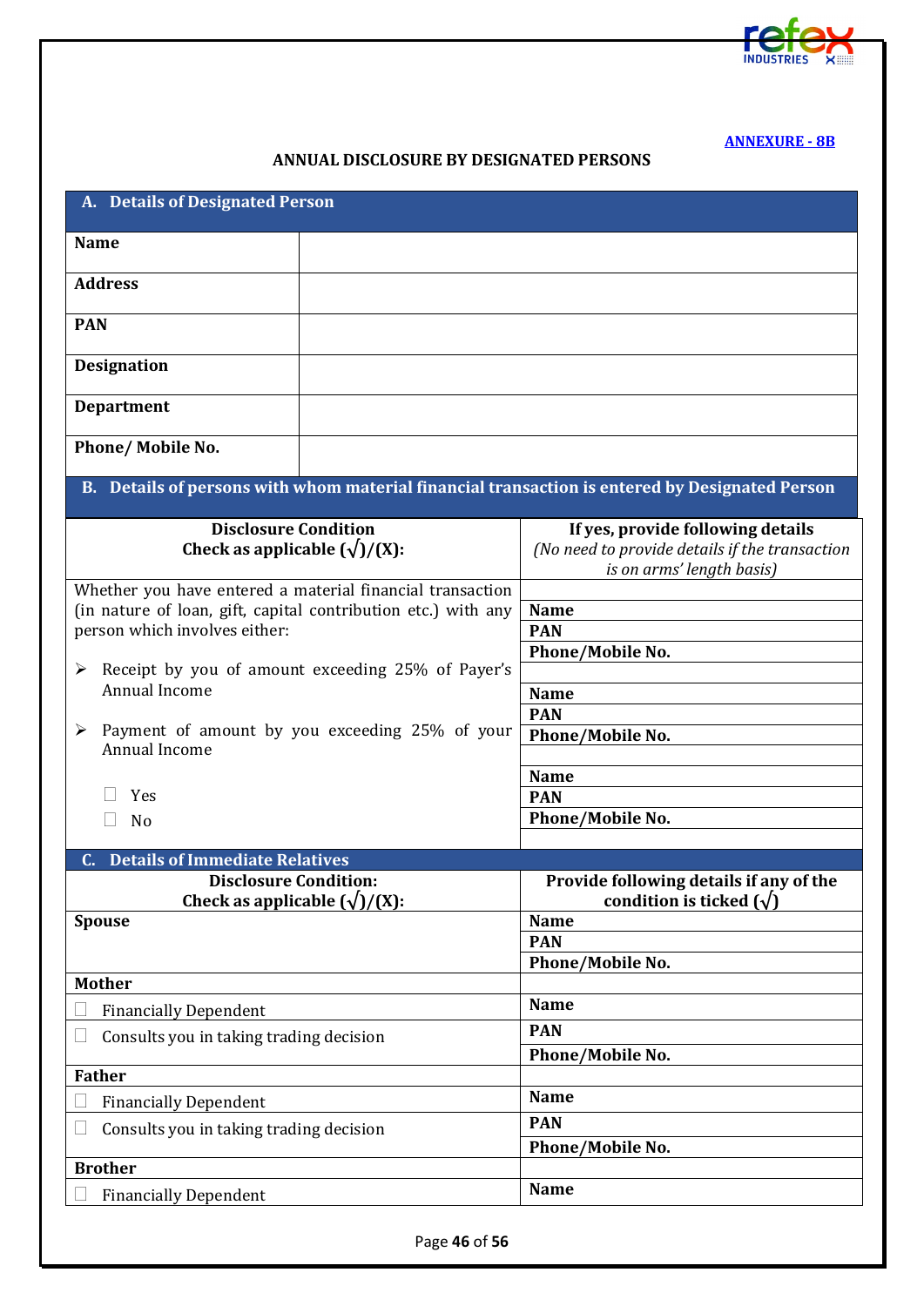**ANNEXURE - 8B**

**ANNUAL DISCLOSURE BY DESIGNATED PERSONS**

| **A. Details of Designated Person** | |
|---|---|
| **Name** | |
| **Address** | |
| **PAN** | |
| **Designation** | |
| **Department** | |
| **Phone/ Mobile No.** | |

**B. Details of persons with whom material financial transaction is entered by Designated Person**

| **Disclosure Condition** **Check as applicable (√)/(X):** | **If yes, provide following details** *(No need to provide details if the transaction is on arms' length basis)* |
|---|---|
| Whether you have entered a material financial transaction (in nature of loan, gift, capital contribution etc.) with any person which involves either: | |
| | **Name** |
| | **PAN** |
| | **Phone/Mobile No.** |
| ➢ Receipt by you of amount exceeding 25% of Payer's Annual Income | |
| | **Name** |
| | **PAN** |
| ➢ Payment of amount by you exceeding 25% of your Annual Income | **Phone/Mobile No.** |
| | |
| | **Name** |
| ☐ Yes | **PAN** |
| ☐ No | **Phone/Mobile No.** |
| | |

**C. Details of Immediate Relatives**

| **Disclosure Condition:** **Check as applicable (√)/(X):** | **Provide following details if any of the condition is ticked (√)** |
|---|---|
| **Spouse** | **Name** |
| | **PAN** |
| | **Phone/Mobile No.** |
| **Mother** | |
| ☐ Financially Dependent | **Name** |
| ☐ Consults you in taking trading decision | **PAN** |
| | **Phone/Mobile No.** |
| **Father** | |
| ☐ Financially Dependent | **Name** |
| ☐ Consults you in taking trading decision | **PAN** |
| | **Phone/Mobile No.** |
| **Brother** | |
| ☐ Financially Dependent | **Name** |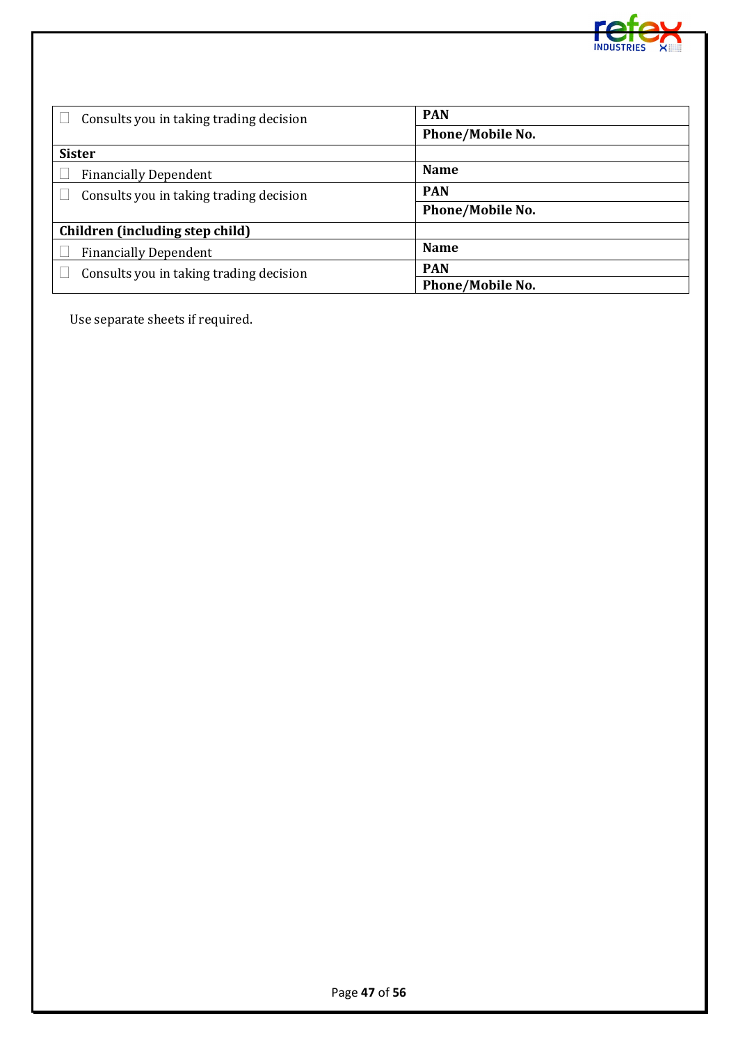| | |
|---|---|
| ☐ Consults you in taking trading decision | **PAN** |
| | **Phone/Mobile No.** |
| **Sister** | |
| ☐ Financially Dependent | **Name** |
| ☐ Consults you in taking trading decision | **PAN** |
| | **Phone/Mobile No.** |
| **Children (including step child)** | |
| ☐ Financially Dependent | **Name** |
| ☐ Consults you in taking trading decision | **PAN** |
| | **Phone/Mobile No.** |

Use separate sheets if required.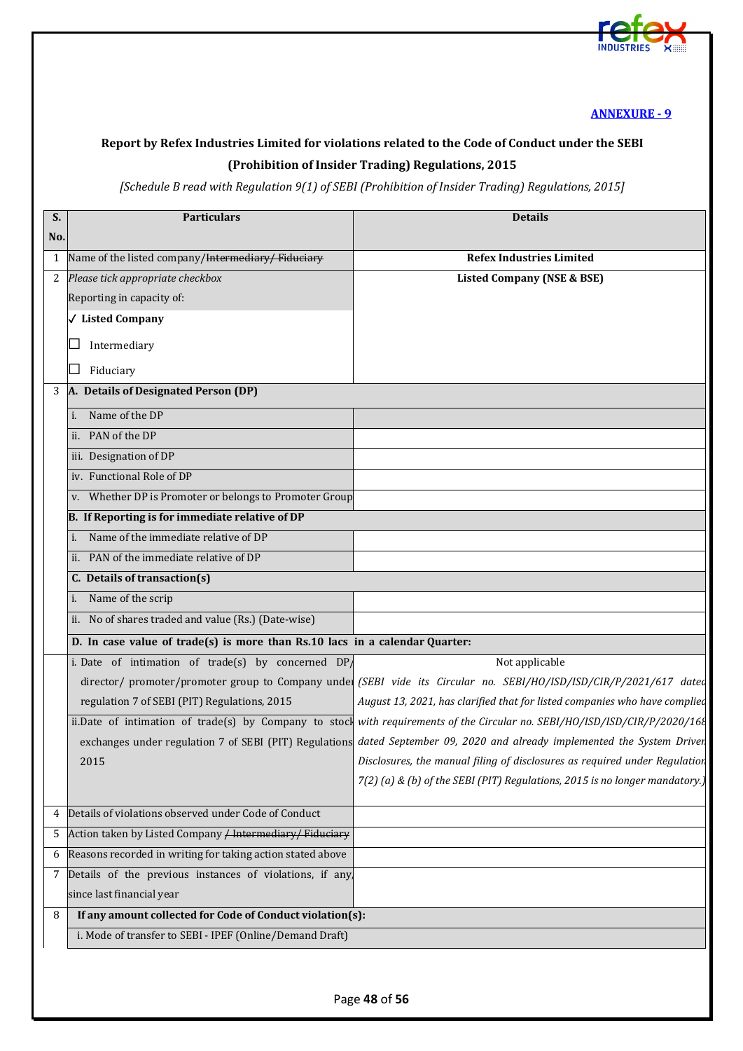**ANNEXURE - 9**

**Report by Refex Industries Limited for violations related to the Code of Conduct under the SEBI (Prohibition of Insider Trading) Regulations, 2015**

*[Schedule B read with Regulation 9(1) of SEBI (Prohibition of Insider Trading) Regulations, 2015]*

| S. No. | Particulars | Details |
|---|---|---|
| 1 | Name of the listed company/~~Intermediary/ Fiduciary~~ | **Refex Industries Limited** |
| 2 | *Please tick appropriate checkbox*<br>Reporting in capacity of:<br>✓ **Listed Company**<br>☐ Intermediary<br>☐ Fiduciary | **Listed Company (NSE & BSE)** |
| 3 | **A. Details of Designated Person (DP)** | |
| | i. Name of the DP | |
| | ii. PAN of the DP | |
| | iii. Designation of DP | |
| | iv. Functional Role of DP | |
| | v. Whether DP is Promoter or belongs to Promoter Group | |
| | **B. If Reporting is for immediate relative of DP** | |
| | i. Name of the immediate relative of DP | |
| | ii. PAN of the immediate relative of DP | |
| | **C. Details of transaction(s)** | |
| | i. Name of the scrip | |
| | ii. No of shares traded and value (Rs.) (Date-wise) | |
| | **D. In case value of trade(s) is more than Rs.10 lacs in a calendar Quarter:** | |
| | i. Date of intimation of trade(s) by concerned DP/ director/ promoter/promoter group to Company under regulation 7 of SEBI (PIT) Regulations, 2015<br>ii. Date of intimation of trade(s) by Company to stock exchanges under regulation 7 of SEBI (PIT) Regulations 2015 | Not applicable<br>*(SEBI vide its Circular no. SEBI/HO/ISD/ISD/CIR/P/2021/617 dated August 13, 2021, has clarified that for listed companies who have complied with requirements of the Circular no. SEBI/HO/ISD/ISD/CIR/P/2020/168 dated September 09, 2020 and already implemented the System Driven Disclosures, the manual filing of disclosures as required under Regulation 7(2) (a) & (b) of the SEBI (PIT) Regulations, 2015 is no longer mandatory.)* |
| 4 | Details of violations observed under Code of Conduct | |
| 5 | Action taken by Listed Company ~~/ Intermediary/ Fiduciary~~ | |
| 6 | Reasons recorded in writing for taking action stated above | |
| 7 | Details of the previous instances of violations, if any, since last financial year | |
| 8 | **If any amount collected for Code of Conduct violation(s):** | |
| | i. Mode of transfer to SEBI - IPEF (Online/Demand Draft) | |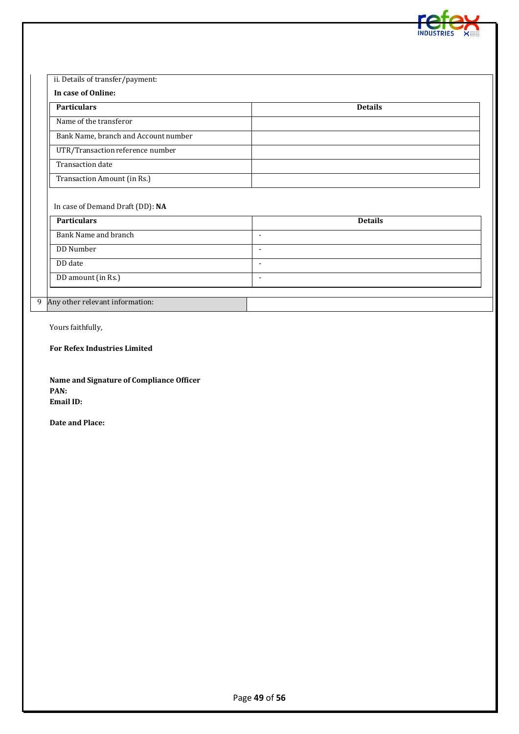ii. Details of transfer/payment:

**In case of Online:**

| **Particulars** | **Details** |
|---|---|
| Name of the transferor | |
| Bank Name, branch and Account number | |
| UTR/Transaction reference number | |
| Transaction date | |
| Transaction Amount (in Rs.) | |

In case of Demand Draft (DD): **NA**

| **Particulars** | **Details** |
|---|---|
| Bank Name and branch | - |
| DD Number | - |
| DD date | - |
| DD amount (in Rs.) | - |

| 9 | Any other relevant information: | |
|---|---|---|

Yours faithfully,

**For Refex Industries Limited**

**Name and Signature of Compliance Officer**
**PAN:**
**Email ID:**

**Date and Place:**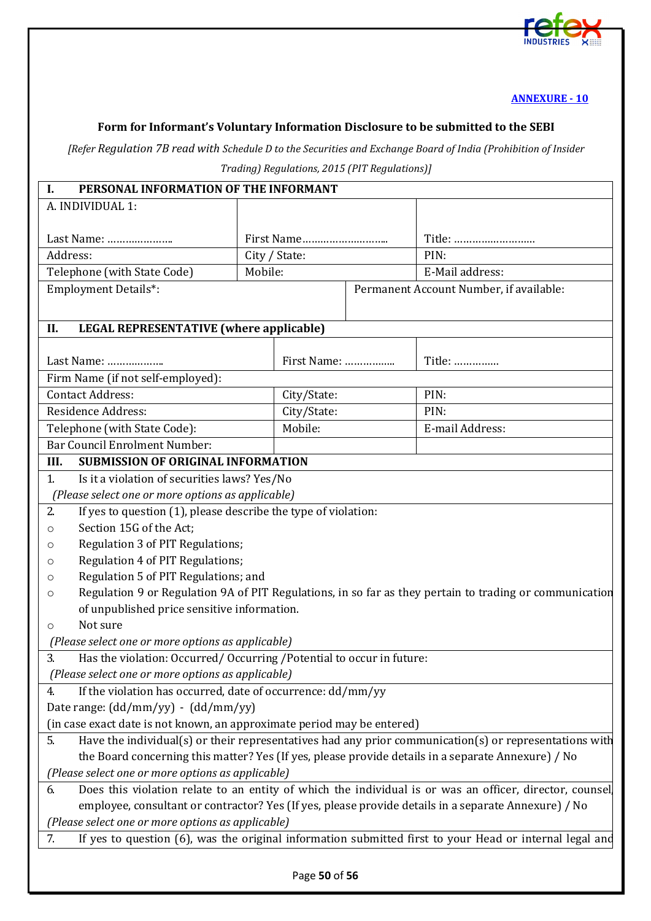**ANNEXURE - 10**

**Form for Informant's Voluntary Information Disclosure to be submitted to the SEBI**

*[Refer Regulation 7B read with Schedule D to the Securities and Exchange Board of India (Prohibition of Insider Trading) Regulations, 2015 (PIT Regulations)]*

| **I. PERSONAL INFORMATION OF THE INFORMANT** | | |
|---|---|---|
| A. INDIVIDUAL 1: Last Name: ………………… | First Name……………………… | Title: ……………………… |
| Address: | City / State: | PIN: |
| Telephone (with State Code) | Mobile: | E-Mail address: |
| Employment Details*: | Permanent Account Number, if available: | |
| **II. LEGAL REPRESENTATIVE (where applicable)** | | |
| Last Name: ……………… | First Name: ……………. | Title: ………….. |
| Firm Name (if not self-employed): | | |
| Contact Address: | City/State: | PIN: |
| Residence Address: | City/State: | PIN: |
| Telephone (with State Code): | Mobile: | E-mail Address: |
| Bar Council Enrolment Number: | | |

**III. SUBMISSION OF ORIGINAL INFORMATION**

1. Is it a violation of securities laws? Yes/No
   *(Please select one or more options as applicable)*
2. If yes to question (1), please describe the type of violation:
   - Section 15G of the Act;
   - Regulation 3 of PIT Regulations;
   - Regulation 4 of PIT Regulations;
   - Regulation 5 of PIT Regulations; and
   - Regulation 9 or Regulation 9A of PIT Regulations, in so far as they pertain to trading or communication of unpublished price sensitive information.
   - Not sure

   *(Please select one or more options as applicable)*
3. Has the violation: Occurred/ Occurring /Potential to occur in future:
   *(Please select one or more options as applicable)*
4. If the violation has occurred, date of occurrence: dd/mm/yy
   Date range: (dd/mm/yy) - (dd/mm/yy)
   (in case exact date is not known, an approximate period may be entered)
5. Have the individual(s) or their representatives had any prior communication(s) or representations with the Board concerning this matter? Yes (If yes, please provide details in a separate Annexure) / No
   *(Please select one or more options as applicable)*
6. Does this violation relate to an entity of which the individual is or was an officer, director, counsel, employee, consultant or contractor? Yes (If yes, please provide details in a separate Annexure) / No
   *(Please select one or more options as applicable)*
7. If yes to question (6), was the original information submitted first to your Head or internal legal and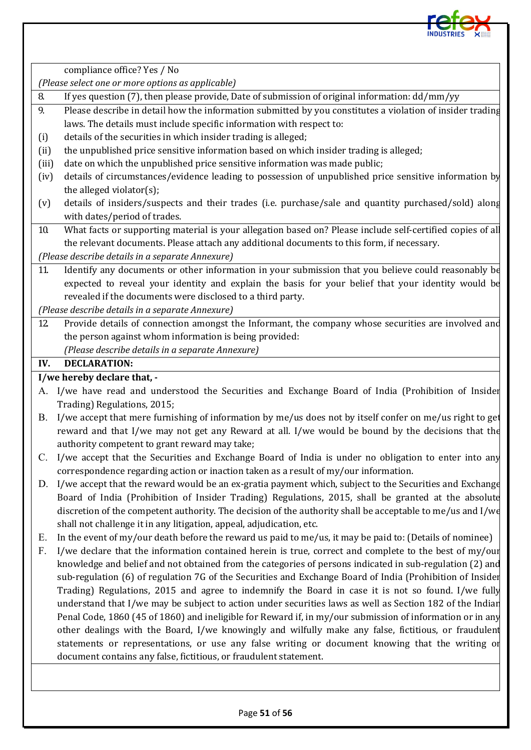compliance office? Yes / No

*(Please select one or more options as applicable)*

8. If yes question (7), then please provide, Date of submission of original information: dd/mm/yy

9. Please describe in detail how the information submitted by you constitutes a violation of insider trading laws. The details must include specific information with respect to:

(i) details of the securities in which insider trading is alleged;

(ii) the unpublished price sensitive information based on which insider trading is alleged;

(iii) date on which the unpublished price sensitive information was made public;

(iv) details of circumstances/evidence leading to possession of unpublished price sensitive information by the alleged violator(s);

(v) details of insiders/suspects and their trades (i.e. purchase/sale and quantity purchased/sold) along with dates/period of trades.

10. What facts or supporting material is your allegation based on? Please include self-certified copies of all the relevant documents. Please attach any additional documents to this form, if necessary.

*(Please describe details in a separate Annexure)*

11. Identify any documents or other information in your submission that you believe could reasonably be expected to reveal your identity and explain the basis for your belief that your identity would be revealed if the documents were disclosed to a third party.

*(Please describe details in a separate Annexure)*

12. Provide details of connection amongst the Informant, the company whose securities are involved and the person against whom information is being provided:
*(Please describe details in a separate Annexure)*

## IV. DECLARATION:

**I/we hereby declare that, -**

A. I/we have read and understood the Securities and Exchange Board of India (Prohibition of Insider Trading) Regulations, 2015;

B. I/we accept that mere furnishing of information by me/us does not by itself confer on me/us right to get reward and that I/we may not get any Reward at all. I/we would be bound by the decisions that the authority competent to grant reward may take;

C. I/we accept that the Securities and Exchange Board of India is under no obligation to enter into any correspondence regarding action or inaction taken as a result of my/our information.

D. I/we accept that the reward would be an ex-gratia payment which, subject to the Securities and Exchange Board of India (Prohibition of Insider Trading) Regulations, 2015, shall be granted at the absolute discretion of the competent authority. The decision of the authority shall be acceptable to me/us and I/we shall not challenge it in any litigation, appeal, adjudication, etc.

E. In the event of my/our death before the reward us paid to me/us, it may be paid to: (Details of nominee)

F. I/we declare that the information contained herein is true, correct and complete to the best of my/our knowledge and belief and not obtained from the categories of persons indicated in sub-regulation (2) and sub-regulation (6) of regulation 7G of the Securities and Exchange Board of India (Prohibition of Insider Trading) Regulations, 2015 and agree to indemnify the Board in case it is not so found. I/we fully understand that I/we may be subject to action under securities laws as well as Section 182 of the Indian Penal Code, 1860 (45 of 1860) and ineligible for Reward if, in my/our submission of information or in any other dealings with the Board, I/we knowingly and wilfully make any false, fictitious, or fraudulent statements or representations, or use any false writing or document knowing that the writing or document contains any false, fictitious, or fraudulent statement.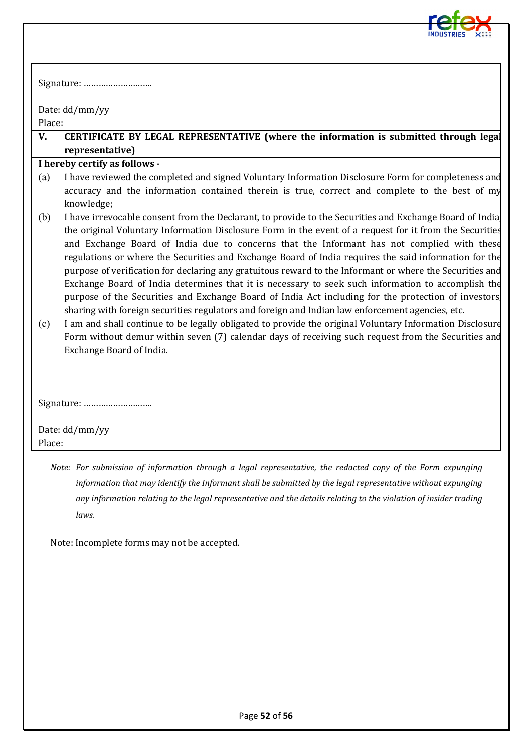Signature: ……………………….

Date: dd/mm/yy
Place:

**V. CERTIFICATE BY LEGAL REPRESENTATIVE (where the information is submitted through legal representative)**

**I hereby certify as follows -**

(a) I have reviewed the completed and signed Voluntary Information Disclosure Form for completeness and accuracy and the information contained therein is true, correct and complete to the best of my knowledge;

(b) I have irrevocable consent from the Declarant, to provide to the Securities and Exchange Board of India, the original Voluntary Information Disclosure Form in the event of a request for it from the Securities and Exchange Board of India due to concerns that the Informant has not complied with these regulations or where the Securities and Exchange Board of India requires the said information for the purpose of verification for declaring any gratuitous reward to the Informant or where the Securities and Exchange Board of India determines that it is necessary to seek such information to accomplish the purpose of the Securities and Exchange Board of India Act including for the protection of investors, sharing with foreign securities regulators and foreign and Indian law enforcement agencies, etc.

(c) I am and shall continue to be legally obligated to provide the original Voluntary Information Disclosure Form without demur within seven (7) calendar days of receiving such request from the Securities and Exchange Board of India.

Signature: ……………………….

Date: dd/mm/yy
Place:

*Note: For submission of information through a legal representative, the redacted copy of the Form expunging information that may identify the Informant shall be submitted by the legal representative without expunging any information relating to the legal representative and the details relating to the violation of insider trading laws.*

Note: Incomplete forms may not be accepted.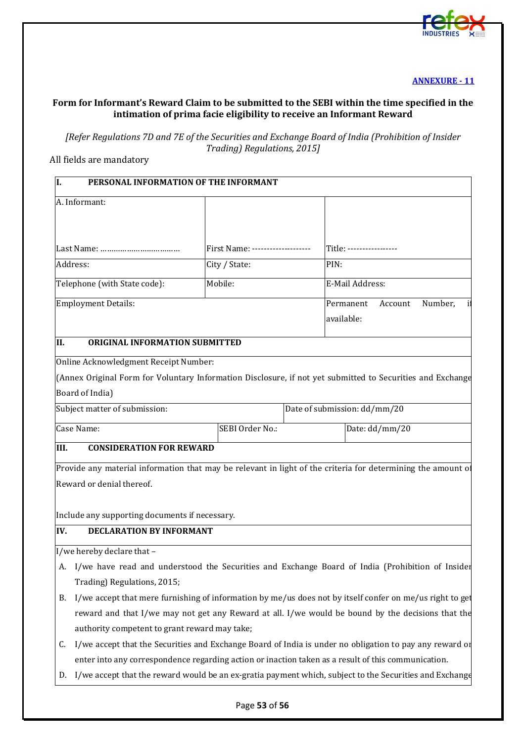**ANNEXURE - 11**

**Form for Informant's Reward Claim to be submitted to the SEBI within the time specified in the intimation of prima facie eligibility to receive an Informant Reward**

*[Refer Regulations 7D and 7E of the Securities and Exchange Board of India (Prohibition of Insider Trading) Regulations, 2015]*

All fields are mandatory

| **I. PERSONAL INFORMATION OF THE INFORMANT** | | |
|---|---|---|
| A. Informant:<br><br>Last Name: ……………………………… | First Name: -------------------- | Title: ----------------- |
| Address: | City / State: | PIN: |
| Telephone (with State code): | Mobile: | E-Mail Address: |
| Employment Details: | | Permanent Account Number, if available: |
| **II. ORIGINAL INFORMATION SUBMITTED** | | |
| Online Acknowledgment Receipt Number:<br>(Annex Original Form for Voluntary Information Disclosure, if not yet submitted to Securities and Exchange Board of India) | | |
| Subject matter of submission: | | Date of submission: dd/mm/20 |
| Case Name: | SEBI Order No.: | Date: dd/mm/20 |
| **III. CONSIDERATION FOR REWARD** | | |
| Provide any material information that may be relevant in light of the criteria for determining the amount of Reward or denial thereof.<br><br>Include any supporting documents if necessary. | | |
| **IV. DECLARATION BY INFORMANT** | | |

I/we hereby declare that –

A. I/we have read and understood the Securities and Exchange Board of India (Prohibition of Insider Trading) Regulations, 2015;

B. I/we accept that mere furnishing of information by me/us does not by itself confer on me/us right to get reward and that I/we may not get any Reward at all. I/we would be bound by the decisions that the authority competent to grant reward may take;

C. I/we accept that the Securities and Exchange Board of India is under no obligation to pay any reward or enter into any correspondence regarding action or inaction taken as a result of this communication.

D. I/we accept that the reward would be an ex-gratia payment which, subject to the Securities and Exchange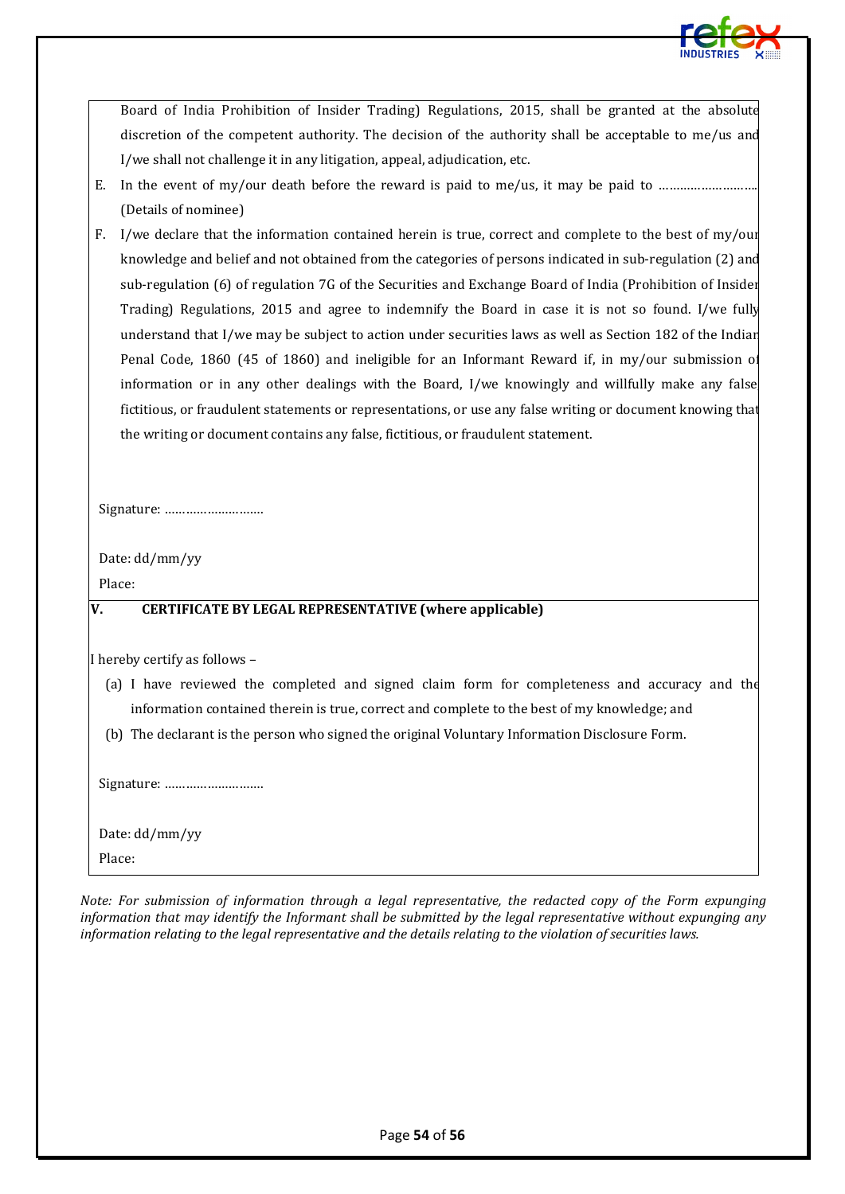Board of India Prohibition of Insider Trading) Regulations, 2015, shall be granted at the absolute discretion of the competent authority. The decision of the authority shall be acceptable to me/us and I/we shall not challenge it in any litigation, appeal, adjudication, etc.

E. In the event of my/our death before the reward is paid to me/us, it may be paid to ……………………….. (Details of nominee)

F. I/we declare that the information contained herein is true, correct and complete to the best of my/our knowledge and belief and not obtained from the categories of persons indicated in sub-regulation (2) and sub-regulation (6) of regulation 7G of the Securities and Exchange Board of India (Prohibition of Insider Trading) Regulations, 2015 and agree to indemnify the Board in case it is not so found. I/we fully understand that I/we may be subject to action under securities laws as well as Section 182 of the Indian Penal Code, 1860 (45 of 1860) and ineligible for an Informant Reward if, in my/our submission of information or in any other dealings with the Board, I/we knowingly and willfully make any false, fictitious, or fraudulent statements or representations, or use any false writing or document knowing that the writing or document contains any false, fictitious, or fraudulent statement.

Signature: ………………………

Date: dd/mm/yy

Place:

**V. CERTIFICATE BY LEGAL REPRESENTATIVE (where applicable)**

I hereby certify as follows –

(a) I have reviewed the completed and signed claim form for completeness and accuracy and the information contained therein is true, correct and complete to the best of my knowledge; and

(b) The declarant is the person who signed the original Voluntary Information Disclosure Form.

Signature: ………………………

Date: dd/mm/yy

Place:

*Note: For submission of information through a legal representative, the redacted copy of the Form expunging information that may identify the Informant shall be submitted by the legal representative without expunging any information relating to the legal representative and the details relating to the violation of securities laws.*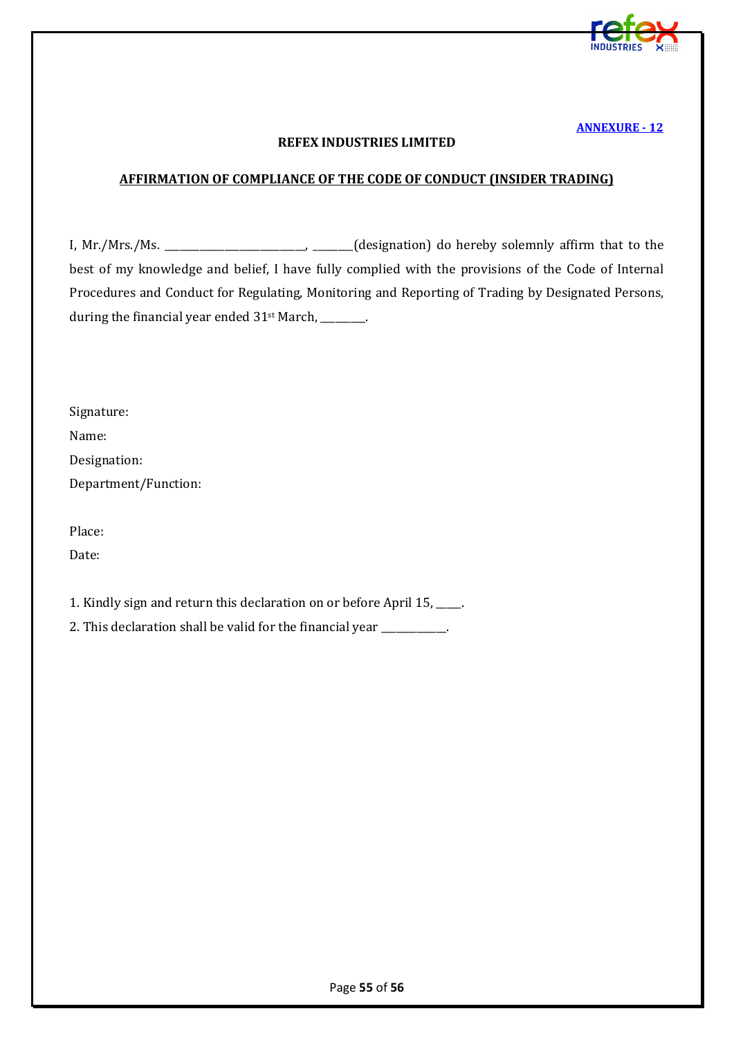**ANNEXURE - 12**

**REFEX INDUSTRIES LIMITED**

**AFFIRMATION OF COMPLIANCE OF THE CODE OF CONDUCT (INSIDER TRADING)**

I, Mr./Mrs./Ms. __________________________, _______(designation) do hereby solemnly affirm that to the best of my knowledge and belief, I have fully complied with the provisions of the Code of Internal Procedures and Conduct for Regulating, Monitoring and Reporting of Trading by Designated Persons, during the financial year ended 31st March, ________.

Signature:

Name:

Designation:

Department/Function:

Place:

Date:

1. Kindly sign and return this declaration on or before April 15, ____.
2. This declaration shall be valid for the financial year ___________.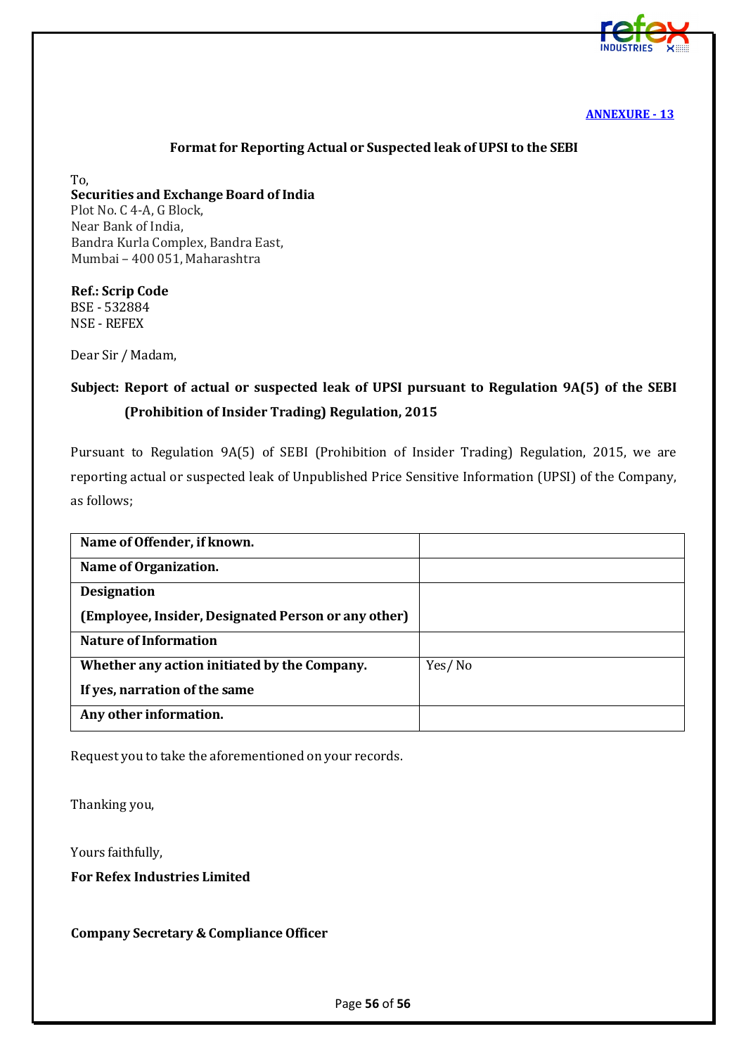**ANNEXURE - 13**

### Format for Reporting Actual or Suspected leak of UPSI to the SEBI

To,
**Securities and Exchange Board of India**
Plot No. C 4-A, G Block,
Near Bank of India,
Bandra Kurla Complex, Bandra East,
Mumbai – 400 051, Maharashtra

**Ref.: Scrip Code**
BSE - 532884
NSE - REFEX

Dear Sir / Madam,

**Subject: Report of actual or suspected leak of UPSI pursuant to Regulation 9A(5) of the SEBI (Prohibition of Insider Trading) Regulation, 2015**

Pursuant to Regulation 9A(5) of SEBI (Prohibition of Insider Trading) Regulation, 2015, we are reporting actual or suspected leak of Unpublished Price Sensitive Information (UPSI) of the Company, as follows;

| | |
|---|---|
| **Name of Offender, if known.** | |
| **Name of Organization.** | |
| **Designation**<br>**(Employee, Insider, Designated Person or any other)** | |
| **Nature of Information** | |
| **Whether any action initiated by the Company.**<br>**If yes, narration of the same** | Yes/ No |
| **Any other information.** | |

Request you to take the aforementioned on your records.

Thanking you,

Yours faithfully,

**For Refex Industries Limited**

**Company Secretary & Compliance Officer**